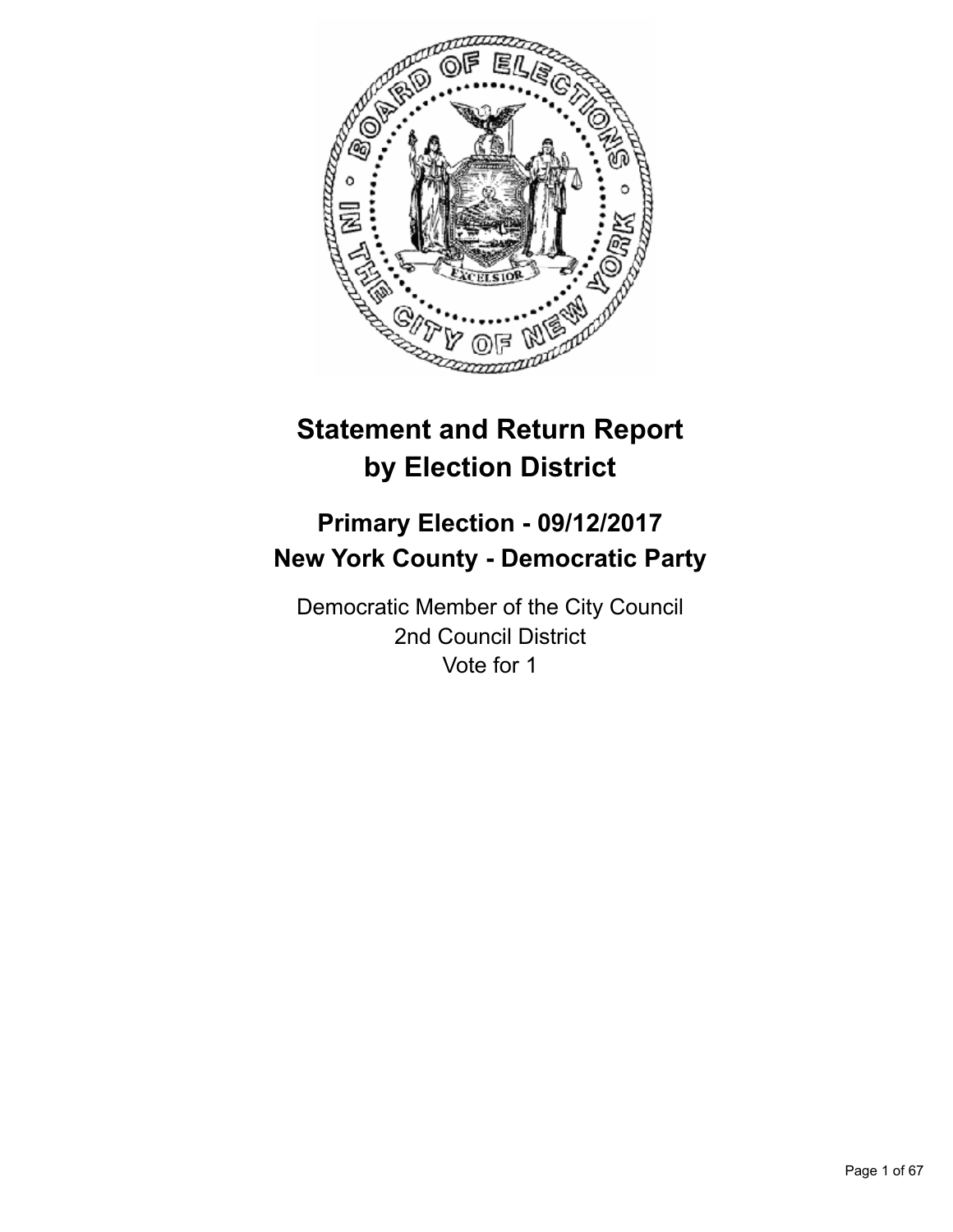# Statement and Return Report by Election District

## Primary Election - 09/12/2017
## New York County - Democratic Party

Democratic Member of the City Council
2nd Council District
Vote for 1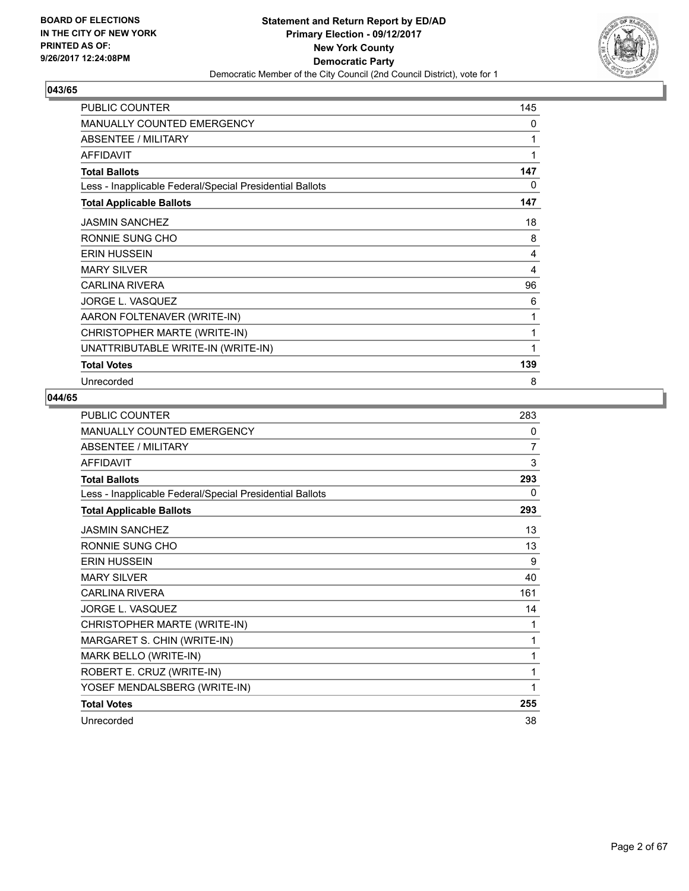**BOARD OF ELECTIONS IN THE CITY OF NEW YORK PRINTED AS OF: 9/26/2017 12:24:08PM**

**Statement and Return Report by ED/AD**
**Primary Election - 09/12/2017**
**New York County**
**Democratic Party**
Democratic Member of the City Council (2nd Council District), vote for 1

### 043/65

| | |
|---|---|
| PUBLIC COUNTER | 145 |
| MANUALLY COUNTED EMERGENCY | 0 |
| ABSENTEE / MILITARY | 1 |
| AFFIDAVIT | 1 |
| **Total Ballots** | **147** |
| Less - Inapplicable Federal/Special Presidential Ballots | 0 |
| **Total Applicable Ballots** | **147** |
| JASMIN SANCHEZ | 18 |
| RONNIE SUNG CHO | 8 |
| ERIN HUSSEIN | 4 |
| MARY SILVER | 4 |
| CARLINA RIVERA | 96 |
| JORGE L. VASQUEZ | 6 |
| AARON FOLTENAVER (WRITE-IN) | 1 |
| CHRISTOPHER MARTE (WRITE-IN) | 1 |
| UNATTRIBUTABLE WRITE-IN (WRITE-IN) | 1 |
| **Total Votes** | **139** |
| Unrecorded | 8 |

### 044/65

| | |
|---|---|
| PUBLIC COUNTER | 283 |
| MANUALLY COUNTED EMERGENCY | 0 |
| ABSENTEE / MILITARY | 7 |
| AFFIDAVIT | 3 |
| **Total Ballots** | **293** |
| Less - Inapplicable Federal/Special Presidential Ballots | 0 |
| **Total Applicable Ballots** | **293** |
| JASMIN SANCHEZ | 13 |
| RONNIE SUNG CHO | 13 |
| ERIN HUSSEIN | 9 |
| MARY SILVER | 40 |
| CARLINA RIVERA | 161 |
| JORGE L. VASQUEZ | 14 |
| CHRISTOPHER MARTE (WRITE-IN) | 1 |
| MARGARET S. CHIN (WRITE-IN) | 1 |
| MARK BELLO (WRITE-IN) | 1 |
| ROBERT E. CRUZ (WRITE-IN) | 1 |
| YOSEF MENDALSBERG (WRITE-IN) | 1 |
| **Total Votes** | **255** |
| Unrecorded | 38 |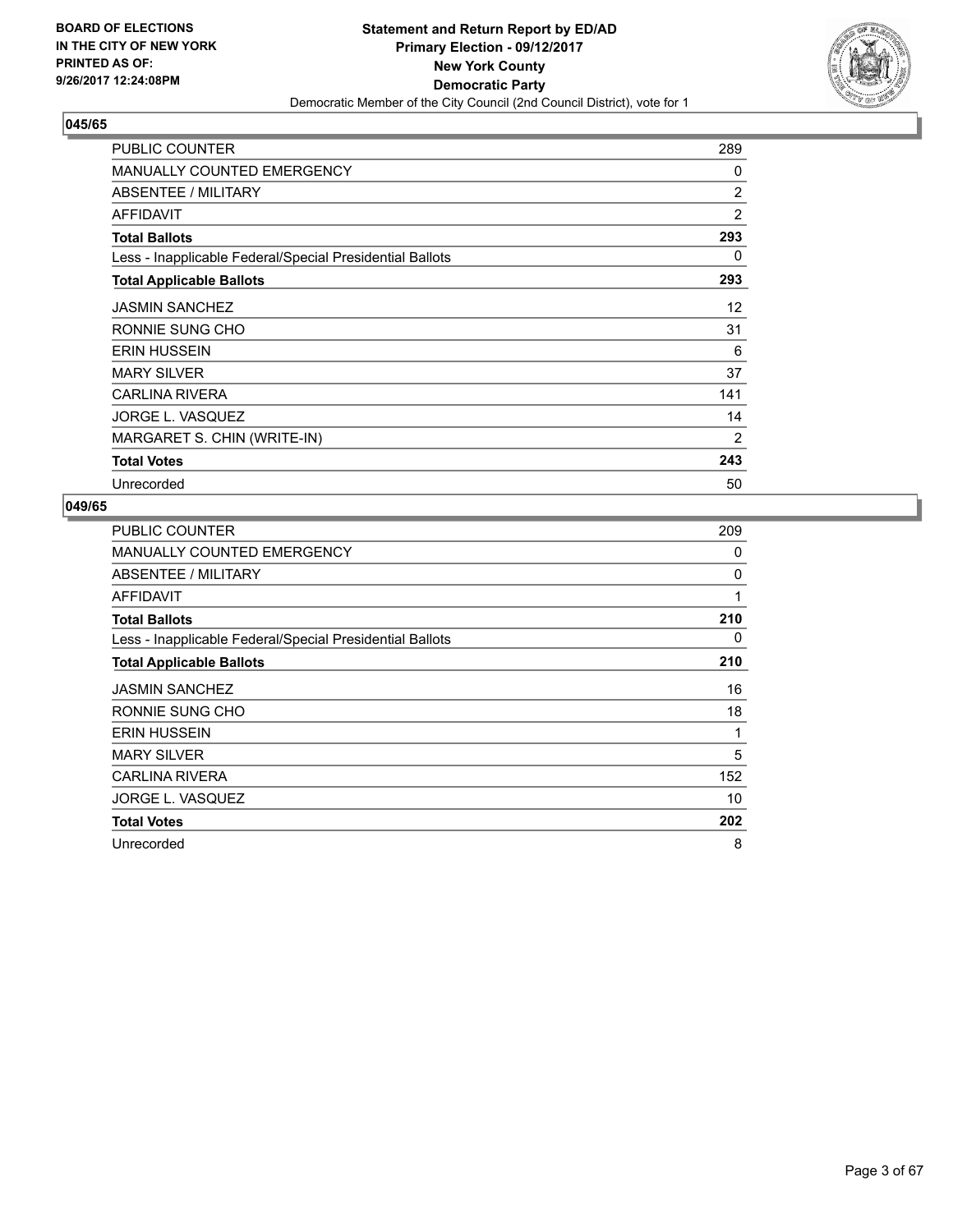## 045/65

| | |
|---|---|
| PUBLIC COUNTER | 289 |
| MANUALLY COUNTED EMERGENCY | 0 |
| ABSENTEE / MILITARY | 2 |
| AFFIDAVIT | 2 |
| **Total Ballots** | **293** |
| Less - Inapplicable Federal/Special Presidential Ballots | 0 |
| **Total Applicable Ballots** | **293** |
| JASMIN SANCHEZ | 12 |
| RONNIE SUNG CHO | 31 |
| ERIN HUSSEIN | 6 |
| MARY SILVER | 37 |
| CARLINA RIVERA | 141 |
| JORGE L. VASQUEZ | 14 |
| MARGARET S. CHIN (WRITE-IN) | 2 |
| **Total Votes** | **243** |
| Unrecorded | 50 |

## 049/65

| | |
|---|---|
| PUBLIC COUNTER | 209 |
| MANUALLY COUNTED EMERGENCY | 0 |
| ABSENTEE / MILITARY | 0 |
| AFFIDAVIT | 1 |
| **Total Ballots** | **210** |
| Less - Inapplicable Federal/Special Presidential Ballots | 0 |
| **Total Applicable Ballots** | **210** |
| JASMIN SANCHEZ | 16 |
| RONNIE SUNG CHO | 18 |
| ERIN HUSSEIN | 1 |
| MARY SILVER | 5 |
| CARLINA RIVERA | 152 |
| JORGE L. VASQUEZ | 10 |
| **Total Votes** | **202** |
| Unrecorded | 8 |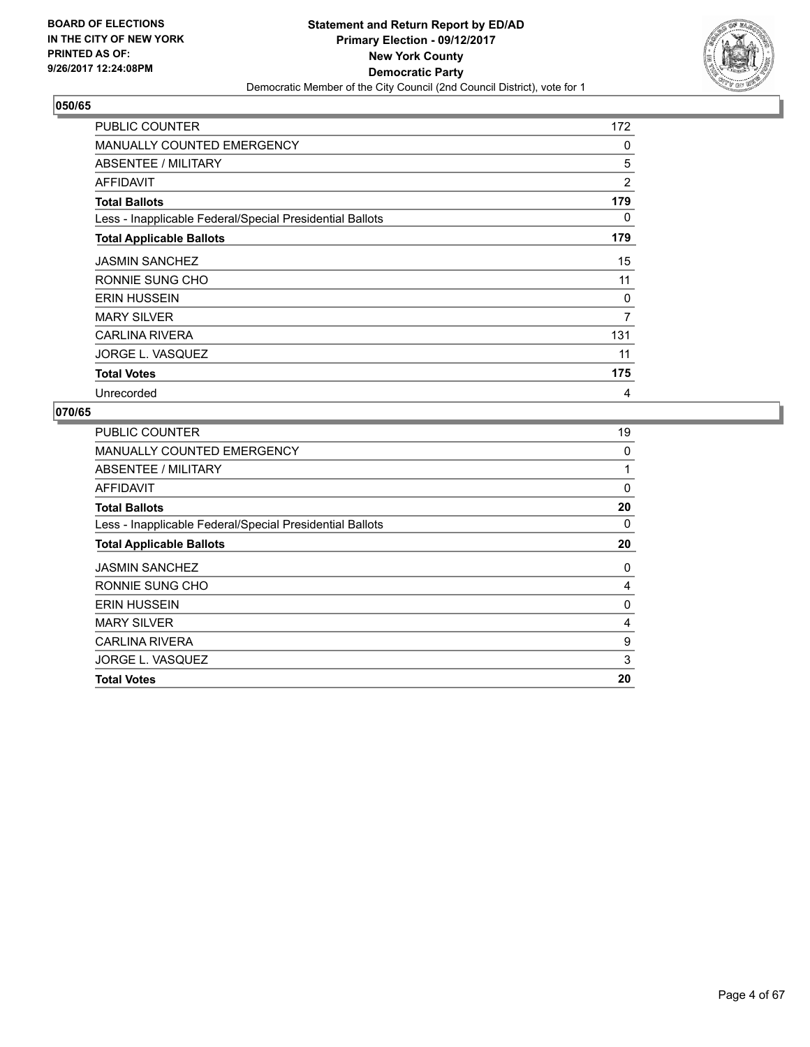BOARD OF ELECTIONS
IN THE CITY OF NEW YORK
PRINTED AS OF:
9/26/2017 12:24:08PM

**Statement and Return Report by ED/AD**
**Primary Election - 09/12/2017**
**New York County**
**Democratic Party**
Democratic Member of the City Council (2nd Council District), vote for 1

## 050/65

| | |
|---|---|
| PUBLIC COUNTER | 172 |
| MANUALLY COUNTED EMERGENCY | 0 |
| ABSENTEE / MILITARY | 5 |
| AFFIDAVIT | 2 |
| **Total Ballots** | **179** |
| Less - Inapplicable Federal/Special Presidential Ballots | 0 |
| **Total Applicable Ballots** | **179** |
| JASMIN SANCHEZ | 15 |
| RONNIE SUNG CHO | 11 |
| ERIN HUSSEIN | 0 |
| MARY SILVER | 7 |
| CARLINA RIVERA | 131 |
| JORGE L. VASQUEZ | 11 |
| **Total Votes** | **175** |
| Unrecorded | 4 |

## 070/65

| | |
|---|---|
| PUBLIC COUNTER | 19 |
| MANUALLY COUNTED EMERGENCY | 0 |
| ABSENTEE / MILITARY | 1 |
| AFFIDAVIT | 0 |
| **Total Ballots** | **20** |
| Less - Inapplicable Federal/Special Presidential Ballots | 0 |
| **Total Applicable Ballots** | **20** |
| JASMIN SANCHEZ | 0 |
| RONNIE SUNG CHO | 4 |
| ERIN HUSSEIN | 0 |
| MARY SILVER | 4 |
| CARLINA RIVERA | 9 |
| JORGE L. VASQUEZ | 3 |
| **Total Votes** | **20** |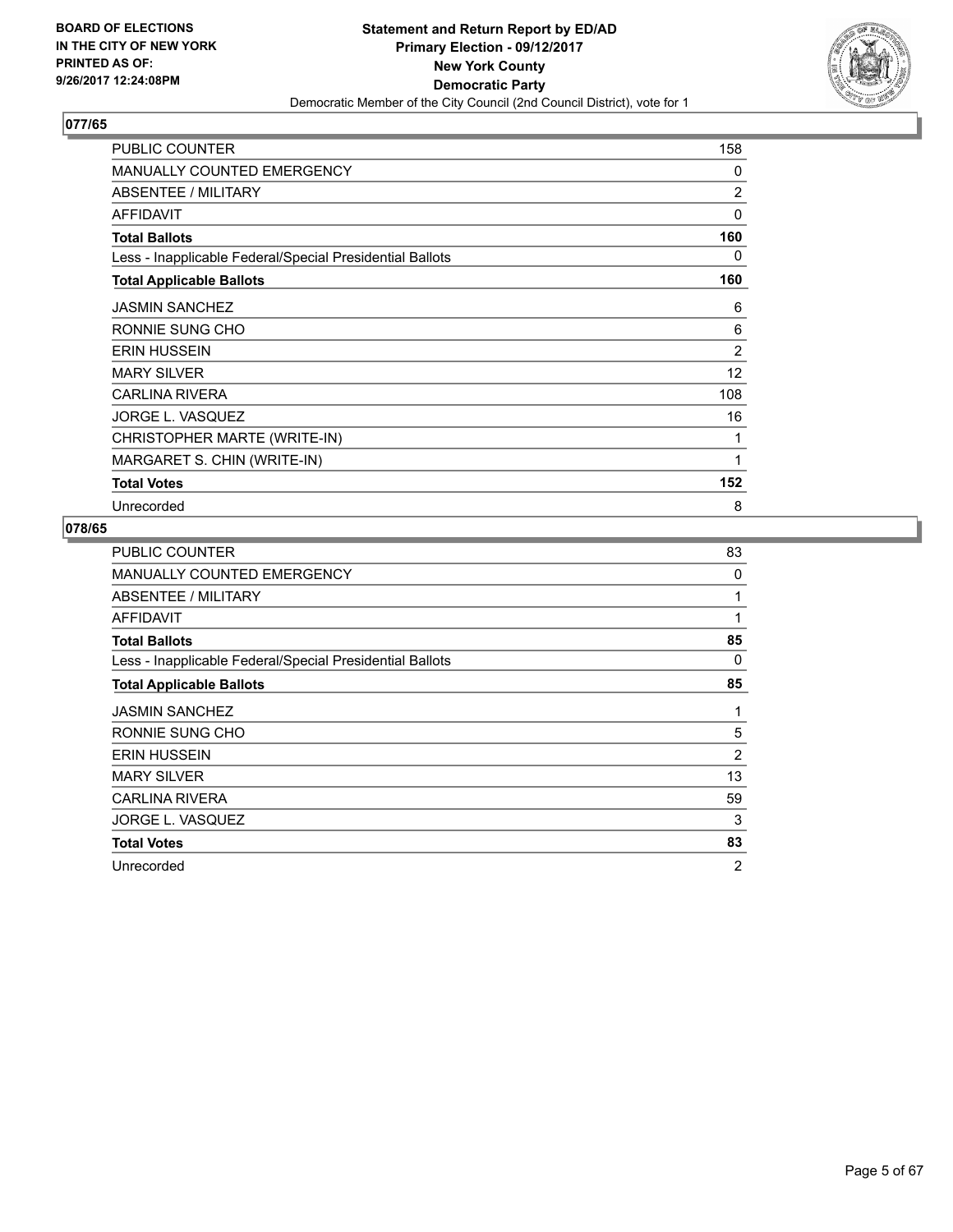BOARD OF ELECTIONS
IN THE CITY OF NEW YORK
PRINTED AS OF:
9/26/2017 12:24:08PM

**Statement and Return Report by ED/AD**
**Primary Election - 09/12/2017**
**New York County**
**Democratic Party**
Democratic Member of the City Council (2nd Council District), vote for 1

## 077/65

| | |
|---|---|
| PUBLIC COUNTER | 158 |
| MANUALLY COUNTED EMERGENCY | 0 |
| ABSENTEE / MILITARY | 2 |
| AFFIDAVIT | 0 |
| **Total Ballots** | **160** |
| Less - Inapplicable Federal/Special Presidential Ballots | 0 |
| **Total Applicable Ballots** | **160** |
| JASMIN SANCHEZ | 6 |
| RONNIE SUNG CHO | 6 |
| ERIN HUSSEIN | 2 |
| MARY SILVER | 12 |
| CARLINA RIVERA | 108 |
| JORGE L. VASQUEZ | 16 |
| CHRISTOPHER MARTE (WRITE-IN) | 1 |
| MARGARET S. CHIN (WRITE-IN) | 1 |
| **Total Votes** | **152** |
| Unrecorded | 8 |

## 078/65

| | |
|---|---|
| PUBLIC COUNTER | 83 |
| MANUALLY COUNTED EMERGENCY | 0 |
| ABSENTEE / MILITARY | 1 |
| AFFIDAVIT | 1 |
| **Total Ballots** | **85** |
| Less - Inapplicable Federal/Special Presidential Ballots | 0 |
| **Total Applicable Ballots** | **85** |
| JASMIN SANCHEZ | 1 |
| RONNIE SUNG CHO | 5 |
| ERIN HUSSEIN | 2 |
| MARY SILVER | 13 |
| CARLINA RIVERA | 59 |
| JORGE L. VASQUEZ | 3 |
| **Total Votes** | **83** |
| Unrecorded | 2 |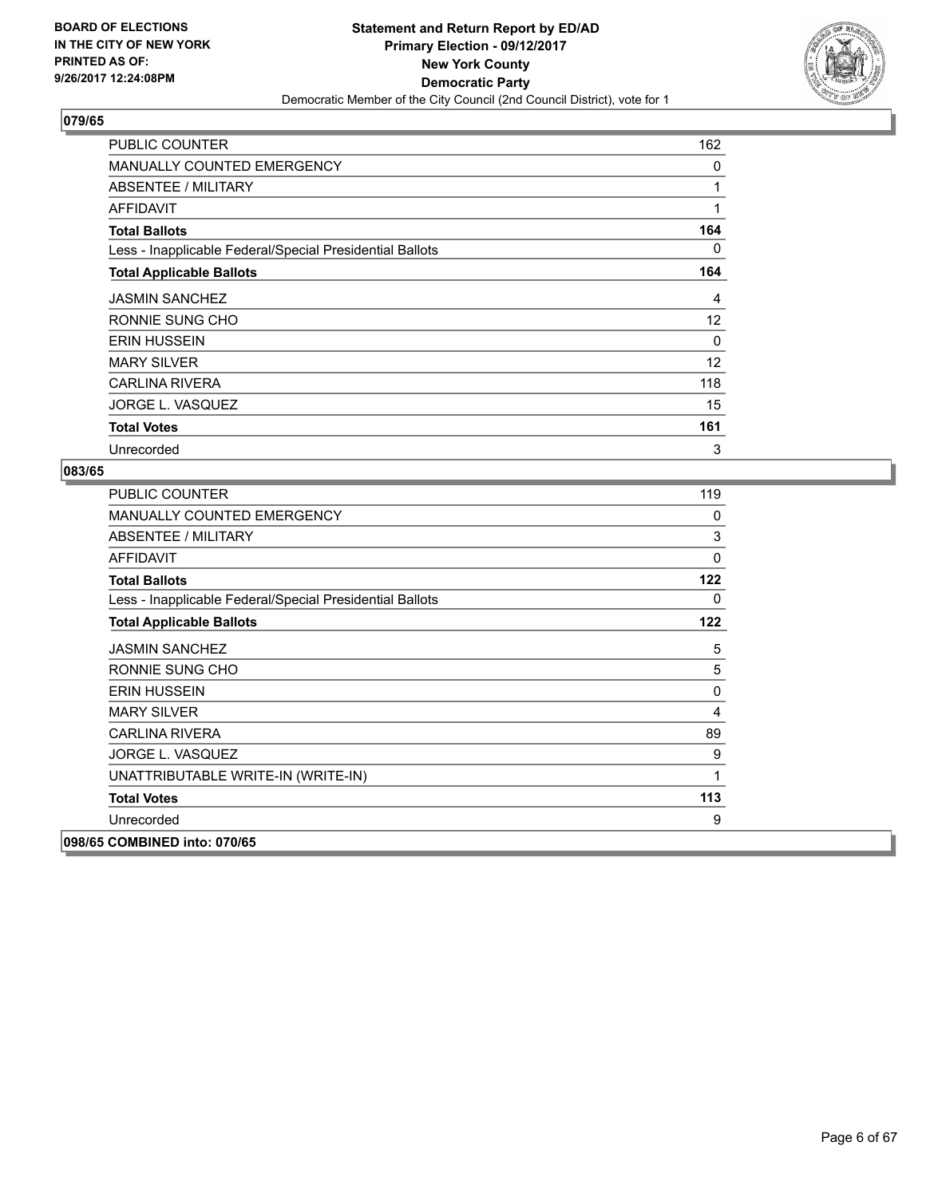BOARD OF ELECTIONS
IN THE CITY OF NEW YORK
PRINTED AS OF:
9/26/2017 12:24:08PM

**Statement and Return Report by ED/AD**
**Primary Election - 09/12/2017**
**New York County**
**Democratic Party**
Democratic Member of the City Council (2nd Council District), vote for 1

## 079/65

| | |
|---|---|
| PUBLIC COUNTER | 162 |
| MANUALLY COUNTED EMERGENCY | 0 |
| ABSENTEE / MILITARY | 1 |
| AFFIDAVIT | 1 |
| **Total Ballots** | **164** |
| Less - Inapplicable Federal/Special Presidential Ballots | 0 |
| **Total Applicable Ballots** | **164** |
| JASMIN SANCHEZ | 4 |
| RONNIE SUNG CHO | 12 |
| ERIN HUSSEIN | 0 |
| MARY SILVER | 12 |
| CARLINA RIVERA | 118 |
| JORGE L. VASQUEZ | 15 |
| **Total Votes** | **161** |
| Unrecorded | 3 |

## 083/65

| | |
|---|---|
| PUBLIC COUNTER | 119 |
| MANUALLY COUNTED EMERGENCY | 0 |
| ABSENTEE / MILITARY | 3 |
| AFFIDAVIT | 0 |
| **Total Ballots** | **122** |
| Less - Inapplicable Federal/Special Presidential Ballots | 0 |
| **Total Applicable Ballots** | **122** |
| JASMIN SANCHEZ | 5 |
| RONNIE SUNG CHO | 5 |
| ERIN HUSSEIN | 0 |
| MARY SILVER | 4 |
| CARLINA RIVERA | 89 |
| JORGE L. VASQUEZ | 9 |
| UNATTRIBUTABLE WRITE-IN (WRITE-IN) | 1 |
| **Total Votes** | **113** |
| Unrecorded | 9 |

## 098/65 COMBINED into: 070/65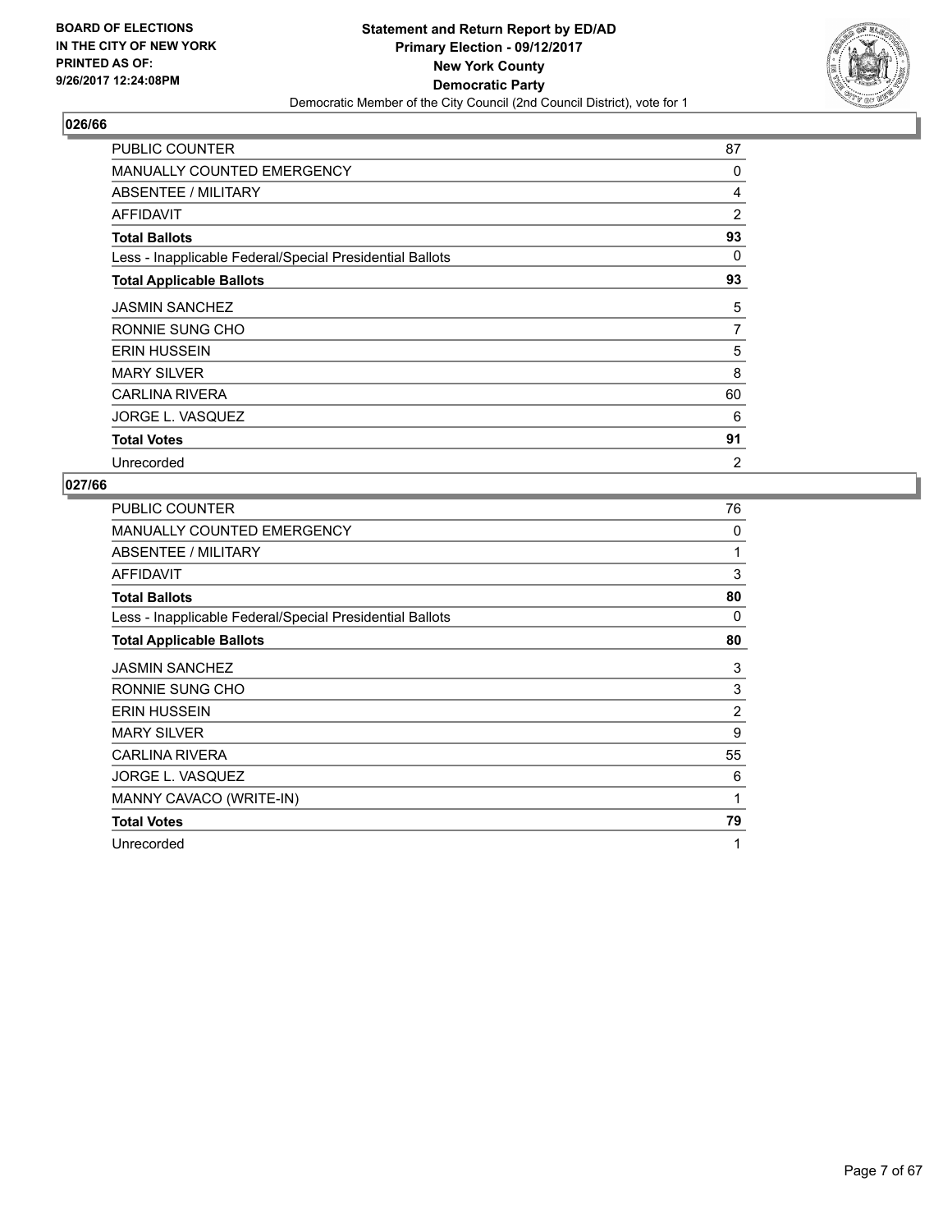BOARD OF ELECTIONS
IN THE CITY OF NEW YORK
PRINTED AS OF:
9/26/2017 12:24:08PM

**Statement and Return Report by ED/AD**
**Primary Election - 09/12/2017**
**New York County**
**Democratic Party**
Democratic Member of the City Council (2nd Council District), vote for 1

## 026/66

| | |
|---|---|
| PUBLIC COUNTER | 87 |
| MANUALLY COUNTED EMERGENCY | 0 |
| ABSENTEE / MILITARY | 4 |
| AFFIDAVIT | 2 |
| **Total Ballots** | **93** |
| Less - Inapplicable Federal/Special Presidential Ballots | 0 |
| **Total Applicable Ballots** | **93** |
| JASMIN SANCHEZ | 5 |
| RONNIE SUNG CHO | 7 |
| ERIN HUSSEIN | 5 |
| MARY SILVER | 8 |
| CARLINA RIVERA | 60 |
| JORGE L. VASQUEZ | 6 |
| **Total Votes** | **91** |
| Unrecorded | 2 |

## 027/66

| | |
|---|---|
| PUBLIC COUNTER | 76 |
| MANUALLY COUNTED EMERGENCY | 0 |
| ABSENTEE / MILITARY | 1 |
| AFFIDAVIT | 3 |
| **Total Ballots** | **80** |
| Less - Inapplicable Federal/Special Presidential Ballots | 0 |
| **Total Applicable Ballots** | **80** |
| JASMIN SANCHEZ | 3 |
| RONNIE SUNG CHO | 3 |
| ERIN HUSSEIN | 2 |
| MARY SILVER | 9 |
| CARLINA RIVERA | 55 |
| JORGE L. VASQUEZ | 6 |
| MANNY CAVACO (WRITE-IN) | 1 |
| **Total Votes** | **79** |
| Unrecorded | 1 |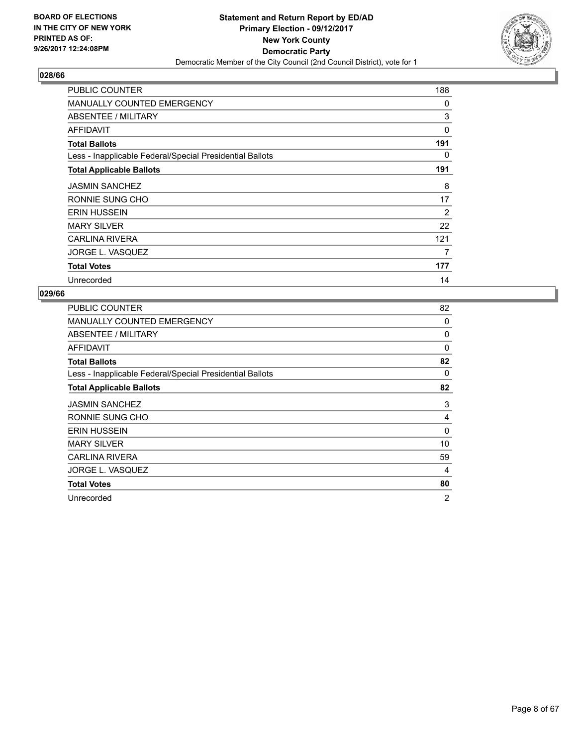### 028/66

| | |
|---|---|
| PUBLIC COUNTER | 188 |
| MANUALLY COUNTED EMERGENCY | 0 |
| ABSENTEE / MILITARY | 3 |
| AFFIDAVIT | 0 |
| **Total Ballots** | **191** |
| Less - Inapplicable Federal/Special Presidential Ballots | 0 |
| **Total Applicable Ballots** | **191** |
| JASMIN SANCHEZ | 8 |
| RONNIE SUNG CHO | 17 |
| ERIN HUSSEIN | 2 |
| MARY SILVER | 22 |
| CARLINA RIVERA | 121 |
| JORGE L. VASQUEZ | 7 |
| **Total Votes** | **177** |
| Unrecorded | 14 |

### 029/66

| | |
|---|---|
| PUBLIC COUNTER | 82 |
| MANUALLY COUNTED EMERGENCY | 0 |
| ABSENTEE / MILITARY | 0 |
| AFFIDAVIT | 0 |
| **Total Ballots** | **82** |
| Less - Inapplicable Federal/Special Presidential Ballots | 0 |
| **Total Applicable Ballots** | **82** |
| JASMIN SANCHEZ | 3 |
| RONNIE SUNG CHO | 4 |
| ERIN HUSSEIN | 0 |
| MARY SILVER | 10 |
| CARLINA RIVERA | 59 |
| JORGE L. VASQUEZ | 4 |
| **Total Votes** | **80** |
| Unrecorded | 2 |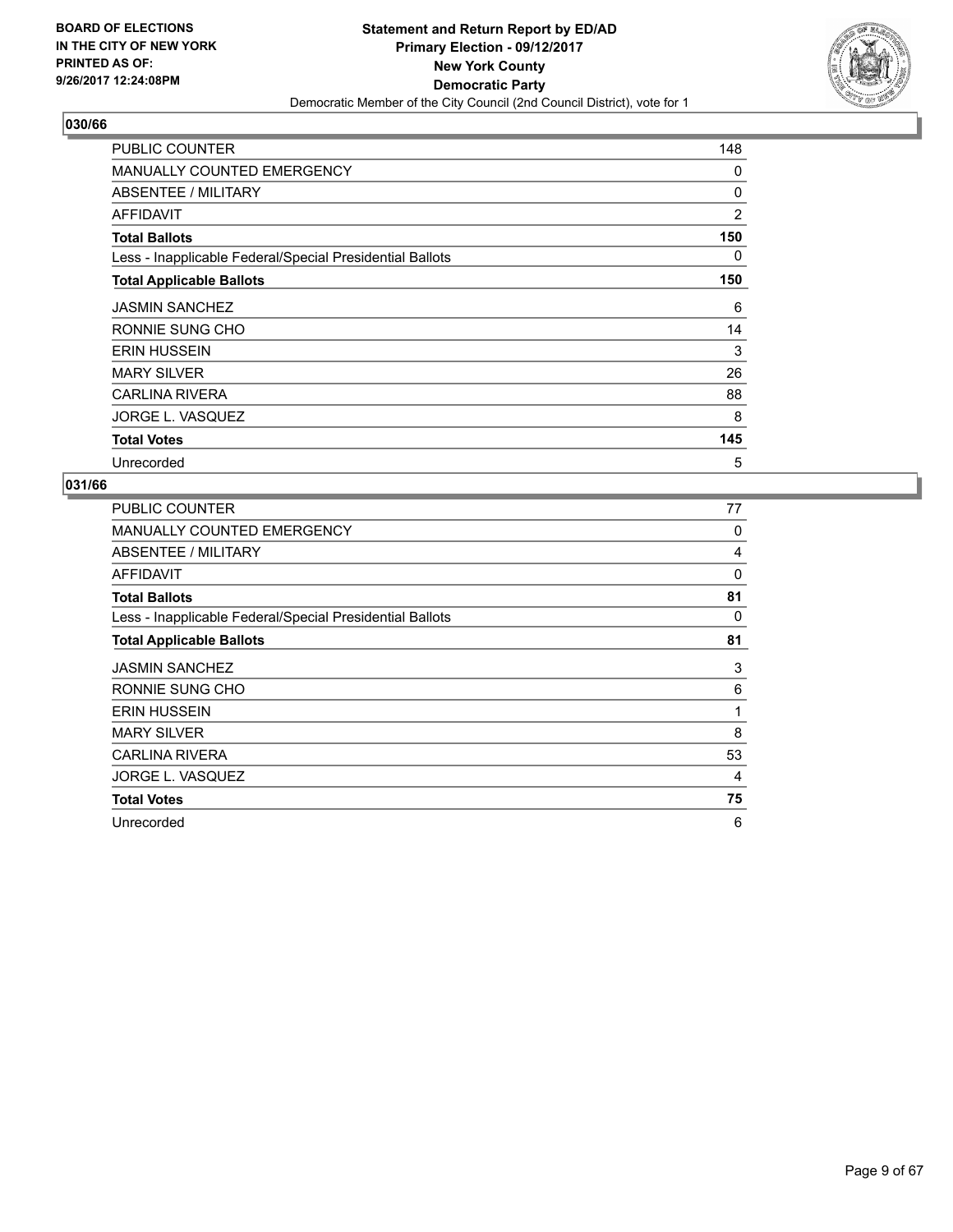**BOARD OF ELECTIONS IN THE CITY OF NEW YORK PRINTED AS OF: 9/26/2017 12:24:08PM**

**Statement and Return Report by ED/AD**
**Primary Election - 09/12/2017**
**New York County**
**Democratic Party**
Democratic Member of the City Council (2nd Council District), vote for 1

## 030/66

| | |
|---|---|
| PUBLIC COUNTER | 148 |
| MANUALLY COUNTED EMERGENCY | 0 |
| ABSENTEE / MILITARY | 0 |
| AFFIDAVIT | 2 |
| **Total Ballots** | **150** |
| Less - Inapplicable Federal/Special Presidential Ballots | 0 |
| **Total Applicable Ballots** | **150** |
| JASMIN SANCHEZ | 6 |
| RONNIE SUNG CHO | 14 |
| ERIN HUSSEIN | 3 |
| MARY SILVER | 26 |
| CARLINA RIVERA | 88 |
| JORGE L. VASQUEZ | 8 |
| **Total Votes** | **145** |
| Unrecorded | 5 |

## 031/66

| | |
|---|---|
| PUBLIC COUNTER | 77 |
| MANUALLY COUNTED EMERGENCY | 0 |
| ABSENTEE / MILITARY | 4 |
| AFFIDAVIT | 0 |
| **Total Ballots** | **81** |
| Less - Inapplicable Federal/Special Presidential Ballots | 0 |
| **Total Applicable Ballots** | **81** |
| JASMIN SANCHEZ | 3 |
| RONNIE SUNG CHO | 6 |
| ERIN HUSSEIN | 1 |
| MARY SILVER | 8 |
| CARLINA RIVERA | 53 |
| JORGE L. VASQUEZ | 4 |
| **Total Votes** | **75** |
| Unrecorded | 6 |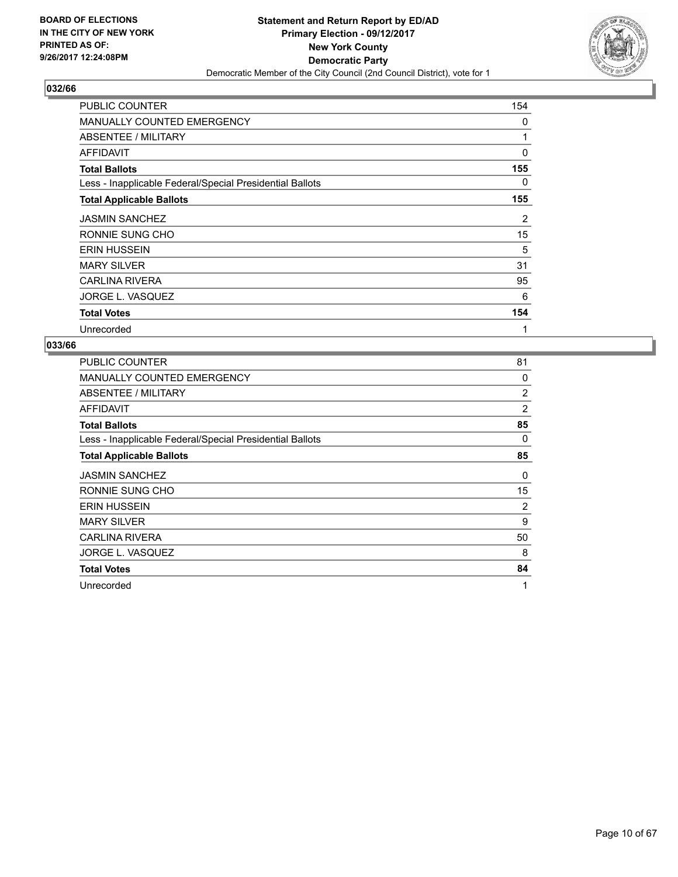BOARD OF ELECTIONS
IN THE CITY OF NEW YORK
PRINTED AS OF:
9/26/2017 12:24:08PM

**Statement and Return Report by ED/AD**
**Primary Election - 09/12/2017**
**New York County**
**Democratic Party**
Democratic Member of the City Council (2nd Council District), vote for 1

## 032/66

| | |
|---|---|
| PUBLIC COUNTER | 154 |
| MANUALLY COUNTED EMERGENCY | 0 |
| ABSENTEE / MILITARY | 1 |
| AFFIDAVIT | 0 |
| **Total Ballots** | **155** |
| Less - Inapplicable Federal/Special Presidential Ballots | 0 |
| **Total Applicable Ballots** | **155** |
| JASMIN SANCHEZ | 2 |
| RONNIE SUNG CHO | 15 |
| ERIN HUSSEIN | 5 |
| MARY SILVER | 31 |
| CARLINA RIVERA | 95 |
| JORGE L. VASQUEZ | 6 |
| **Total Votes** | **154** |
| Unrecorded | 1 |

## 033/66

| | |
|---|---|
| PUBLIC COUNTER | 81 |
| MANUALLY COUNTED EMERGENCY | 0 |
| ABSENTEE / MILITARY | 2 |
| AFFIDAVIT | 2 |
| **Total Ballots** | **85** |
| Less - Inapplicable Federal/Special Presidential Ballots | 0 |
| **Total Applicable Ballots** | **85** |
| JASMIN SANCHEZ | 0 |
| RONNIE SUNG CHO | 15 |
| ERIN HUSSEIN | 2 |
| MARY SILVER | 9 |
| CARLINA RIVERA | 50 |
| JORGE L. VASQUEZ | 8 |
| **Total Votes** | **84** |
| Unrecorded | 1 |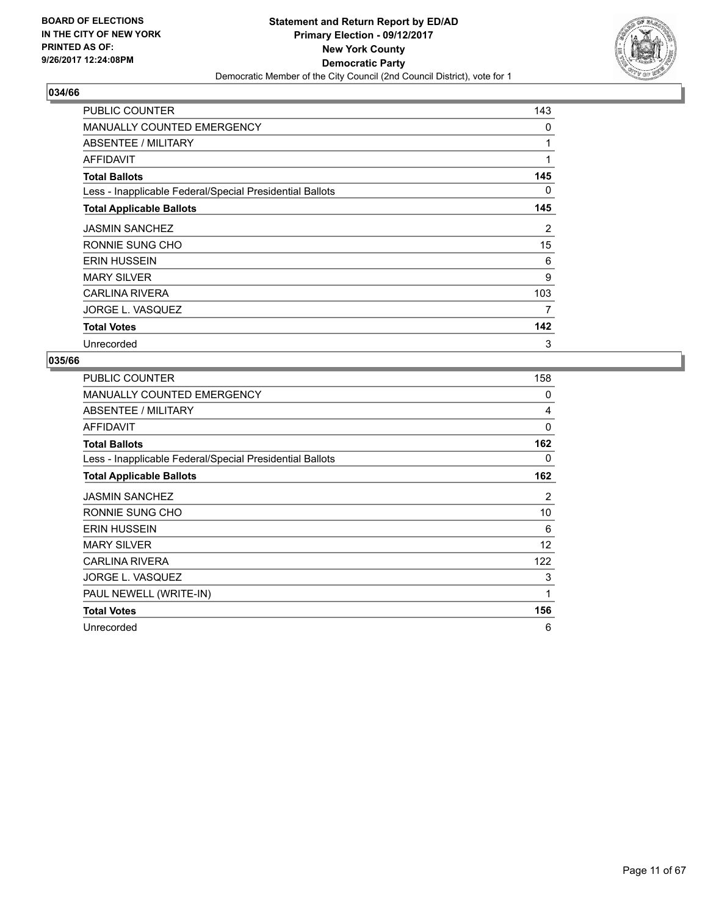BOARD OF ELECTIONS
IN THE CITY OF NEW YORK
PRINTED AS OF:
9/26/2017 12:24:08PM

**Statement and Return Report by ED/AD**
**Primary Election - 09/12/2017**
**New York County**
**Democratic Party**
Democratic Member of the City Council (2nd Council District), vote for 1

## 034/66

| | |
|---|---|
| PUBLIC COUNTER | 143 |
| MANUALLY COUNTED EMERGENCY | 0 |
| ABSENTEE / MILITARY | 1 |
| AFFIDAVIT | 1 |
| **Total Ballots** | **145** |
| Less - Inapplicable Federal/Special Presidential Ballots | 0 |
| **Total Applicable Ballots** | **145** |
| JASMIN SANCHEZ | 2 |
| RONNIE SUNG CHO | 15 |
| ERIN HUSSEIN | 6 |
| MARY SILVER | 9 |
| CARLINA RIVERA | 103 |
| JORGE L. VASQUEZ | 7 |
| **Total Votes** | **142** |
| Unrecorded | 3 |

## 035/66

| | |
|---|---|
| PUBLIC COUNTER | 158 |
| MANUALLY COUNTED EMERGENCY | 0 |
| ABSENTEE / MILITARY | 4 |
| AFFIDAVIT | 0 |
| **Total Ballots** | **162** |
| Less - Inapplicable Federal/Special Presidential Ballots | 0 |
| **Total Applicable Ballots** | **162** |
| JASMIN SANCHEZ | 2 |
| RONNIE SUNG CHO | 10 |
| ERIN HUSSEIN | 6 |
| MARY SILVER | 12 |
| CARLINA RIVERA | 122 |
| JORGE L. VASQUEZ | 3 |
| PAUL NEWELL (WRITE-IN) | 1 |
| **Total Votes** | **156** |
| Unrecorded | 6 |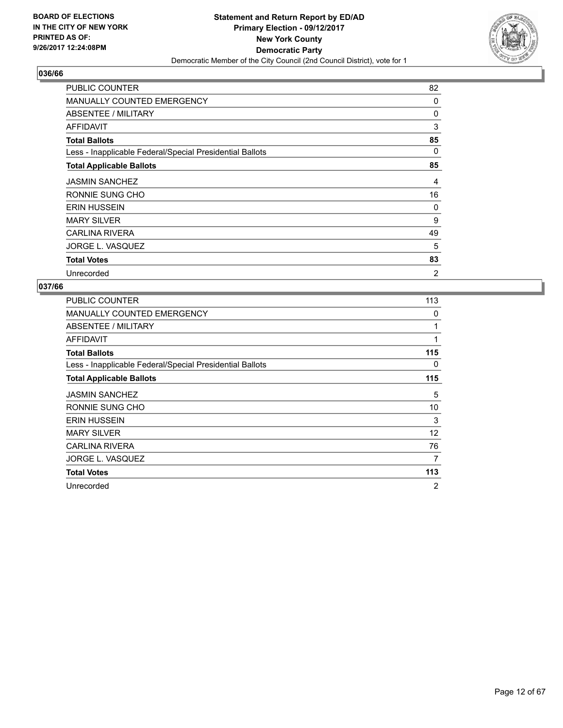**BOARD OF ELECTIONS**
**IN THE CITY OF NEW YORK**
**PRINTED AS OF:**
**9/26/2017 12:24:08PM**

# Statement and Return Report by ED/AD
## Primary Election - 09/12/2017
## New York County
## Democratic Party
Democratic Member of the City Council (2nd Council District), vote for 1

### 036/66

| | |
|---|---|
| PUBLIC COUNTER | 82 |
| MANUALLY COUNTED EMERGENCY | 0 |
| ABSENTEE / MILITARY | 0 |
| AFFIDAVIT | 3 |
| **Total Ballots** | **85** |
| Less - Inapplicable Federal/Special Presidential Ballots | 0 |
| **Total Applicable Ballots** | **85** |
| JASMIN SANCHEZ | 4 |
| RONNIE SUNG CHO | 16 |
| ERIN HUSSEIN | 0 |
| MARY SILVER | 9 |
| CARLINA RIVERA | 49 |
| JORGE L. VASQUEZ | 5 |
| **Total Votes** | **83** |
| Unrecorded | 2 |

### 037/66

| | |
|---|---|
| PUBLIC COUNTER | 113 |
| MANUALLY COUNTED EMERGENCY | 0 |
| ABSENTEE / MILITARY | 1 |
| AFFIDAVIT | 1 |
| **Total Ballots** | **115** |
| Less - Inapplicable Federal/Special Presidential Ballots | 0 |
| **Total Applicable Ballots** | **115** |
| JASMIN SANCHEZ | 5 |
| RONNIE SUNG CHO | 10 |
| ERIN HUSSEIN | 3 |
| MARY SILVER | 12 |
| CARLINA RIVERA | 76 |
| JORGE L. VASQUEZ | 7 |
| **Total Votes** | **113** |
| Unrecorded | 2 |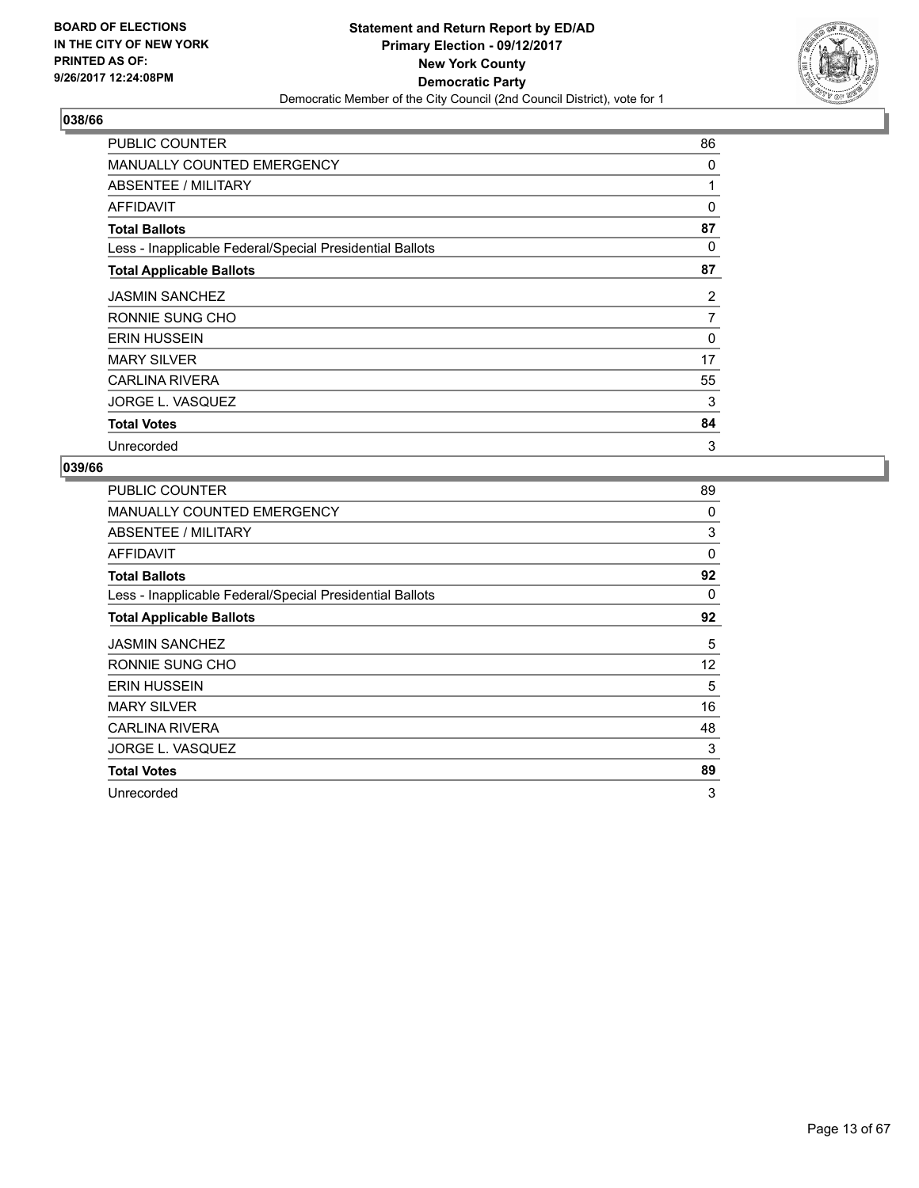BOARD OF ELECTIONS
IN THE CITY OF NEW YORK
PRINTED AS OF:
9/26/2017 12:24:08PM

**Statement and Return Report by ED/AD**
**Primary Election - 09/12/2017**
**New York County**
**Democratic Party**
Democratic Member of the City Council (2nd Council District), vote for 1

## 038/66

| | |
|---|---|
| PUBLIC COUNTER | 86 |
| MANUALLY COUNTED EMERGENCY | 0 |
| ABSENTEE / MILITARY | 1 |
| AFFIDAVIT | 0 |
| **Total Ballots** | **87** |
| Less - Inapplicable Federal/Special Presidential Ballots | 0 |
| **Total Applicable Ballots** | **87** |
| JASMIN SANCHEZ | 2 |
| RONNIE SUNG CHO | 7 |
| ERIN HUSSEIN | 0 |
| MARY SILVER | 17 |
| CARLINA RIVERA | 55 |
| JORGE L. VASQUEZ | 3 |
| **Total Votes** | **84** |
| Unrecorded | 3 |

## 039/66

| | |
|---|---|
| PUBLIC COUNTER | 89 |
| MANUALLY COUNTED EMERGENCY | 0 |
| ABSENTEE / MILITARY | 3 |
| AFFIDAVIT | 0 |
| **Total Ballots** | **92** |
| Less - Inapplicable Federal/Special Presidential Ballots | 0 |
| **Total Applicable Ballots** | **92** |
| JASMIN SANCHEZ | 5 |
| RONNIE SUNG CHO | 12 |
| ERIN HUSSEIN | 5 |
| MARY SILVER | 16 |
| CARLINA RIVERA | 48 |
| JORGE L. VASQUEZ | 3 |
| **Total Votes** | **89** |
| Unrecorded | 3 |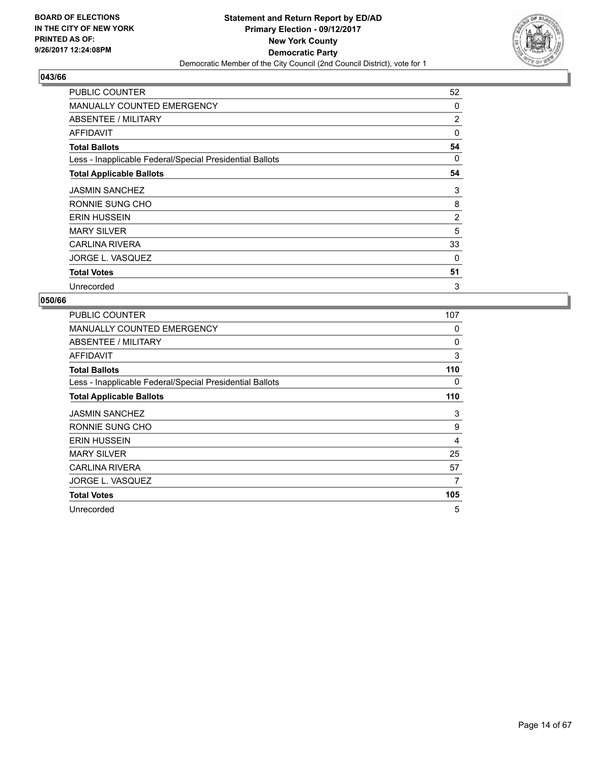BOARD OF ELECTIONS
IN THE CITY OF NEW YORK
PRINTED AS OF:
9/26/2017 12:24:08PM

**Statement and Return Report by ED/AD**
**Primary Election - 09/12/2017**
**New York County**
**Democratic Party**
Democratic Member of the City Council (2nd Council District), vote for 1

## 043/66

| | |
|---|---|
| PUBLIC COUNTER | 52 |
| MANUALLY COUNTED EMERGENCY | 0 |
| ABSENTEE / MILITARY | 2 |
| AFFIDAVIT | 0 |
| **Total Ballots** | **54** |
| Less - Inapplicable Federal/Special Presidential Ballots | 0 |
| **Total Applicable Ballots** | **54** |
| JASMIN SANCHEZ | 3 |
| RONNIE SUNG CHO | 8 |
| ERIN HUSSEIN | 2 |
| MARY SILVER | 5 |
| CARLINA RIVERA | 33 |
| JORGE L. VASQUEZ | 0 |
| **Total Votes** | **51** |
| Unrecorded | 3 |

## 050/66

| | |
|---|---|
| PUBLIC COUNTER | 107 |
| MANUALLY COUNTED EMERGENCY | 0 |
| ABSENTEE / MILITARY | 0 |
| AFFIDAVIT | 3 |
| **Total Ballots** | **110** |
| Less - Inapplicable Federal/Special Presidential Ballots | 0 |
| **Total Applicable Ballots** | **110** |
| JASMIN SANCHEZ | 3 |
| RONNIE SUNG CHO | 9 |
| ERIN HUSSEIN | 4 |
| MARY SILVER | 25 |
| CARLINA RIVERA | 57 |
| JORGE L. VASQUEZ | 7 |
| **Total Votes** | **105** |
| Unrecorded | 5 |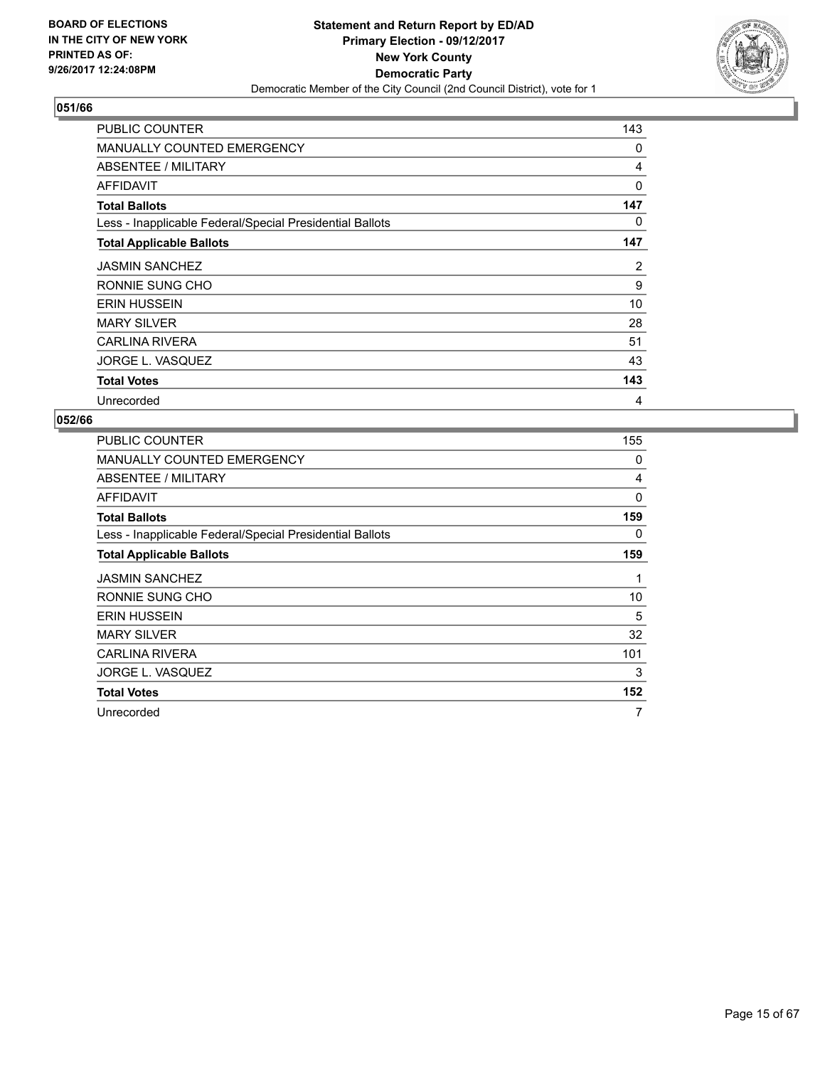**BOARD OF ELECTIONS IN THE CITY OF NEW YORK PRINTED AS OF: 9/26/2017 12:24:08PM**

**Statement and Return Report by ED/AD**
**Primary Election - 09/12/2017**
**New York County**
**Democratic Party**
Democratic Member of the City Council (2nd Council District), vote for 1

## 051/66

| | |
|---|---|
| PUBLIC COUNTER | 143 |
| MANUALLY COUNTED EMERGENCY | 0 |
| ABSENTEE / MILITARY | 4 |
| AFFIDAVIT | 0 |
| **Total Ballots** | **147** |
| Less - Inapplicable Federal/Special Presidential Ballots | 0 |
| **Total Applicable Ballots** | **147** |
| JASMIN SANCHEZ | 2 |
| RONNIE SUNG CHO | 9 |
| ERIN HUSSEIN | 10 |
| MARY SILVER | 28 |
| CARLINA RIVERA | 51 |
| JORGE L. VASQUEZ | 43 |
| **Total Votes** | **143** |
| Unrecorded | 4 |

## 052/66

| | |
|---|---|
| PUBLIC COUNTER | 155 |
| MANUALLY COUNTED EMERGENCY | 0 |
| ABSENTEE / MILITARY | 4 |
| AFFIDAVIT | 0 |
| **Total Ballots** | **159** |
| Less - Inapplicable Federal/Special Presidential Ballots | 0 |
| **Total Applicable Ballots** | **159** |
| JASMIN SANCHEZ | 1 |
| RONNIE SUNG CHO | 10 |
| ERIN HUSSEIN | 5 |
| MARY SILVER | 32 |
| CARLINA RIVERA | 101 |
| JORGE L. VASQUEZ | 3 |
| **Total Votes** | **152** |
| Unrecorded | 7 |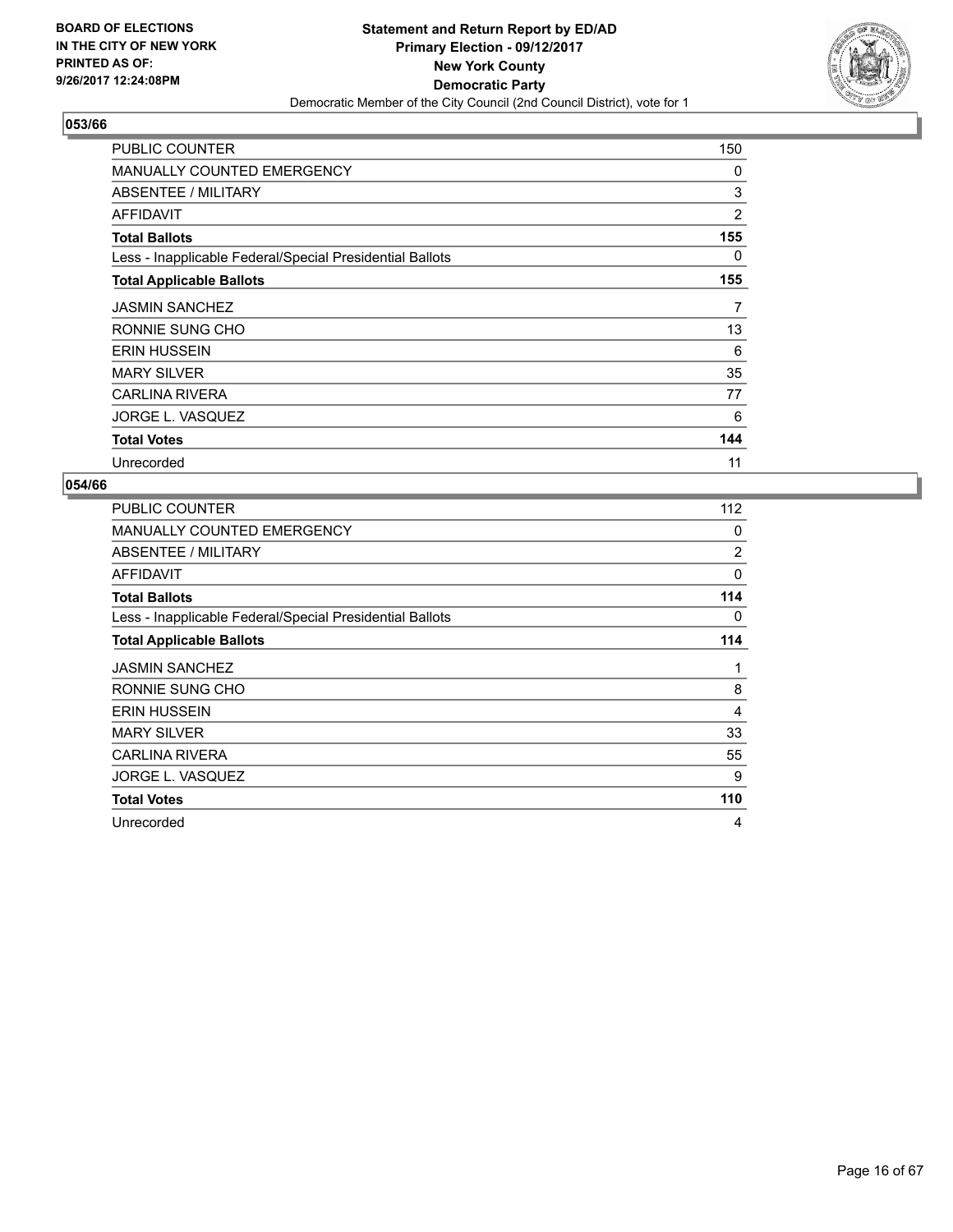BOARD OF ELECTIONS
IN THE CITY OF NEW YORK
PRINTED AS OF:
9/26/2017 12:24:08PM

**Statement and Return Report by ED/AD**
**Primary Election - 09/12/2017**
**New York County**
**Democratic Party**
Democratic Member of the City Council (2nd Council District), vote for 1

## 053/66

| | |
|---|---|
| PUBLIC COUNTER | 150 |
| MANUALLY COUNTED EMERGENCY | 0 |
| ABSENTEE / MILITARY | 3 |
| AFFIDAVIT | 2 |
| **Total Ballots** | **155** |
| Less - Inapplicable Federal/Special Presidential Ballots | 0 |
| **Total Applicable Ballots** | **155** |
| JASMIN SANCHEZ | 7 |
| RONNIE SUNG CHO | 13 |
| ERIN HUSSEIN | 6 |
| MARY SILVER | 35 |
| CARLINA RIVERA | 77 |
| JORGE L. VASQUEZ | 6 |
| **Total Votes** | **144** |
| Unrecorded | 11 |

## 054/66

| | |
|---|---|
| PUBLIC COUNTER | 112 |
| MANUALLY COUNTED EMERGENCY | 0 |
| ABSENTEE / MILITARY | 2 |
| AFFIDAVIT | 0 |
| **Total Ballots** | **114** |
| Less - Inapplicable Federal/Special Presidential Ballots | 0 |
| **Total Applicable Ballots** | **114** |
| JASMIN SANCHEZ | 1 |
| RONNIE SUNG CHO | 8 |
| ERIN HUSSEIN | 4 |
| MARY SILVER | 33 |
| CARLINA RIVERA | 55 |
| JORGE L. VASQUEZ | 9 |
| **Total Votes** | **110** |
| Unrecorded | 4 |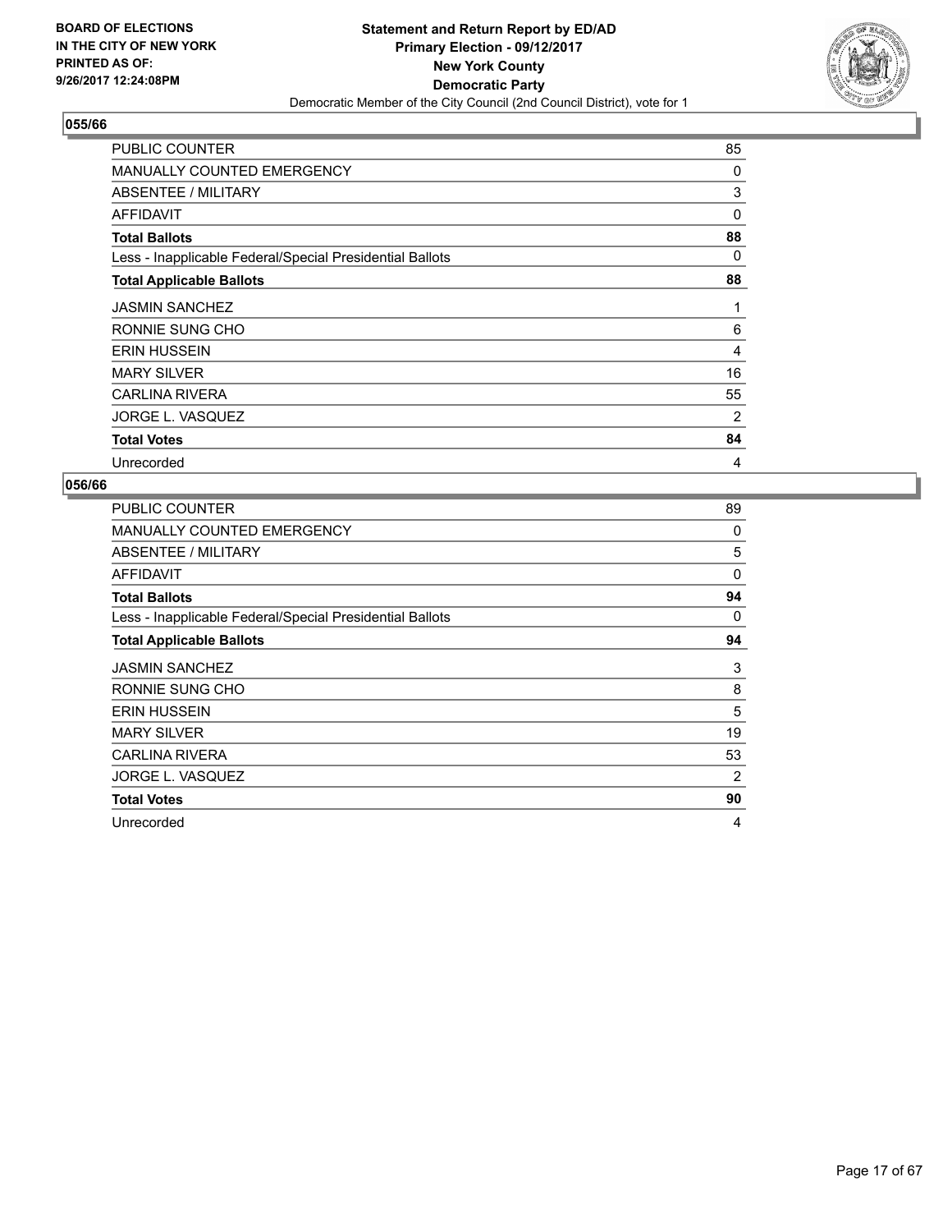BOARD OF ELECTIONS
IN THE CITY OF NEW YORK
PRINTED AS OF:
9/26/2017 12:24:08PM

**Statement and Return Report by ED/AD**
**Primary Election - 09/12/2017**
**New York County**
**Democratic Party**
Democratic Member of the City Council (2nd Council District), vote for 1

## 055/66

| | |
|---|---|
| PUBLIC COUNTER | 85 |
| MANUALLY COUNTED EMERGENCY | 0 |
| ABSENTEE / MILITARY | 3 |
| AFFIDAVIT | 0 |
| **Total Ballots** | **88** |
| Less - Inapplicable Federal/Special Presidential Ballots | 0 |
| **Total Applicable Ballots** | **88** |
| JASMIN SANCHEZ | 1 |
| RONNIE SUNG CHO | 6 |
| ERIN HUSSEIN | 4 |
| MARY SILVER | 16 |
| CARLINA RIVERA | 55 |
| JORGE L. VASQUEZ | 2 |
| **Total Votes** | **84** |
| Unrecorded | 4 |

## 056/66

| | |
|---|---|
| PUBLIC COUNTER | 89 |
| MANUALLY COUNTED EMERGENCY | 0 |
| ABSENTEE / MILITARY | 5 |
| AFFIDAVIT | 0 |
| **Total Ballots** | **94** |
| Less - Inapplicable Federal/Special Presidential Ballots | 0 |
| **Total Applicable Ballots** | **94** |
| JASMIN SANCHEZ | 3 |
| RONNIE SUNG CHO | 8 |
| ERIN HUSSEIN | 5 |
| MARY SILVER | 19 |
| CARLINA RIVERA | 53 |
| JORGE L. VASQUEZ | 2 |
| **Total Votes** | **90** |
| Unrecorded | 4 |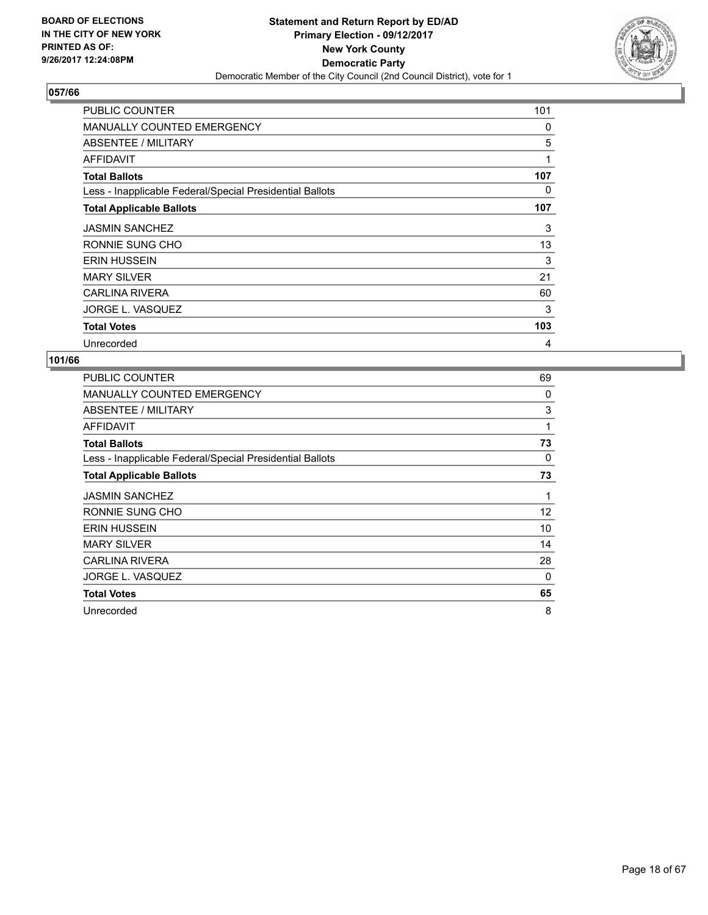BOARD OF ELECTIONS
IN THE CITY OF NEW YORK
PRINTED AS OF:
9/26/2017 12:24:08PM

**Statement and Return Report by ED/AD**
**Primary Election - 09/12/2017**
**New York County**
**Democratic Party**
Democratic Member of the City Council (2nd Council District), vote for 1

## 057/66

| | |
|---|---|
| PUBLIC COUNTER | 101 |
| MANUALLY COUNTED EMERGENCY | 0 |
| ABSENTEE / MILITARY | 5 |
| AFFIDAVIT | 1 |
| **Total Ballots** | **107** |
| Less - Inapplicable Federal/Special Presidential Ballots | 0 |
| **Total Applicable Ballots** | **107** |
| JASMIN SANCHEZ | 3 |
| RONNIE SUNG CHO | 13 |
| ERIN HUSSEIN | 3 |
| MARY SILVER | 21 |
| CARLINA RIVERA | 60 |
| JORGE L. VASQUEZ | 3 |
| **Total Votes** | **103** |
| Unrecorded | 4 |

## 101/66

| | |
|---|---|
| PUBLIC COUNTER | 69 |
| MANUALLY COUNTED EMERGENCY | 0 |
| ABSENTEE / MILITARY | 3 |
| AFFIDAVIT | 1 |
| **Total Ballots** | **73** |
| Less - Inapplicable Federal/Special Presidential Ballots | 0 |
| **Total Applicable Ballots** | **73** |
| JASMIN SANCHEZ | 1 |
| RONNIE SUNG CHO | 12 |
| ERIN HUSSEIN | 10 |
| MARY SILVER | 14 |
| CARLINA RIVERA | 28 |
| JORGE L. VASQUEZ | 0 |
| **Total Votes** | **65** |
| Unrecorded | 8 |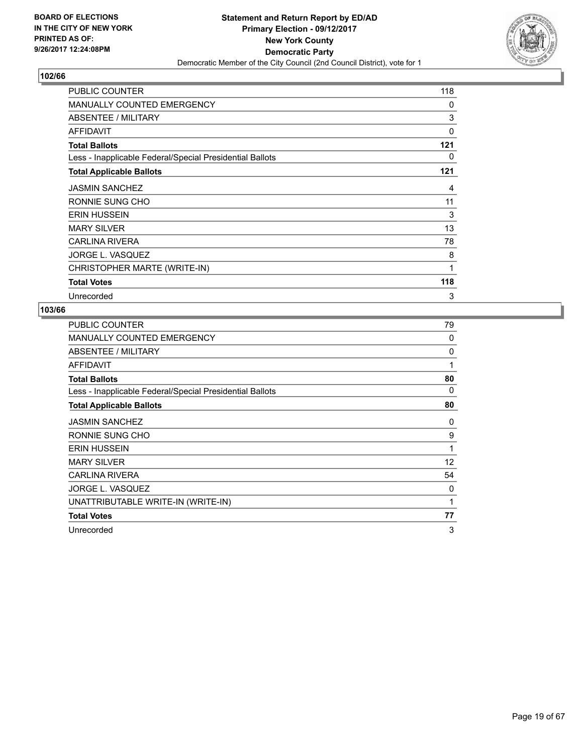**BOARD OF ELECTIONS IN THE CITY OF NEW YORK PRINTED AS OF: 9/26/2017 12:24:08PM**

**Statement and Return Report by ED/AD Primary Election - 09/12/2017 New York County Democratic Party**

Democratic Member of the City Council (2nd Council District), vote for 1

## 102/66

| | |
|---|---|
| PUBLIC COUNTER | 118 |
| MANUALLY COUNTED EMERGENCY | 0 |
| ABSENTEE / MILITARY | 3 |
| AFFIDAVIT | 0 |
| **Total Ballots** | **121** |
| Less - Inapplicable Federal/Special Presidential Ballots | 0 |
| **Total Applicable Ballots** | **121** |
| JASMIN SANCHEZ | 4 |
| RONNIE SUNG CHO | 11 |
| ERIN HUSSEIN | 3 |
| MARY SILVER | 13 |
| CARLINA RIVERA | 78 |
| JORGE L. VASQUEZ | 8 |
| CHRISTOPHER MARTE (WRITE-IN) | 1 |
| **Total Votes** | **118** |
| Unrecorded | 3 |

## 103/66

| | |
|---|---|
| PUBLIC COUNTER | 79 |
| MANUALLY COUNTED EMERGENCY | 0 |
| ABSENTEE / MILITARY | 0 |
| AFFIDAVIT | 1 |
| **Total Ballots** | **80** |
| Less - Inapplicable Federal/Special Presidential Ballots | 0 |
| **Total Applicable Ballots** | **80** |
| JASMIN SANCHEZ | 0 |
| RONNIE SUNG CHO | 9 |
| ERIN HUSSEIN | 1 |
| MARY SILVER | 12 |
| CARLINA RIVERA | 54 |
| JORGE L. VASQUEZ | 0 |
| UNATTRIBUTABLE WRITE-IN (WRITE-IN) | 1 |
| **Total Votes** | **77** |
| Unrecorded | 3 |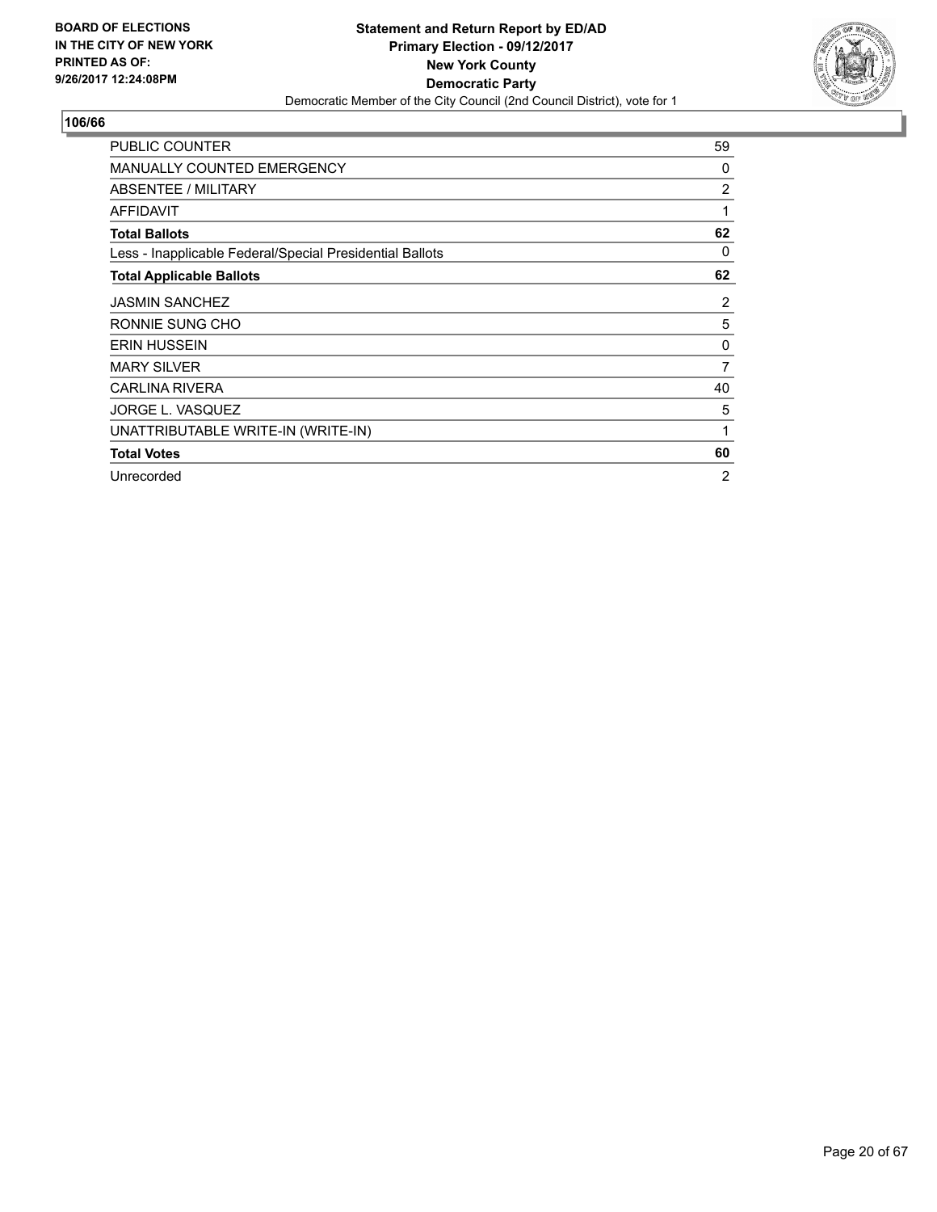BOARD OF ELECTIONS
IN THE CITY OF NEW YORK
PRINTED AS OF:
9/26/2017 12:24:08PM

**Statement and Return Report by ED/AD**
**Primary Election - 09/12/2017**
**New York County**
**Democratic Party**
Democratic Member of the City Council (2nd Council District), vote for 1

**106/66**

| | |
|---|---|
| PUBLIC COUNTER | 59 |
| MANUALLY COUNTED EMERGENCY | 0 |
| ABSENTEE / MILITARY | 2 |
| AFFIDAVIT | 1 |
| **Total Ballots** | **62** |
| Less - Inapplicable Federal/Special Presidential Ballots | 0 |
| **Total Applicable Ballots** | **62** |
| JASMIN SANCHEZ | 2 |
| RONNIE SUNG CHO | 5 |
| ERIN HUSSEIN | 0 |
| MARY SILVER | 7 |
| CARLINA RIVERA | 40 |
| JORGE L. VASQUEZ | 5 |
| UNATTRIBUTABLE WRITE-IN (WRITE-IN) | 1 |
| **Total Votes** | **60** |
| Unrecorded | 2 |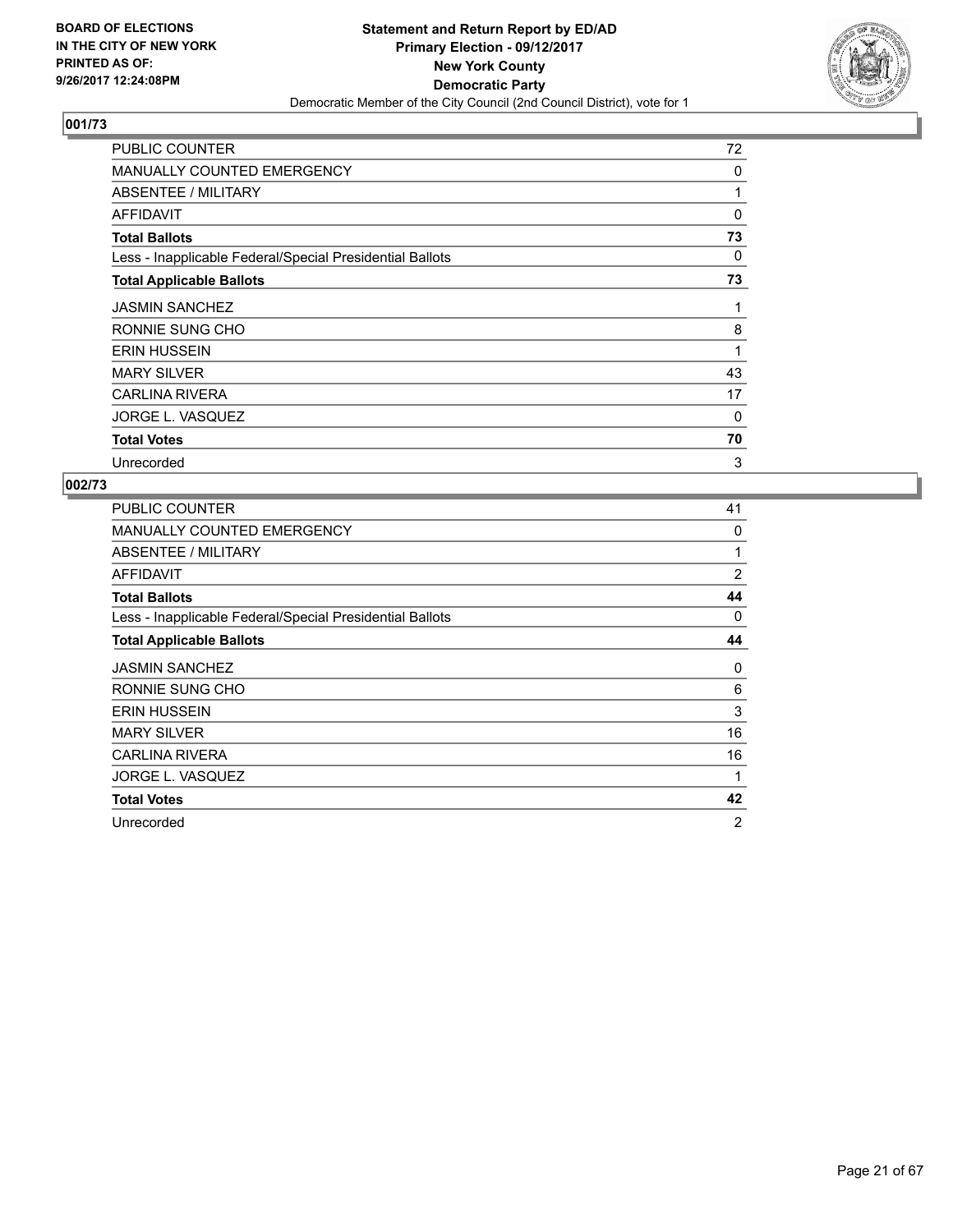BOARD OF ELECTIONS
IN THE CITY OF NEW YORK
PRINTED AS OF:
9/26/2017 12:24:08PM

**Statement and Return Report by ED/AD**
**Primary Election - 09/12/2017**
**New York County**
**Democratic Party**
Democratic Member of the City Council (2nd Council District), vote for 1

## 001/73

| | |
|---|---|
| PUBLIC COUNTER | 72 |
| MANUALLY COUNTED EMERGENCY | 0 |
| ABSENTEE / MILITARY | 1 |
| AFFIDAVIT | 0 |
| **Total Ballots** | **73** |
| Less - Inapplicable Federal/Special Presidential Ballots | 0 |
| **Total Applicable Ballots** | **73** |
| JASMIN SANCHEZ | 1 |
| RONNIE SUNG CHO | 8 |
| ERIN HUSSEIN | 1 |
| MARY SILVER | 43 |
| CARLINA RIVERA | 17 |
| JORGE L. VASQUEZ | 0 |
| **Total Votes** | **70** |
| Unrecorded | 3 |

## 002/73

| | |
|---|---|
| PUBLIC COUNTER | 41 |
| MANUALLY COUNTED EMERGENCY | 0 |
| ABSENTEE / MILITARY | 1 |
| AFFIDAVIT | 2 |
| **Total Ballots** | **44** |
| Less - Inapplicable Federal/Special Presidential Ballots | 0 |
| **Total Applicable Ballots** | **44** |
| JASMIN SANCHEZ | 0 |
| RONNIE SUNG CHO | 6 |
| ERIN HUSSEIN | 3 |
| MARY SILVER | 16 |
| CARLINA RIVERA | 16 |
| JORGE L. VASQUEZ | 1 |
| **Total Votes** | **42** |
| Unrecorded | 2 |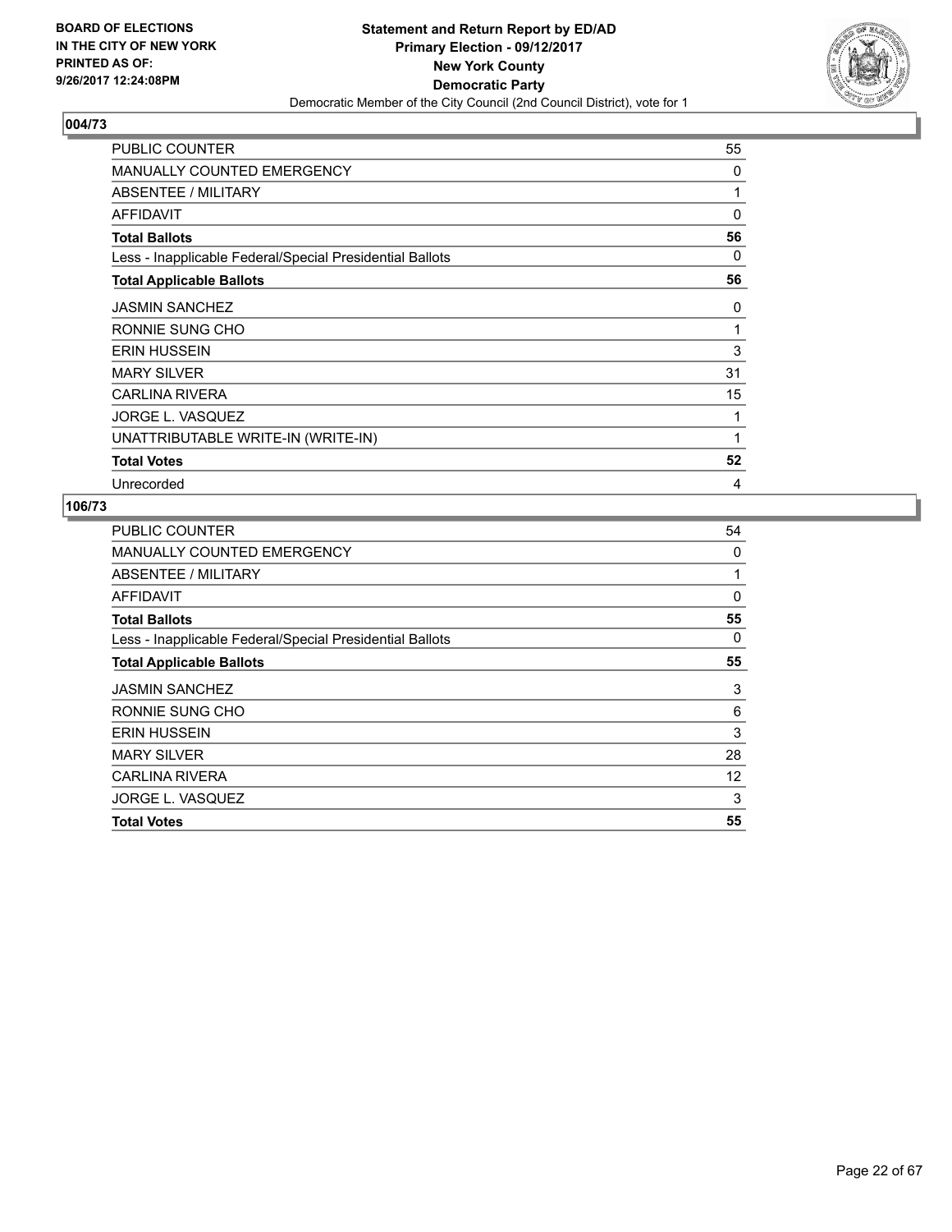BOARD OF ELECTIONS
IN THE CITY OF NEW YORK
PRINTED AS OF:
9/26/2017 12:24:08PM

**Statement and Return Report by ED/AD**
**Primary Election - 09/12/2017**
**New York County**
**Democratic Party**
Democratic Member of the City Council (2nd Council District), vote for 1

## 004/73

| | |
|---|---|
| PUBLIC COUNTER | 55 |
| MANUALLY COUNTED EMERGENCY | 0 |
| ABSENTEE / MILITARY | 1 |
| AFFIDAVIT | 0 |
| **Total Ballots** | **56** |
| Less - Inapplicable Federal/Special Presidential Ballots | 0 |
| **Total Applicable Ballots** | **56** |
| JASMIN SANCHEZ | 0 |
| RONNIE SUNG CHO | 1 |
| ERIN HUSSEIN | 3 |
| MARY SILVER | 31 |
| CARLINA RIVERA | 15 |
| JORGE L. VASQUEZ | 1 |
| UNATTRIBUTABLE WRITE-IN (WRITE-IN) | 1 |
| **Total Votes** | **52** |
| Unrecorded | 4 |

## 106/73

| | |
|---|---|
| PUBLIC COUNTER | 54 |
| MANUALLY COUNTED EMERGENCY | 0 |
| ABSENTEE / MILITARY | 1 |
| AFFIDAVIT | 0 |
| **Total Ballots** | **55** |
| Less - Inapplicable Federal/Special Presidential Ballots | 0 |
| **Total Applicable Ballots** | **55** |
| JASMIN SANCHEZ | 3 |
| RONNIE SUNG CHO | 6 |
| ERIN HUSSEIN | 3 |
| MARY SILVER | 28 |
| CARLINA RIVERA | 12 |
| JORGE L. VASQUEZ | 3 |
| **Total Votes** | **55** |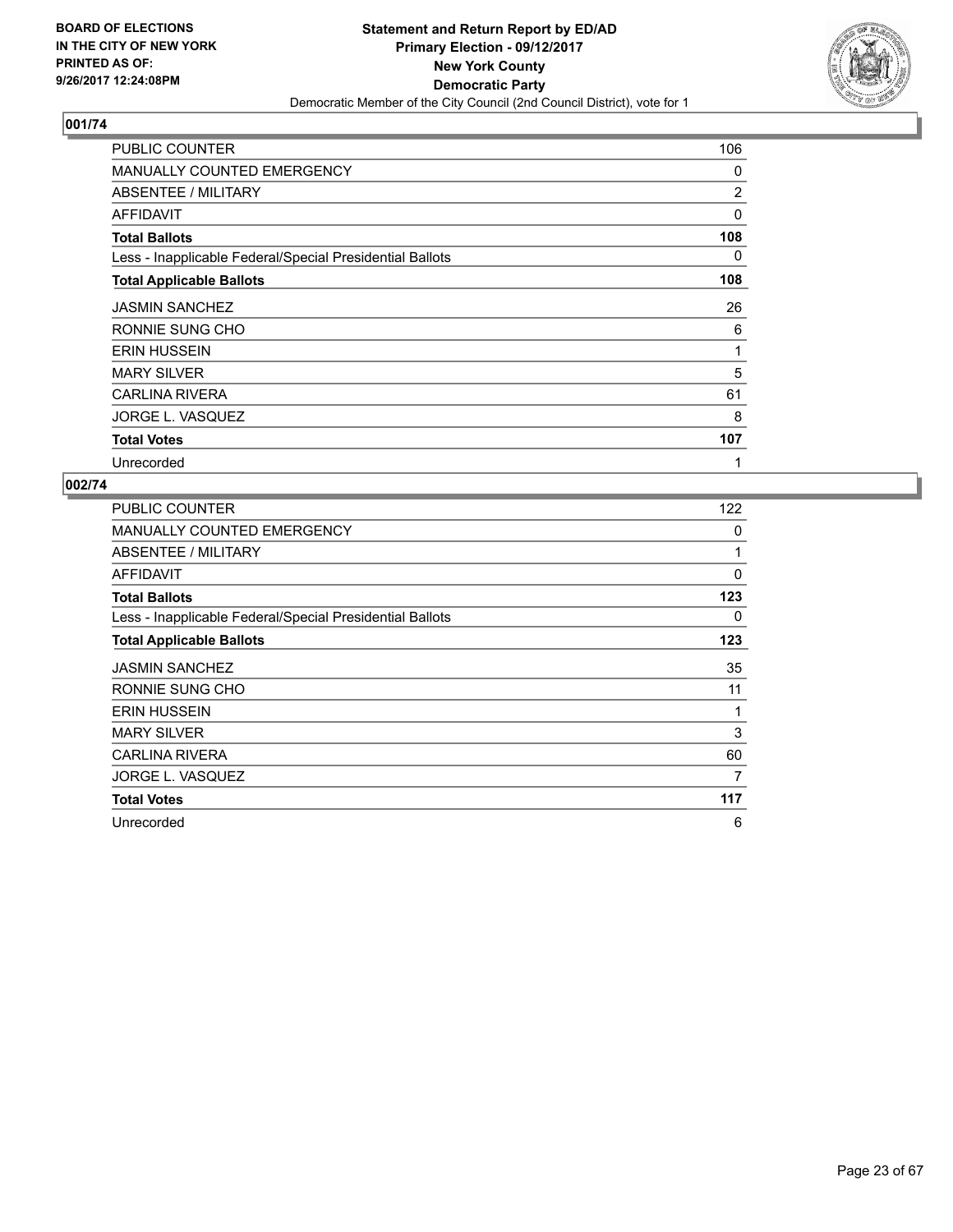BOARD OF ELECTIONS
IN THE CITY OF NEW YORK
PRINTED AS OF:
9/26/2017 12:24:08PM

**Statement and Return Report by ED/AD**
**Primary Election - 09/12/2017**
**New York County**
**Democratic Party**
Democratic Member of the City Council (2nd Council District), vote for 1

## 001/74

| | |
|---|---|
| PUBLIC COUNTER | 106 |
| MANUALLY COUNTED EMERGENCY | 0 |
| ABSENTEE / MILITARY | 2 |
| AFFIDAVIT | 0 |
| **Total Ballots** | **108** |
| Less - Inapplicable Federal/Special Presidential Ballots | 0 |
| **Total Applicable Ballots** | **108** |
| JASMIN SANCHEZ | 26 |
| RONNIE SUNG CHO | 6 |
| ERIN HUSSEIN | 1 |
| MARY SILVER | 5 |
| CARLINA RIVERA | 61 |
| JORGE L. VASQUEZ | 8 |
| **Total Votes** | **107** |
| Unrecorded | 1 |

## 002/74

| | |
|---|---|
| PUBLIC COUNTER | 122 |
| MANUALLY COUNTED EMERGENCY | 0 |
| ABSENTEE / MILITARY | 1 |
| AFFIDAVIT | 0 |
| **Total Ballots** | **123** |
| Less - Inapplicable Federal/Special Presidential Ballots | 0 |
| **Total Applicable Ballots** | **123** |
| JASMIN SANCHEZ | 35 |
| RONNIE SUNG CHO | 11 |
| ERIN HUSSEIN | 1 |
| MARY SILVER | 3 |
| CARLINA RIVERA | 60 |
| JORGE L. VASQUEZ | 7 |
| **Total Votes** | **117** |
| Unrecorded | 6 |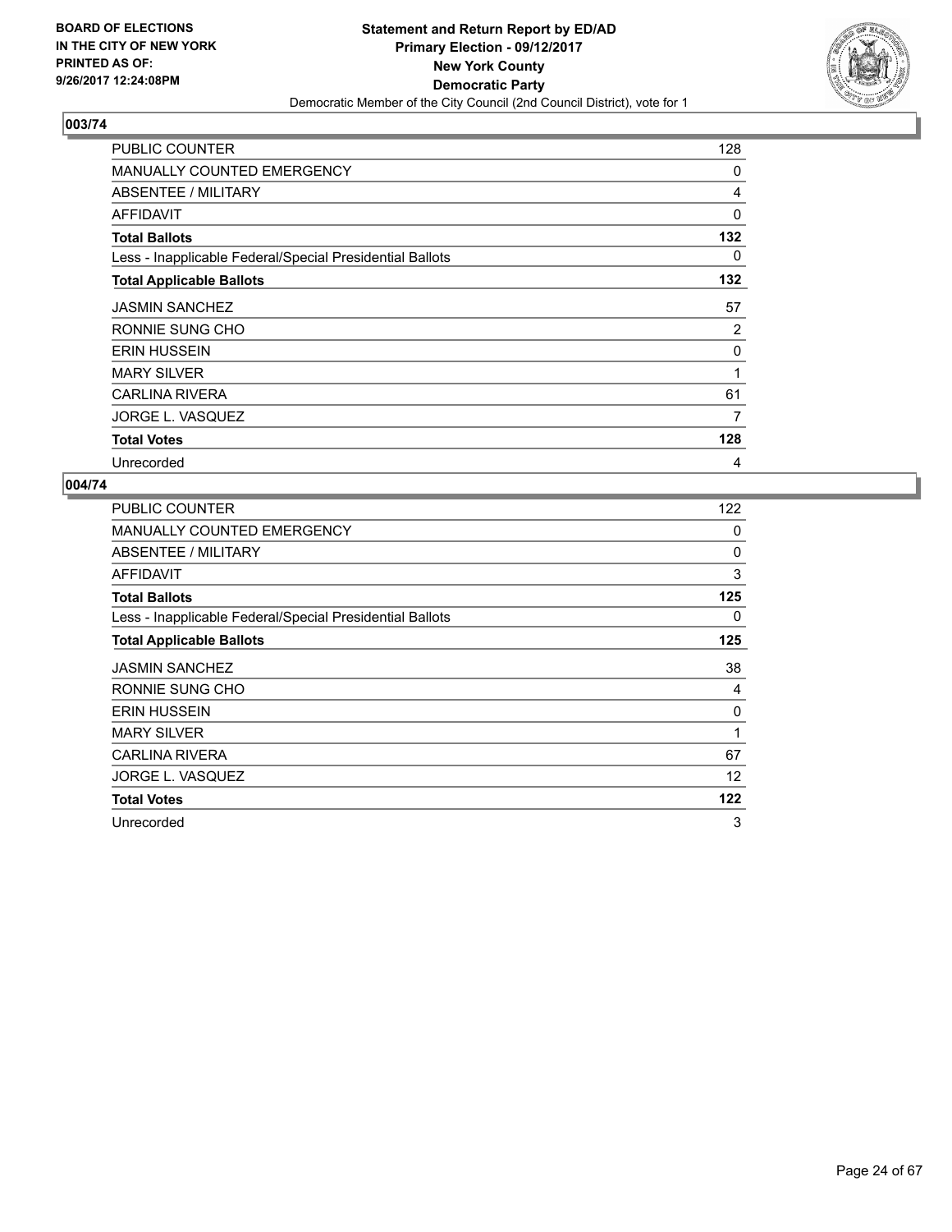BOARD OF ELECTIONS
IN THE CITY OF NEW YORK
PRINTED AS OF:
9/26/2017 12:24:08PM

**Statement and Return Report by ED/AD**
**Primary Election - 09/12/2017**
**New York County**
**Democratic Party**
Democratic Member of the City Council (2nd Council District), vote for 1

## 003/74

| | |
|---|---|
| PUBLIC COUNTER | 128 |
| MANUALLY COUNTED EMERGENCY | 0 |
| ABSENTEE / MILITARY | 4 |
| AFFIDAVIT | 0 |
| **Total Ballots** | **132** |
| Less - Inapplicable Federal/Special Presidential Ballots | 0 |
| **Total Applicable Ballots** | **132** |
| JASMIN SANCHEZ | 57 |
| RONNIE SUNG CHO | 2 |
| ERIN HUSSEIN | 0 |
| MARY SILVER | 1 |
| CARLINA RIVERA | 61 |
| JORGE L. VASQUEZ | 7 |
| **Total Votes** | **128** |
| Unrecorded | 4 |

## 004/74

| | |
|---|---|
| PUBLIC COUNTER | 122 |
| MANUALLY COUNTED EMERGENCY | 0 |
| ABSENTEE / MILITARY | 0 |
| AFFIDAVIT | 3 |
| **Total Ballots** | **125** |
| Less - Inapplicable Federal/Special Presidential Ballots | 0 |
| **Total Applicable Ballots** | **125** |
| JASMIN SANCHEZ | 38 |
| RONNIE SUNG CHO | 4 |
| ERIN HUSSEIN | 0 |
| MARY SILVER | 1 |
| CARLINA RIVERA | 67 |
| JORGE L. VASQUEZ | 12 |
| **Total Votes** | **122** |
| Unrecorded | 3 |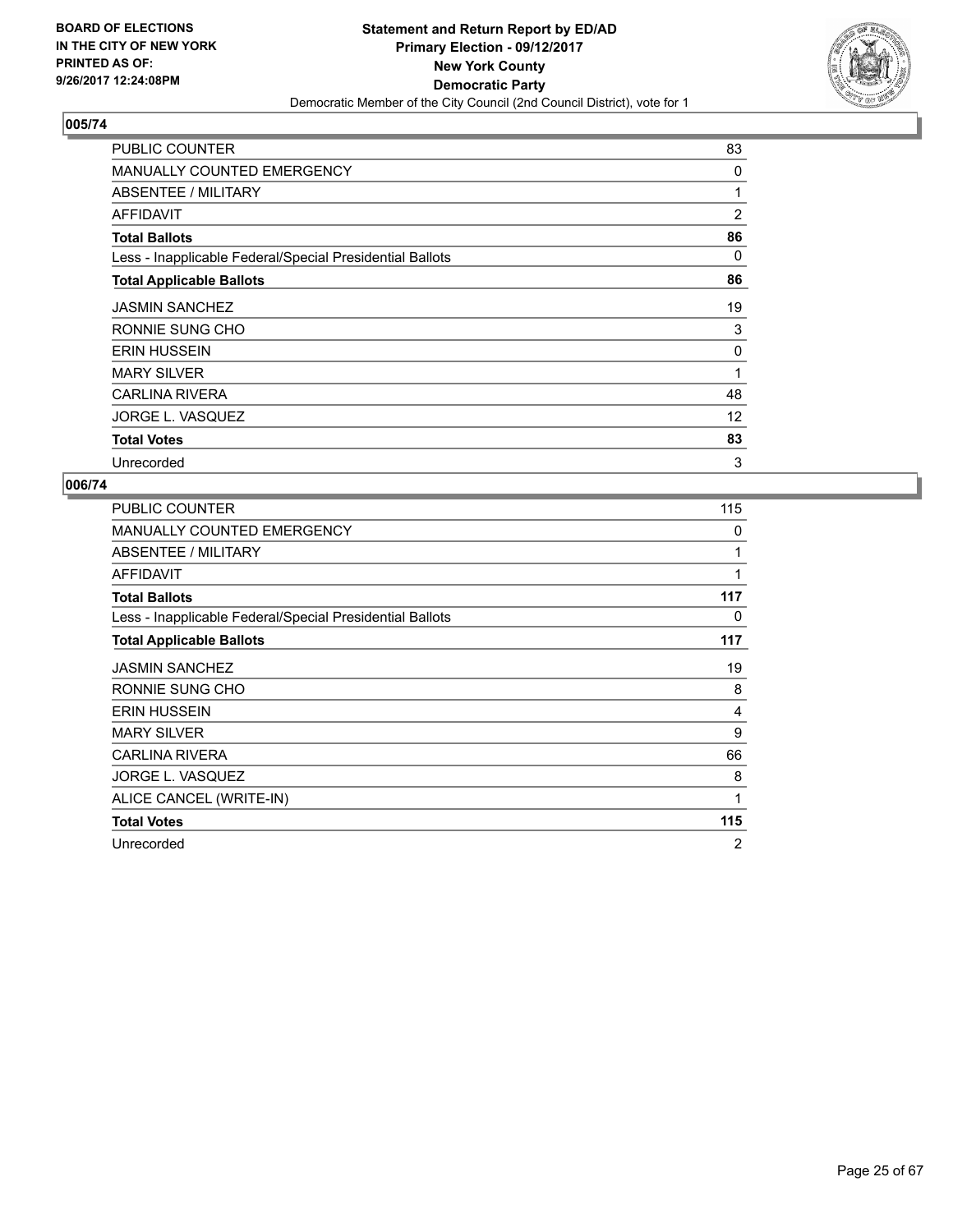**BOARD OF ELECTIONS IN THE CITY OF NEW YORK PRINTED AS OF: 9/26/2017 12:24:08PM**

**Statement and Return Report by ED/AD Primary Election - 09/12/2017 New York County Democratic Party**

Democratic Member of the City Council (2nd Council District), vote for 1

## 005/74

| | |
|---|---|
| PUBLIC COUNTER | 83 |
| MANUALLY COUNTED EMERGENCY | 0 |
| ABSENTEE / MILITARY | 1 |
| AFFIDAVIT | 2 |
| **Total Ballots** | **86** |
| Less - Inapplicable Federal/Special Presidential Ballots | 0 |
| **Total Applicable Ballots** | **86** |
| JASMIN SANCHEZ | 19 |
| RONNIE SUNG CHO | 3 |
| ERIN HUSSEIN | 0 |
| MARY SILVER | 1 |
| CARLINA RIVERA | 48 |
| JORGE L. VASQUEZ | 12 |
| **Total Votes** | **83** |
| Unrecorded | 3 |

## 006/74

| | |
|---|---|
| PUBLIC COUNTER | 115 |
| MANUALLY COUNTED EMERGENCY | 0 |
| ABSENTEE / MILITARY | 1 |
| AFFIDAVIT | 1 |
| **Total Ballots** | **117** |
| Less - Inapplicable Federal/Special Presidential Ballots | 0 |
| **Total Applicable Ballots** | **117** |
| JASMIN SANCHEZ | 19 |
| RONNIE SUNG CHO | 8 |
| ERIN HUSSEIN | 4 |
| MARY SILVER | 9 |
| CARLINA RIVERA | 66 |
| JORGE L. VASQUEZ | 8 |
| ALICE CANCEL (WRITE-IN) | 1 |
| **Total Votes** | **115** |
| Unrecorded | 2 |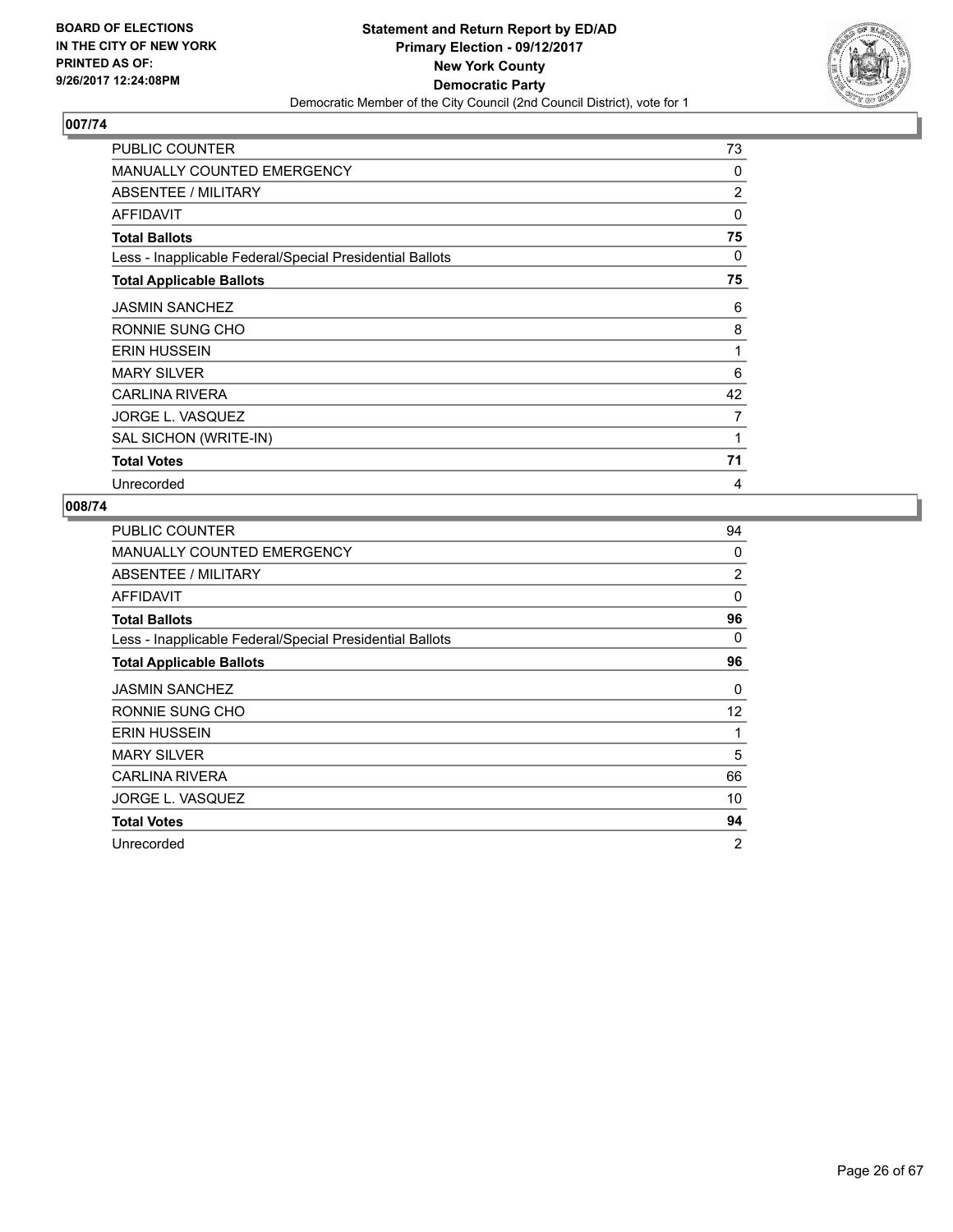BOARD OF ELECTIONS
IN THE CITY OF NEW YORK
PRINTED AS OF:
9/26/2017 12:24:08PM

**Statement and Return Report by ED/AD**
**Primary Election - 09/12/2017**
**New York County**
**Democratic Party**
Democratic Member of the City Council (2nd Council District), vote for 1

## 007/74

| | |
|---|---|
| PUBLIC COUNTER | 73 |
| MANUALLY COUNTED EMERGENCY | 0 |
| ABSENTEE / MILITARY | 2 |
| AFFIDAVIT | 0 |
| **Total Ballots** | **75** |
| Less - Inapplicable Federal/Special Presidential Ballots | 0 |
| **Total Applicable Ballots** | **75** |
| JASMIN SANCHEZ | 6 |
| RONNIE SUNG CHO | 8 |
| ERIN HUSSEIN | 1 |
| MARY SILVER | 6 |
| CARLINA RIVERA | 42 |
| JORGE L. VASQUEZ | 7 |
| SAL SICHON (WRITE-IN) | 1 |
| **Total Votes** | **71** |
| Unrecorded | 4 |

## 008/74

| | |
|---|---|
| PUBLIC COUNTER | 94 |
| MANUALLY COUNTED EMERGENCY | 0 |
| ABSENTEE / MILITARY | 2 |
| AFFIDAVIT | 0 |
| **Total Ballots** | **96** |
| Less - Inapplicable Federal/Special Presidential Ballots | 0 |
| **Total Applicable Ballots** | **96** |
| JASMIN SANCHEZ | 0 |
| RONNIE SUNG CHO | 12 |
| ERIN HUSSEIN | 1 |
| MARY SILVER | 5 |
| CARLINA RIVERA | 66 |
| JORGE L. VASQUEZ | 10 |
| **Total Votes** | **94** |
| Unrecorded | 2 |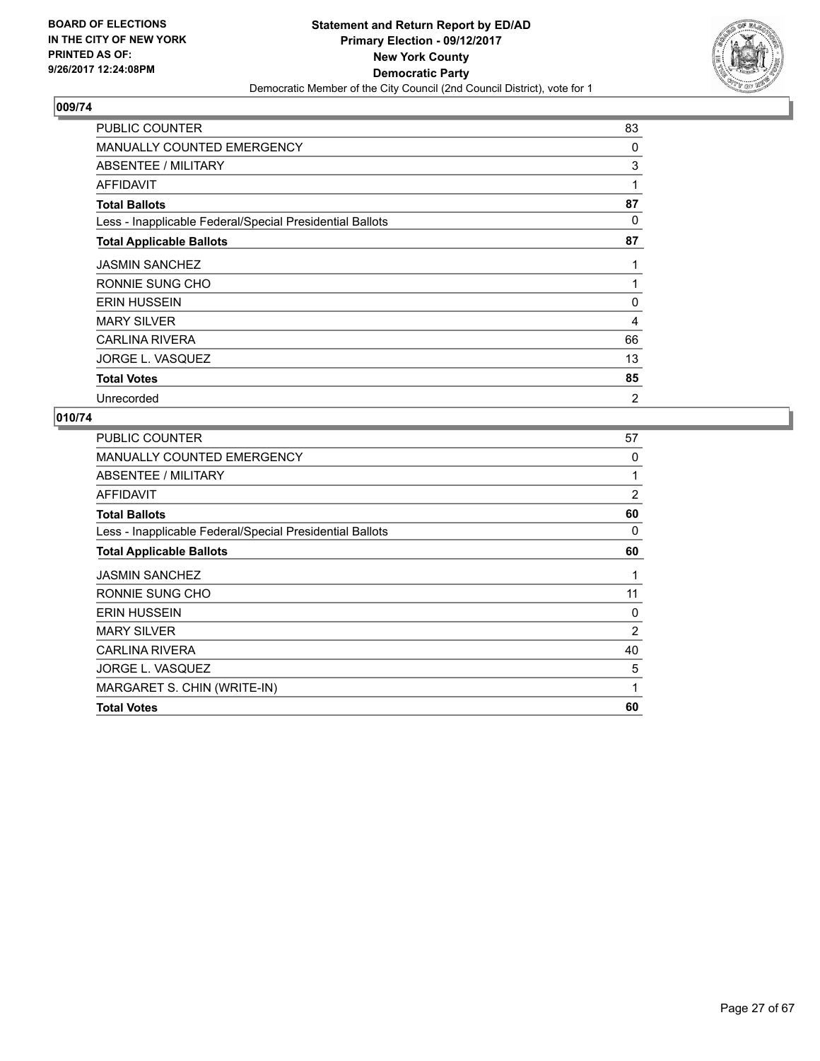**BOARD OF ELECTIONS IN THE CITY OF NEW YORK PRINTED AS OF: 9/26/2017 12:24:08PM**

**Statement and Return Report by ED/AD**
**Primary Election - 09/12/2017**
**New York County**
**Democratic Party**
Democratic Member of the City Council (2nd Council District), vote for 1

## 009/74

| | |
|---|---|
| PUBLIC COUNTER | 83 |
| MANUALLY COUNTED EMERGENCY | 0 |
| ABSENTEE / MILITARY | 3 |
| AFFIDAVIT | 1 |
| **Total Ballots** | **87** |
| Less - Inapplicable Federal/Special Presidential Ballots | 0 |
| **Total Applicable Ballots** | **87** |
| JASMIN SANCHEZ | 1 |
| RONNIE SUNG CHO | 1 |
| ERIN HUSSEIN | 0 |
| MARY SILVER | 4 |
| CARLINA RIVERA | 66 |
| JORGE L. VASQUEZ | 13 |
| **Total Votes** | **85** |
| Unrecorded | 2 |

## 010/74

| | |
|---|---|
| PUBLIC COUNTER | 57 |
| MANUALLY COUNTED EMERGENCY | 0 |
| ABSENTEE / MILITARY | 1 |
| AFFIDAVIT | 2 |
| **Total Ballots** | **60** |
| Less - Inapplicable Federal/Special Presidential Ballots | 0 |
| **Total Applicable Ballots** | **60** |
| JASMIN SANCHEZ | 1 |
| RONNIE SUNG CHO | 11 |
| ERIN HUSSEIN | 0 |
| MARY SILVER | 2 |
| CARLINA RIVERA | 40 |
| JORGE L. VASQUEZ | 5 |
| MARGARET S. CHIN (WRITE-IN) | 1 |
| **Total Votes** | **60** |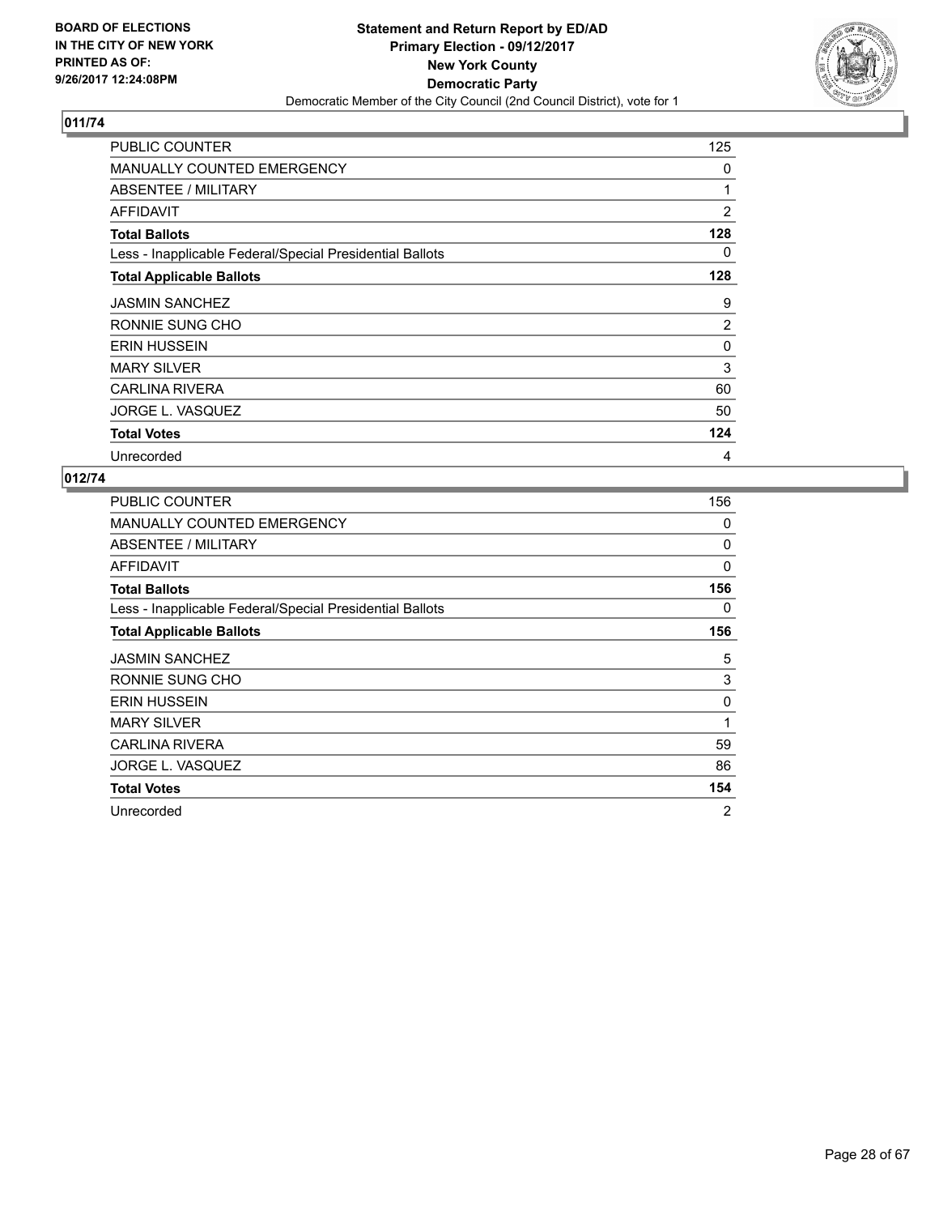**BOARD OF ELECTIONS IN THE CITY OF NEW YORK PRINTED AS OF: 9/26/2017 12:24:08PM**

**Statement and Return Report by ED/AD**
**Primary Election - 09/12/2017**
**New York County**
**Democratic Party**
Democratic Member of the City Council (2nd Council District), vote for 1

## 011/74

| | |
|---|---|
| PUBLIC COUNTER | 125 |
| MANUALLY COUNTED EMERGENCY | 0 |
| ABSENTEE / MILITARY | 1 |
| AFFIDAVIT | 2 |
| **Total Ballots** | **128** |
| Less - Inapplicable Federal/Special Presidential Ballots | 0 |
| **Total Applicable Ballots** | **128** |
| JASMIN SANCHEZ | 9 |
| RONNIE SUNG CHO | 2 |
| ERIN HUSSEIN | 0 |
| MARY SILVER | 3 |
| CARLINA RIVERA | 60 |
| JORGE L. VASQUEZ | 50 |
| **Total Votes** | **124** |
| Unrecorded | 4 |

## 012/74

| | |
|---|---|
| PUBLIC COUNTER | 156 |
| MANUALLY COUNTED EMERGENCY | 0 |
| ABSENTEE / MILITARY | 0 |
| AFFIDAVIT | 0 |
| **Total Ballots** | **156** |
| Less - Inapplicable Federal/Special Presidential Ballots | 0 |
| **Total Applicable Ballots** | **156** |
| JASMIN SANCHEZ | 5 |
| RONNIE SUNG CHO | 3 |
| ERIN HUSSEIN | 0 |
| MARY SILVER | 1 |
| CARLINA RIVERA | 59 |
| JORGE L. VASQUEZ | 86 |
| **Total Votes** | **154** |
| Unrecorded | 2 |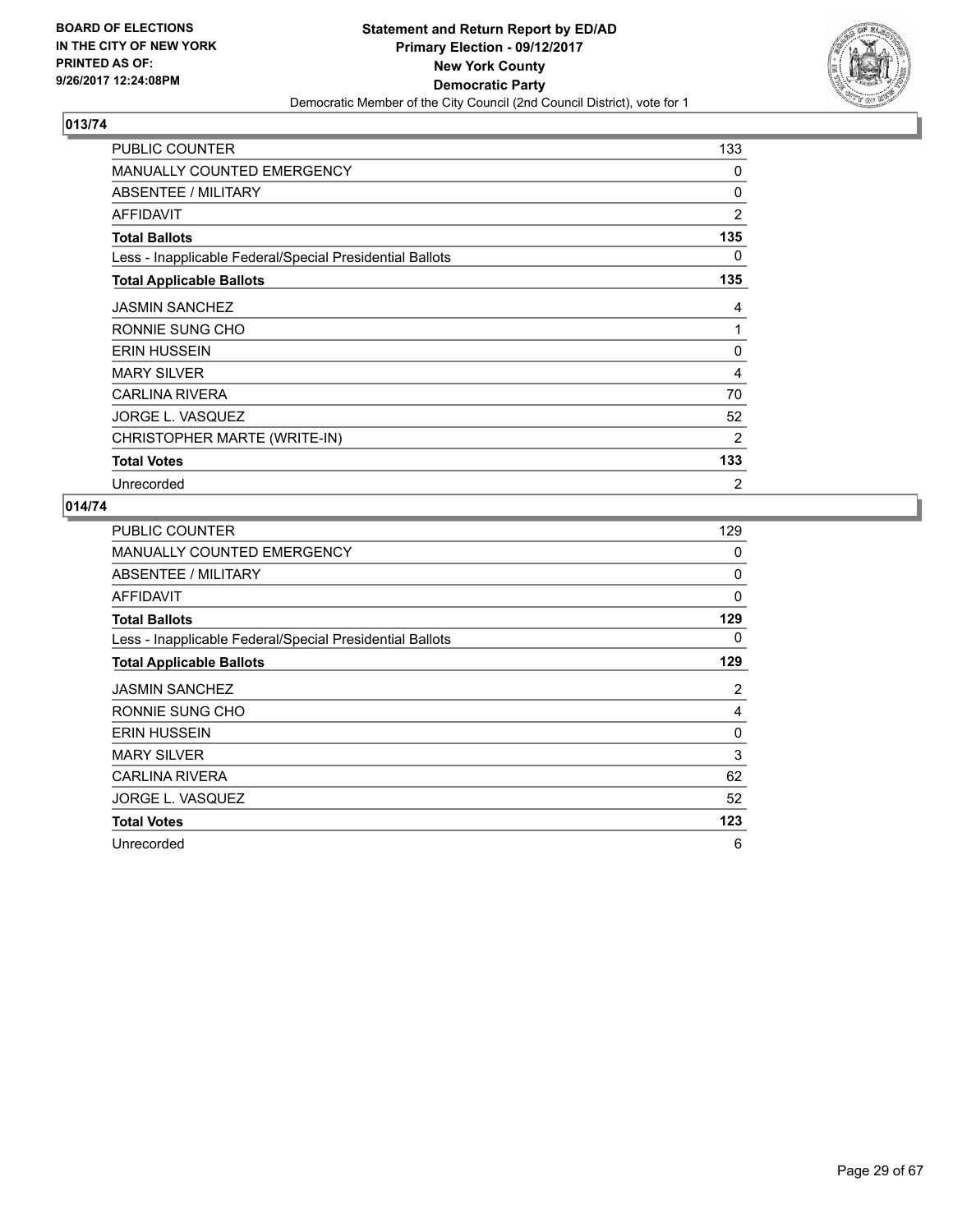BOARD OF ELECTIONS
IN THE CITY OF NEW YORK
PRINTED AS OF:
9/26/2017 12:24:08PM

**Statement and Return Report by ED/AD**
**Primary Election - 09/12/2017**
**New York County**
**Democratic Party**
Democratic Member of the City Council (2nd Council District), vote for 1

## 013/74

| | |
|---|---|
| PUBLIC COUNTER | 133 |
| MANUALLY COUNTED EMERGENCY | 0 |
| ABSENTEE / MILITARY | 0 |
| AFFIDAVIT | 2 |
| **Total Ballots** | **135** |
| Less - Inapplicable Federal/Special Presidential Ballots | 0 |
| **Total Applicable Ballots** | **135** |
| JASMIN SANCHEZ | 4 |
| RONNIE SUNG CHO | 1 |
| ERIN HUSSEIN | 0 |
| MARY SILVER | 4 |
| CARLINA RIVERA | 70 |
| JORGE L. VASQUEZ | 52 |
| CHRISTOPHER MARTE (WRITE-IN) | 2 |
| **Total Votes** | **133** |
| Unrecorded | 2 |

## 014/74

| | |
|---|---|
| PUBLIC COUNTER | 129 |
| MANUALLY COUNTED EMERGENCY | 0 |
| ABSENTEE / MILITARY | 0 |
| AFFIDAVIT | 0 |
| **Total Ballots** | **129** |
| Less - Inapplicable Federal/Special Presidential Ballots | 0 |
| **Total Applicable Ballots** | **129** |
| JASMIN SANCHEZ | 2 |
| RONNIE SUNG CHO | 4 |
| ERIN HUSSEIN | 0 |
| MARY SILVER | 3 |
| CARLINA RIVERA | 62 |
| JORGE L. VASQUEZ | 52 |
| **Total Votes** | **123** |
| Unrecorded | 6 |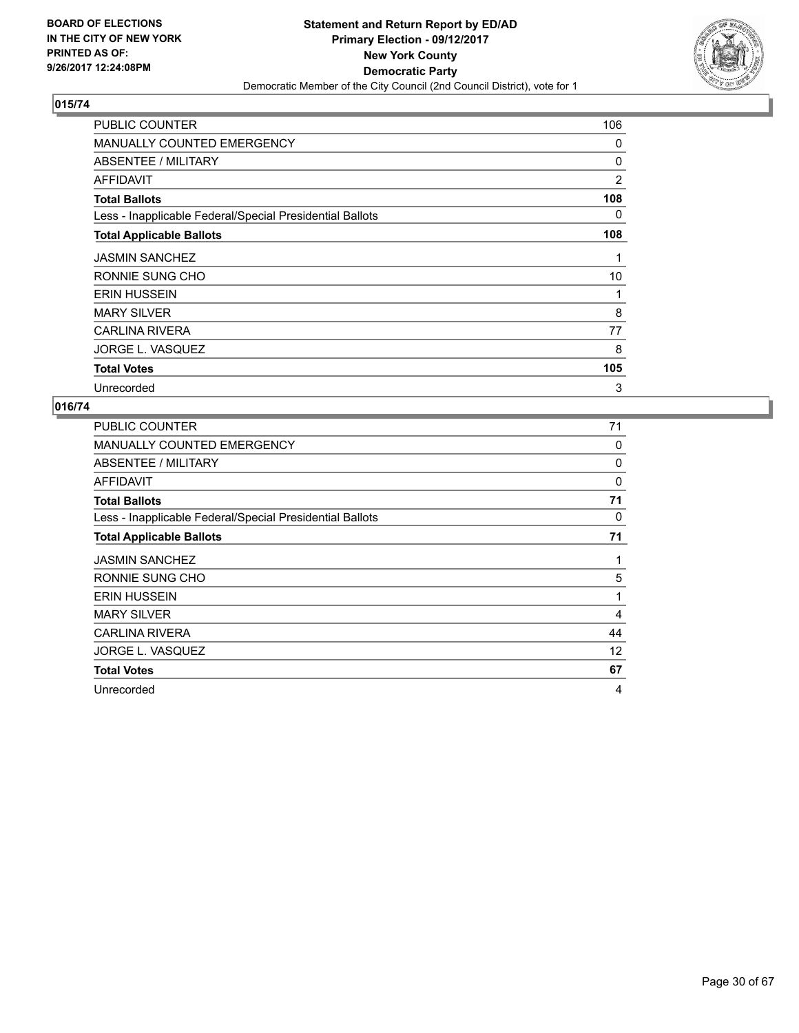BOARD OF ELECTIONS
IN THE CITY OF NEW YORK
PRINTED AS OF:
9/26/2017 12:24:08PM

**Statement and Return Report by ED/AD**
**Primary Election - 09/12/2017**
**New York County**
**Democratic Party**
Democratic Member of the City Council (2nd Council District), vote for 1

## 015/74

| | |
|---|---|
| PUBLIC COUNTER | 106 |
| MANUALLY COUNTED EMERGENCY | 0 |
| ABSENTEE / MILITARY | 0 |
| AFFIDAVIT | 2 |
| **Total Ballots** | **108** |
| Less - Inapplicable Federal/Special Presidential Ballots | 0 |
| **Total Applicable Ballots** | **108** |
| JASMIN SANCHEZ | 1 |
| RONNIE SUNG CHO | 10 |
| ERIN HUSSEIN | 1 |
| MARY SILVER | 8 |
| CARLINA RIVERA | 77 |
| JORGE L. VASQUEZ | 8 |
| **Total Votes** | **105** |
| Unrecorded | 3 |

## 016/74

| | |
|---|---|
| PUBLIC COUNTER | 71 |
| MANUALLY COUNTED EMERGENCY | 0 |
| ABSENTEE / MILITARY | 0 |
| AFFIDAVIT | 0 |
| **Total Ballots** | **71** |
| Less - Inapplicable Federal/Special Presidential Ballots | 0 |
| **Total Applicable Ballots** | **71** |
| JASMIN SANCHEZ | 1 |
| RONNIE SUNG CHO | 5 |
| ERIN HUSSEIN | 1 |
| MARY SILVER | 4 |
| CARLINA RIVERA | 44 |
| JORGE L. VASQUEZ | 12 |
| **Total Votes** | **67** |
| Unrecorded | 4 |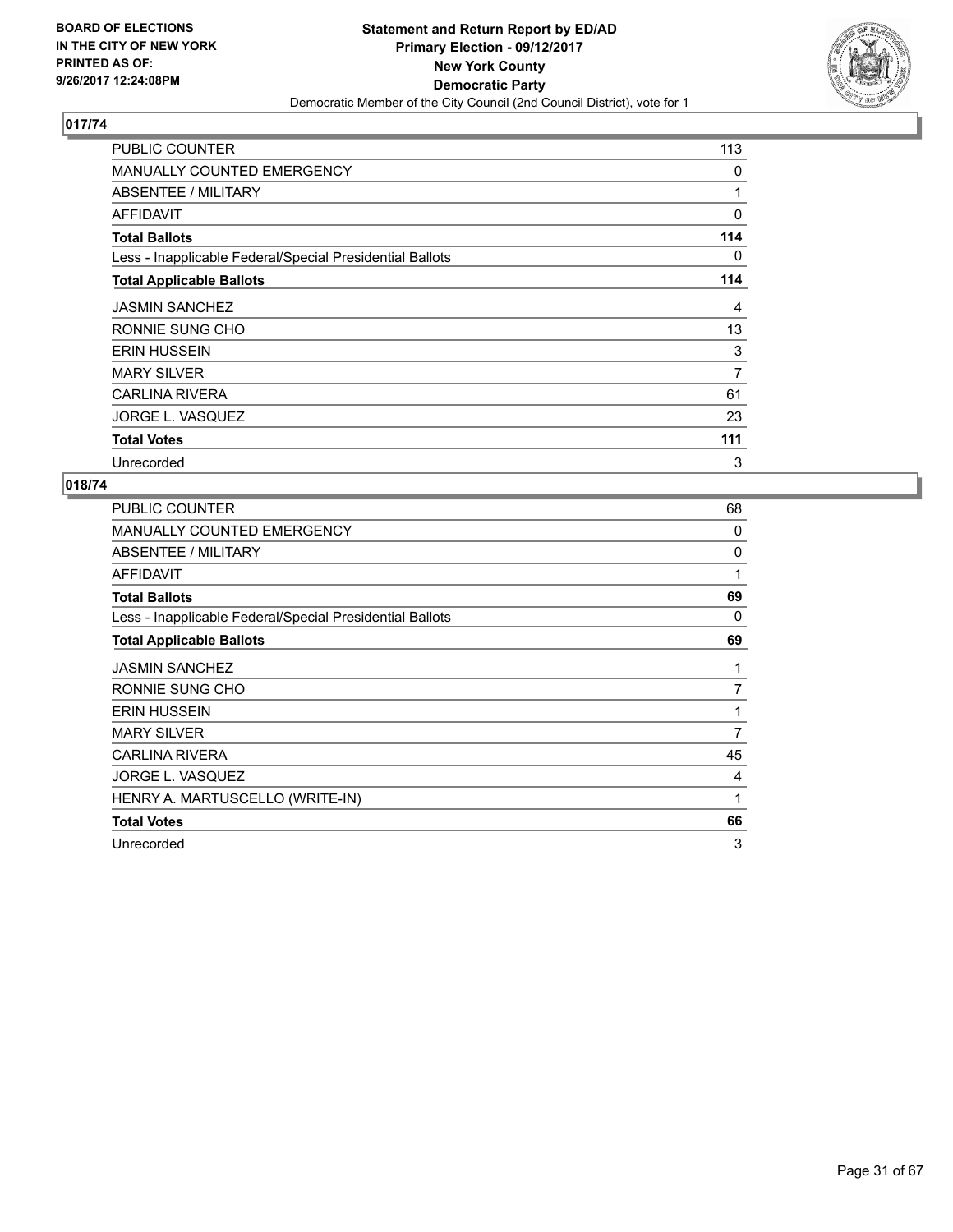BOARD OF ELECTIONS
IN THE CITY OF NEW YORK
PRINTED AS OF:
9/26/2017 12:24:08PM

**Statement and Return Report by ED/AD**
**Primary Election - 09/12/2017**
**New York County**
**Democratic Party**
Democratic Member of the City Council (2nd Council District), vote for 1

## 017/74

| | |
|---|---|
| PUBLIC COUNTER | 113 |
| MANUALLY COUNTED EMERGENCY | 0 |
| ABSENTEE / MILITARY | 1 |
| AFFIDAVIT | 0 |
| **Total Ballots** | **114** |
| Less - Inapplicable Federal/Special Presidential Ballots | 0 |
| **Total Applicable Ballots** | **114** |
| JASMIN SANCHEZ | 4 |
| RONNIE SUNG CHO | 13 |
| ERIN HUSSEIN | 3 |
| MARY SILVER | 7 |
| CARLINA RIVERA | 61 |
| JORGE L. VASQUEZ | 23 |
| **Total Votes** | **111** |
| Unrecorded | 3 |

## 018/74

| | |
|---|---|
| PUBLIC COUNTER | 68 |
| MANUALLY COUNTED EMERGENCY | 0 |
| ABSENTEE / MILITARY | 0 |
| AFFIDAVIT | 1 |
| **Total Ballots** | **69** |
| Less - Inapplicable Federal/Special Presidential Ballots | 0 |
| **Total Applicable Ballots** | **69** |
| JASMIN SANCHEZ | 1 |
| RONNIE SUNG CHO | 7 |
| ERIN HUSSEIN | 1 |
| MARY SILVER | 7 |
| CARLINA RIVERA | 45 |
| JORGE L. VASQUEZ | 4 |
| HENRY A. MARTUSCELLO (WRITE-IN) | 1 |
| **Total Votes** | **66** |
| Unrecorded | 3 |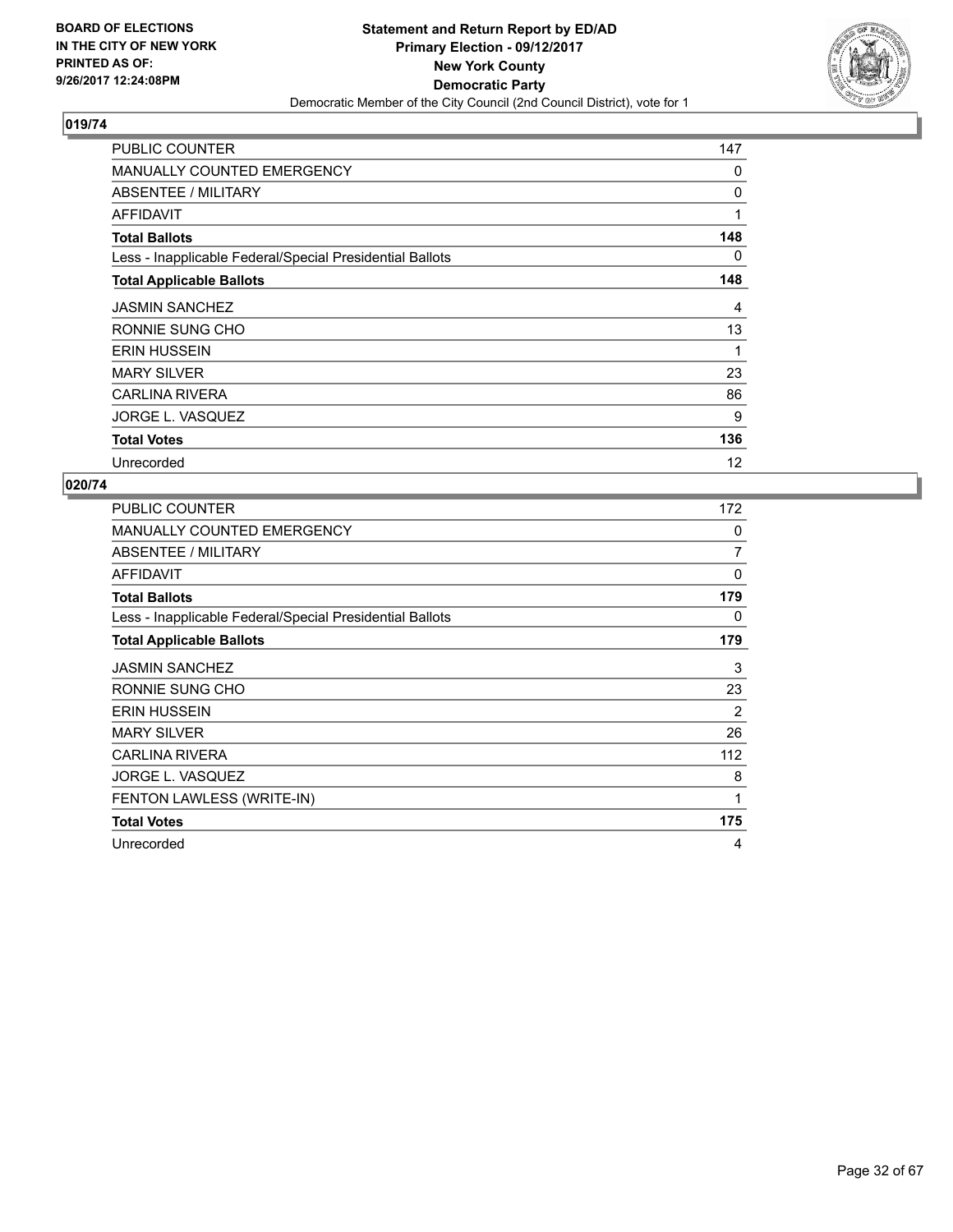**BOARD OF ELECTIONS IN THE CITY OF NEW YORK PRINTED AS OF: 9/26/2017 12:24:08PM**

**Statement and Return Report by ED/AD**
**Primary Election - 09/12/2017**
**New York County**
**Democratic Party**
Democratic Member of the City Council (2nd Council District), vote for 1

## 019/74

| | |
|---|---|
| PUBLIC COUNTER | 147 |
| MANUALLY COUNTED EMERGENCY | 0 |
| ABSENTEE / MILITARY | 0 |
| AFFIDAVIT | 1 |
| **Total Ballots** | **148** |
| Less - Inapplicable Federal/Special Presidential Ballots | 0 |
| **Total Applicable Ballots** | **148** |
| JASMIN SANCHEZ | 4 |
| RONNIE SUNG CHO | 13 |
| ERIN HUSSEIN | 1 |
| MARY SILVER | 23 |
| CARLINA RIVERA | 86 |
| JORGE L. VASQUEZ | 9 |
| **Total Votes** | **136** |
| Unrecorded | 12 |

## 020/74

| | |
|---|---|
| PUBLIC COUNTER | 172 |
| MANUALLY COUNTED EMERGENCY | 0 |
| ABSENTEE / MILITARY | 7 |
| AFFIDAVIT | 0 |
| **Total Ballots** | **179** |
| Less - Inapplicable Federal/Special Presidential Ballots | 0 |
| **Total Applicable Ballots** | **179** |
| JASMIN SANCHEZ | 3 |
| RONNIE SUNG CHO | 23 |
| ERIN HUSSEIN | 2 |
| MARY SILVER | 26 |
| CARLINA RIVERA | 112 |
| JORGE L. VASQUEZ | 8 |
| FENTON LAWLESS (WRITE-IN) | 1 |
| **Total Votes** | **175** |
| Unrecorded | 4 |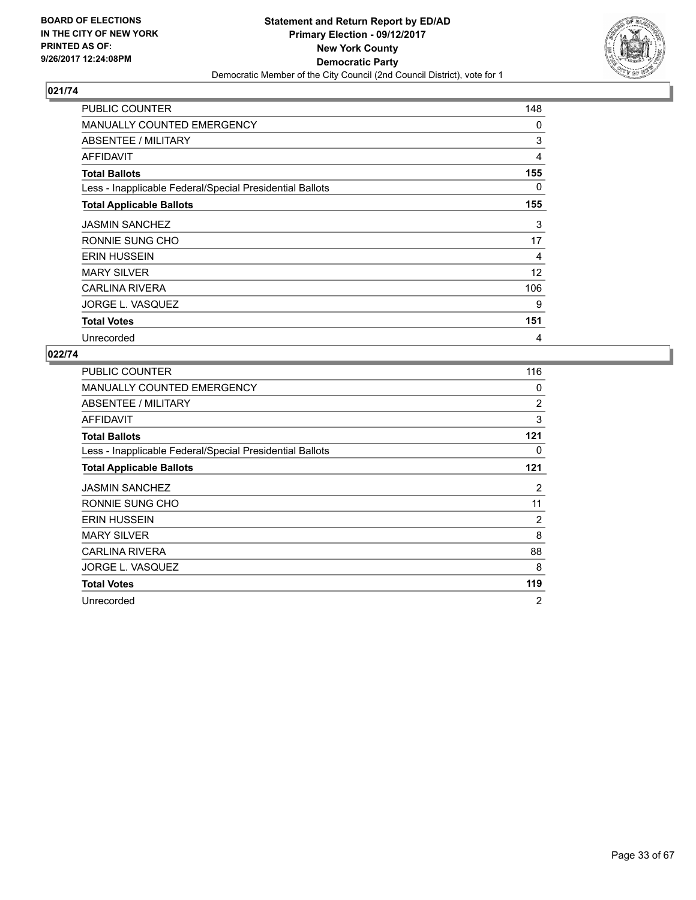**Statement and Return Report by ED/AD**
**Primary Election - 09/12/2017**
**New York County**
**Democratic Party**
Democratic Member of the City Council (2nd Council District), vote for 1

BOARD OF ELECTIONS
IN THE CITY OF NEW YORK
PRINTED AS OF:
9/26/2017 12:24:08PM

### 021/74

| | |
|---|---|
| PUBLIC COUNTER | 148 |
| MANUALLY COUNTED EMERGENCY | 0 |
| ABSENTEE / MILITARY | 3 |
| AFFIDAVIT | 4 |
| **Total Ballots** | **155** |
| Less - Inapplicable Federal/Special Presidential Ballots | 0 |
| **Total Applicable Ballots** | **155** |
| JASMIN SANCHEZ | 3 |
| RONNIE SUNG CHO | 17 |
| ERIN HUSSEIN | 4 |
| MARY SILVER | 12 |
| CARLINA RIVERA | 106 |
| JORGE L. VASQUEZ | 9 |
| **Total Votes** | **151** |
| Unrecorded | 4 |

### 022/74

| | |
|---|---|
| PUBLIC COUNTER | 116 |
| MANUALLY COUNTED EMERGENCY | 0 |
| ABSENTEE / MILITARY | 2 |
| AFFIDAVIT | 3 |
| **Total Ballots** | **121** |
| Less - Inapplicable Federal/Special Presidential Ballots | 0 |
| **Total Applicable Ballots** | **121** |
| JASMIN SANCHEZ | 2 |
| RONNIE SUNG CHO | 11 |
| ERIN HUSSEIN | 2 |
| MARY SILVER | 8 |
| CARLINA RIVERA | 88 |
| JORGE L. VASQUEZ | 8 |
| **Total Votes** | **119** |
| Unrecorded | 2 |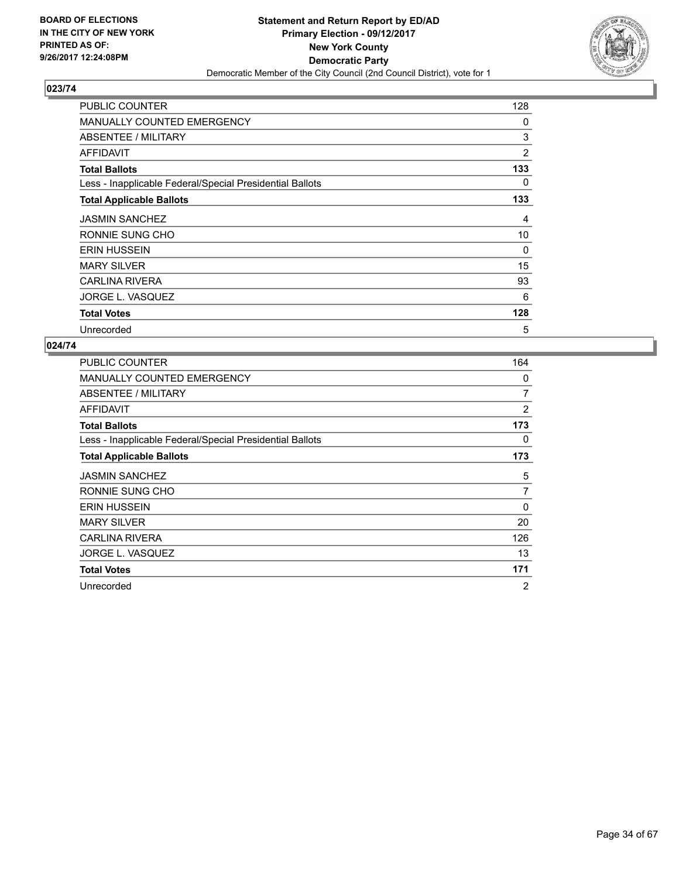BOARD OF ELECTIONS
IN THE CITY OF NEW YORK
PRINTED AS OF:
9/26/2017 12:24:08PM

**Statement and Return Report by ED/AD**
**Primary Election - 09/12/2017**
**New York County**
**Democratic Party**
Democratic Member of the City Council (2nd Council District), vote for 1

## 023/74

| | |
|---|---|
| PUBLIC COUNTER | 128 |
| MANUALLY COUNTED EMERGENCY | 0 |
| ABSENTEE / MILITARY | 3 |
| AFFIDAVIT | 2 |
| **Total Ballots** | **133** |
| Less - Inapplicable Federal/Special Presidential Ballots | 0 |
| **Total Applicable Ballots** | **133** |
| JASMIN SANCHEZ | 4 |
| RONNIE SUNG CHO | 10 |
| ERIN HUSSEIN | 0 |
| MARY SILVER | 15 |
| CARLINA RIVERA | 93 |
| JORGE L. VASQUEZ | 6 |
| **Total Votes** | **128** |
| Unrecorded | 5 |

## 024/74

| | |
|---|---|
| PUBLIC COUNTER | 164 |
| MANUALLY COUNTED EMERGENCY | 0 |
| ABSENTEE / MILITARY | 7 |
| AFFIDAVIT | 2 |
| **Total Ballots** | **173** |
| Less - Inapplicable Federal/Special Presidential Ballots | 0 |
| **Total Applicable Ballots** | **173** |
| JASMIN SANCHEZ | 5 |
| RONNIE SUNG CHO | 7 |
| ERIN HUSSEIN | 0 |
| MARY SILVER | 20 |
| CARLINA RIVERA | 126 |
| JORGE L. VASQUEZ | 13 |
| **Total Votes** | **171** |
| Unrecorded | 2 |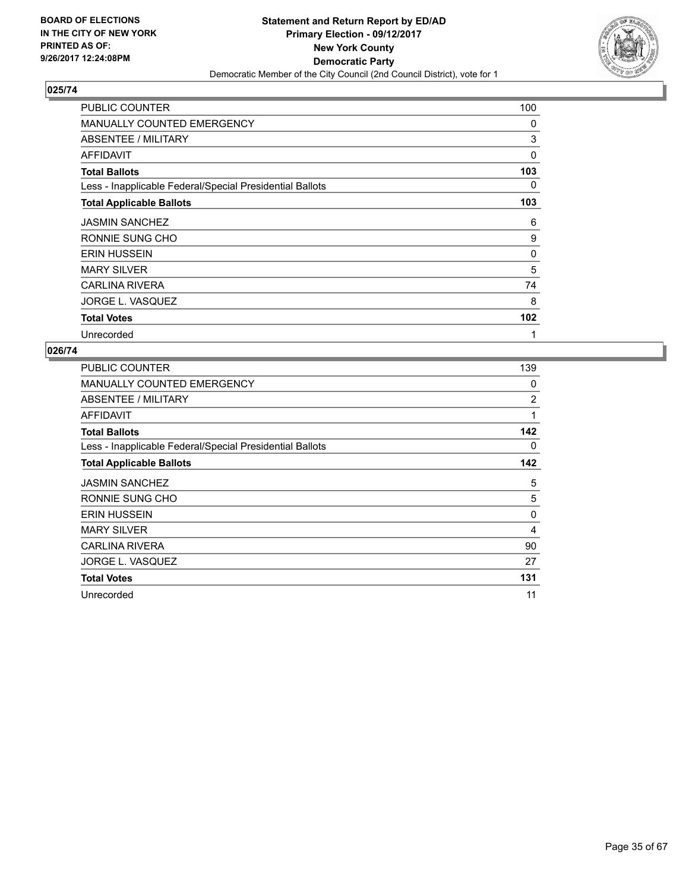**BOARD OF ELECTIONS IN THE CITY OF NEW YORK PRINTED AS OF: 9/26/2017 12:24:08PM**

**Statement and Return Report by ED/AD Primary Election - 09/12/2017 New York County Democratic Party**

Democratic Member of the City Council (2nd Council District), vote for 1

## 025/74

| | |
|---|---|
| PUBLIC COUNTER | 100 |
| MANUALLY COUNTED EMERGENCY | 0 |
| ABSENTEE / MILITARY | 3 |
| AFFIDAVIT | 0 |
| **Total Ballots** | **103** |
| Less - Inapplicable Federal/Special Presidential Ballots | 0 |
| **Total Applicable Ballots** | **103** |
| JASMIN SANCHEZ | 6 |
| RONNIE SUNG CHO | 9 |
| ERIN HUSSEIN | 0 |
| MARY SILVER | 5 |
| CARLINA RIVERA | 74 |
| JORGE L. VASQUEZ | 8 |
| **Total Votes** | **102** |
| Unrecorded | 1 |

## 026/74

| | |
|---|---|
| PUBLIC COUNTER | 139 |
| MANUALLY COUNTED EMERGENCY | 0 |
| ABSENTEE / MILITARY | 2 |
| AFFIDAVIT | 1 |
| **Total Ballots** | **142** |
| Less - Inapplicable Federal/Special Presidential Ballots | 0 |
| **Total Applicable Ballots** | **142** |
| JASMIN SANCHEZ | 5 |
| RONNIE SUNG CHO | 5 |
| ERIN HUSSEIN | 0 |
| MARY SILVER | 4 |
| CARLINA RIVERA | 90 |
| JORGE L. VASQUEZ | 27 |
| **Total Votes** | **131** |
| Unrecorded | 11 |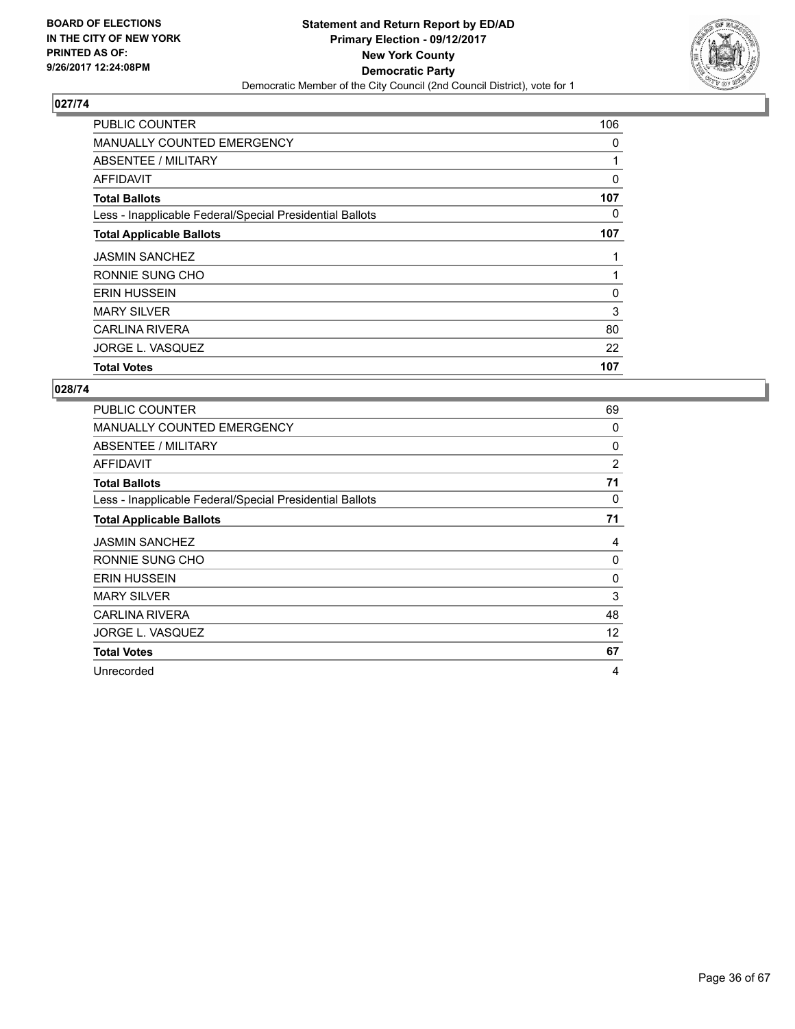BOARD OF ELECTIONS
IN THE CITY OF NEW YORK
PRINTED AS OF:
9/26/2017 12:24:08PM

**Statement and Return Report by ED/AD**
**Primary Election - 09/12/2017**
**New York County**
**Democratic Party**
Democratic Member of the City Council (2nd Council District), vote for 1

## 027/74

| | |
|---|---|
| PUBLIC COUNTER | 106 |
| MANUALLY COUNTED EMERGENCY | 0 |
| ABSENTEE / MILITARY | 1 |
| AFFIDAVIT | 0 |
| **Total Ballots** | **107** |
| Less - Inapplicable Federal/Special Presidential Ballots | 0 |
| **Total Applicable Ballots** | **107** |
| JASMIN SANCHEZ | 1 |
| RONNIE SUNG CHO | 1 |
| ERIN HUSSEIN | 0 |
| MARY SILVER | 3 |
| CARLINA RIVERA | 80 |
| JORGE L. VASQUEZ | 22 |
| **Total Votes** | **107** |

## 028/74

| | |
|---|---|
| PUBLIC COUNTER | 69 |
| MANUALLY COUNTED EMERGENCY | 0 |
| ABSENTEE / MILITARY | 0 |
| AFFIDAVIT | 2 |
| **Total Ballots** | **71** |
| Less - Inapplicable Federal/Special Presidential Ballots | 0 |
| **Total Applicable Ballots** | **71** |
| JASMIN SANCHEZ | 4 |
| RONNIE SUNG CHO | 0 |
| ERIN HUSSEIN | 0 |
| MARY SILVER | 3 |
| CARLINA RIVERA | 48 |
| JORGE L. VASQUEZ | 12 |
| **Total Votes** | **67** |
| Unrecorded | 4 |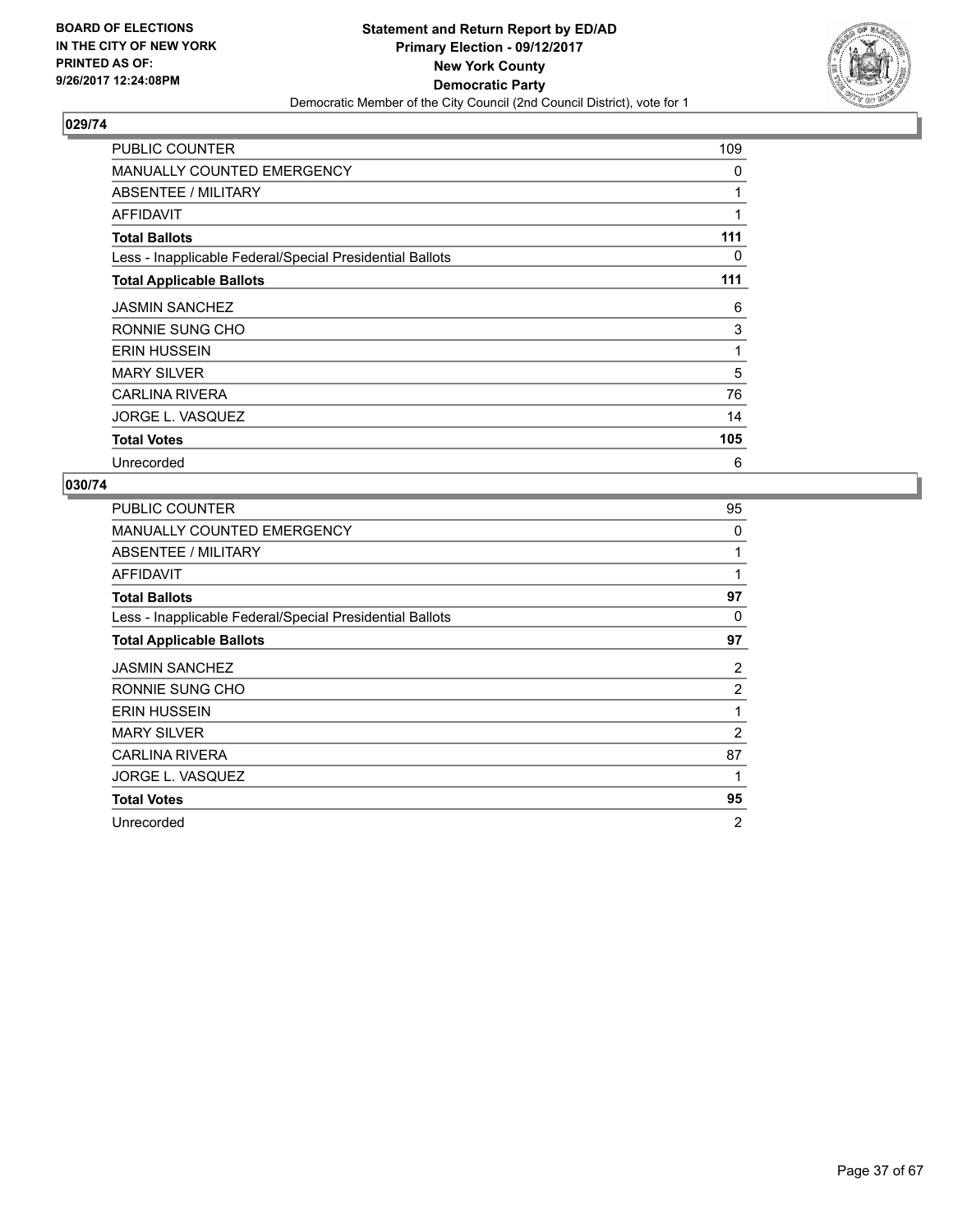BOARD OF ELECTIONS
IN THE CITY OF NEW YORK
PRINTED AS OF:
9/26/2017 12:24:08PM

**Statement and Return Report by ED/AD**
**Primary Election - 09/12/2017**
**New York County**
**Democratic Party**
Democratic Member of the City Council (2nd Council District), vote for 1

## 029/74

| | |
|---|---|
| PUBLIC COUNTER | 109 |
| MANUALLY COUNTED EMERGENCY | 0 |
| ABSENTEE / MILITARY | 1 |
| AFFIDAVIT | 1 |
| **Total Ballots** | **111** |
| Less - Inapplicable Federal/Special Presidential Ballots | 0 |
| **Total Applicable Ballots** | **111** |
| JASMIN SANCHEZ | 6 |
| RONNIE SUNG CHO | 3 |
| ERIN HUSSEIN | 1 |
| MARY SILVER | 5 |
| CARLINA RIVERA | 76 |
| JORGE L. VASQUEZ | 14 |
| **Total Votes** | **105** |
| Unrecorded | 6 |

## 030/74

| | |
|---|---|
| PUBLIC COUNTER | 95 |
| MANUALLY COUNTED EMERGENCY | 0 |
| ABSENTEE / MILITARY | 1 |
| AFFIDAVIT | 1 |
| **Total Ballots** | **97** |
| Less - Inapplicable Federal/Special Presidential Ballots | 0 |
| **Total Applicable Ballots** | **97** |
| JASMIN SANCHEZ | 2 |
| RONNIE SUNG CHO | 2 |
| ERIN HUSSEIN | 1 |
| MARY SILVER | 2 |
| CARLINA RIVERA | 87 |
| JORGE L. VASQUEZ | 1 |
| **Total Votes** | **95** |
| Unrecorded | 2 |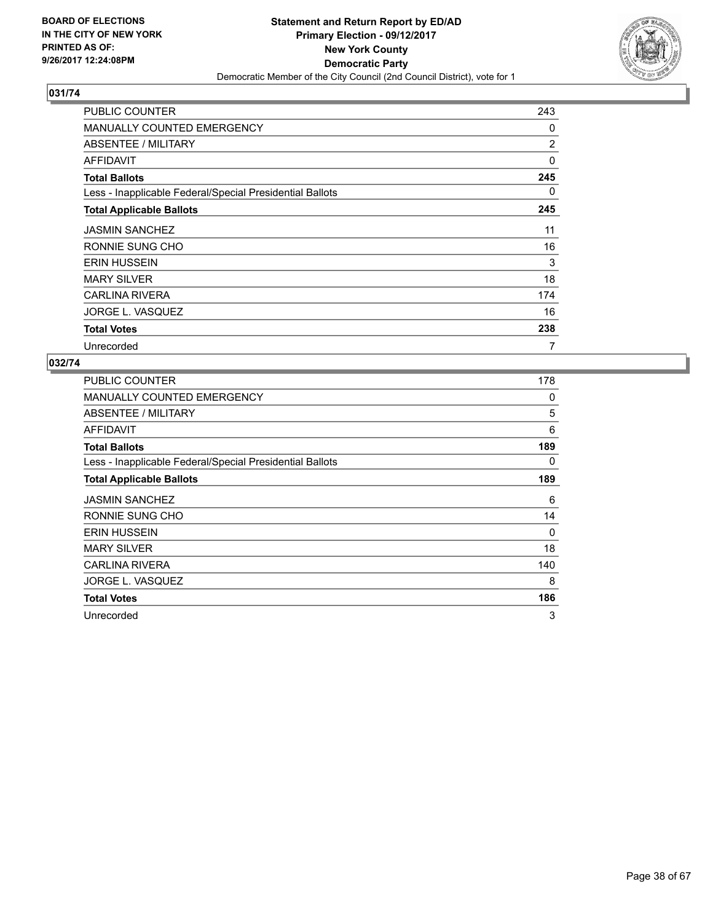BOARD OF ELECTIONS
IN THE CITY OF NEW YORK
PRINTED AS OF:
9/26/2017 12:24:08PM

**Statement and Return Report by ED/AD**
**Primary Election - 09/12/2017**
**New York County**
**Democratic Party**
Democratic Member of the City Council (2nd Council District), vote for 1

## 031/74

| | |
|---|---|
| PUBLIC COUNTER | 243 |
| MANUALLY COUNTED EMERGENCY | 0 |
| ABSENTEE / MILITARY | 2 |
| AFFIDAVIT | 0 |
| **Total Ballots** | **245** |
| Less - Inapplicable Federal/Special Presidential Ballots | 0 |
| **Total Applicable Ballots** | **245** |
| JASMIN SANCHEZ | 11 |
| RONNIE SUNG CHO | 16 |
| ERIN HUSSEIN | 3 |
| MARY SILVER | 18 |
| CARLINA RIVERA | 174 |
| JORGE L. VASQUEZ | 16 |
| **Total Votes** | **238** |
| Unrecorded | 7 |

## 032/74

| | |
|---|---|
| PUBLIC COUNTER | 178 |
| MANUALLY COUNTED EMERGENCY | 0 |
| ABSENTEE / MILITARY | 5 |
| AFFIDAVIT | 6 |
| **Total Ballots** | **189** |
| Less - Inapplicable Federal/Special Presidential Ballots | 0 |
| **Total Applicable Ballots** | **189** |
| JASMIN SANCHEZ | 6 |
| RONNIE SUNG CHO | 14 |
| ERIN HUSSEIN | 0 |
| MARY SILVER | 18 |
| CARLINA RIVERA | 140 |
| JORGE L. VASQUEZ | 8 |
| **Total Votes** | **186** |
| Unrecorded | 3 |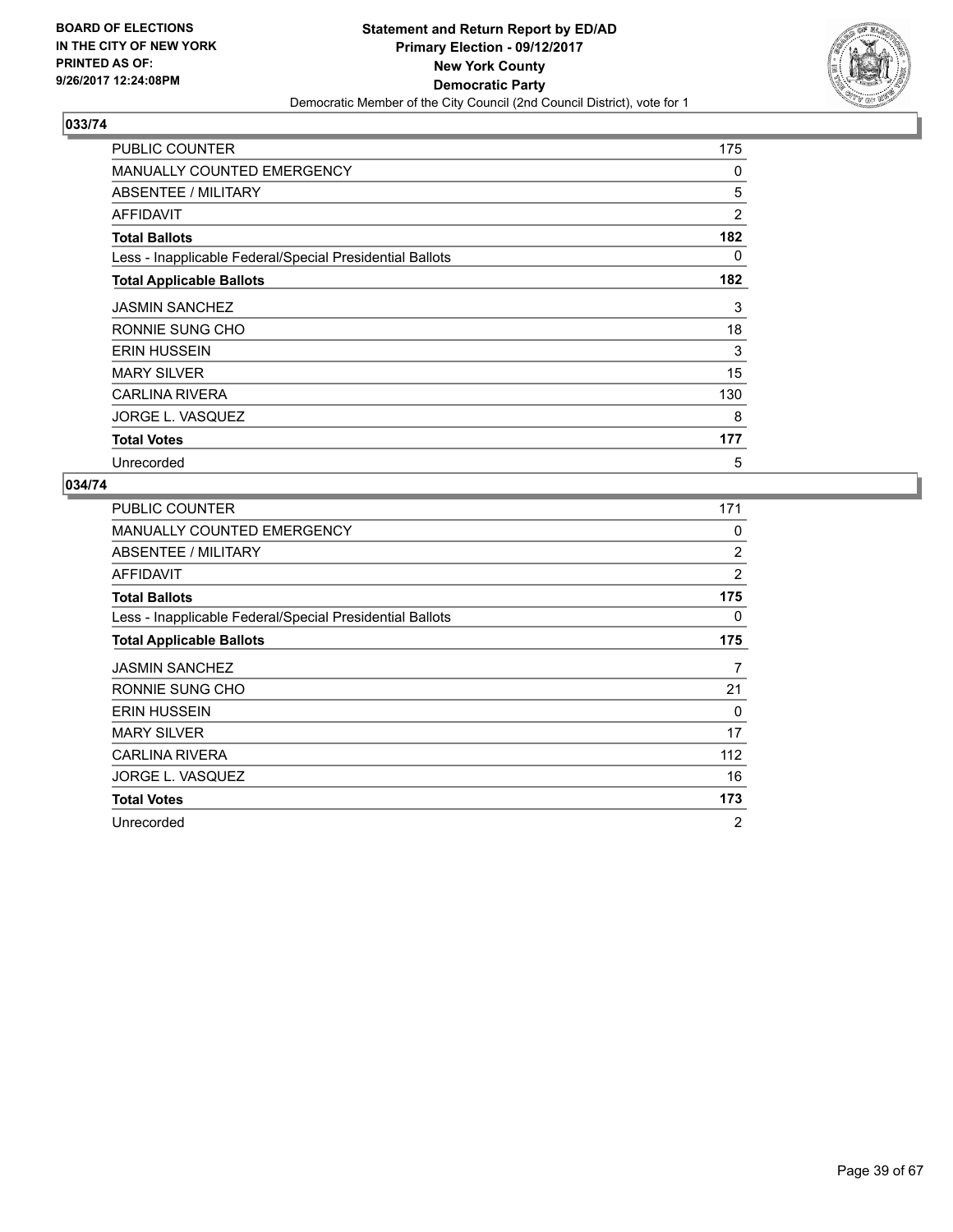BOARD OF ELECTIONS
IN THE CITY OF NEW YORK
PRINTED AS OF:
9/26/2017 12:24:08PM

**Statement and Return Report by ED/AD**
**Primary Election - 09/12/2017**
**New York County**
**Democratic Party**
Democratic Member of the City Council (2nd Council District), vote for 1

## 033/74

| | |
|---|---|
| PUBLIC COUNTER | 175 |
| MANUALLY COUNTED EMERGENCY | 0 |
| ABSENTEE / MILITARY | 5 |
| AFFIDAVIT | 2 |
| **Total Ballots** | **182** |
| Less - Inapplicable Federal/Special Presidential Ballots | 0 |
| **Total Applicable Ballots** | **182** |
| JASMIN SANCHEZ | 3 |
| RONNIE SUNG CHO | 18 |
| ERIN HUSSEIN | 3 |
| MARY SILVER | 15 |
| CARLINA RIVERA | 130 |
| JORGE L. VASQUEZ | 8 |
| **Total Votes** | **177** |
| Unrecorded | 5 |

## 034/74

| | |
|---|---|
| PUBLIC COUNTER | 171 |
| MANUALLY COUNTED EMERGENCY | 0 |
| ABSENTEE / MILITARY | 2 |
| AFFIDAVIT | 2 |
| **Total Ballots** | **175** |
| Less - Inapplicable Federal/Special Presidential Ballots | 0 |
| **Total Applicable Ballots** | **175** |
| JASMIN SANCHEZ | 7 |
| RONNIE SUNG CHO | 21 |
| ERIN HUSSEIN | 0 |
| MARY SILVER | 17 |
| CARLINA RIVERA | 112 |
| JORGE L. VASQUEZ | 16 |
| **Total Votes** | **173** |
| Unrecorded | 2 |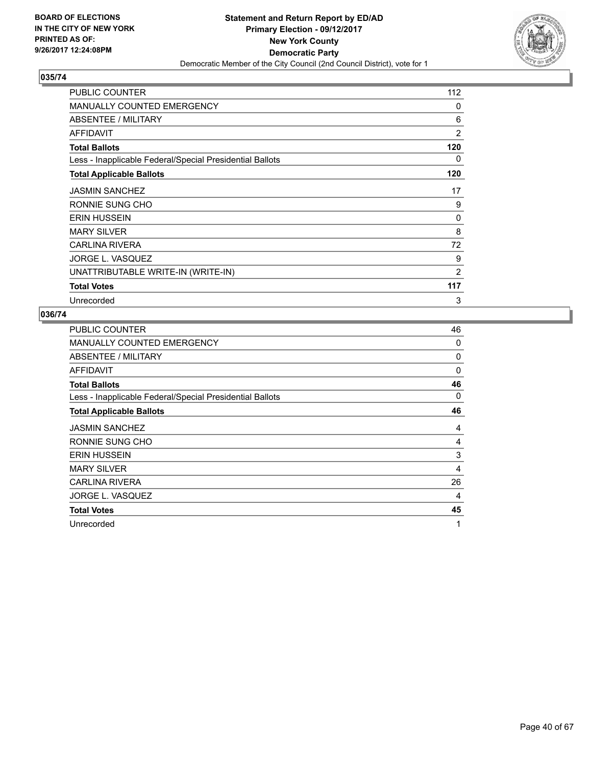BOARD OF ELECTIONS
IN THE CITY OF NEW YORK
PRINTED AS OF:
9/26/2017 12:24:08PM

**Statement and Return Report by ED/AD**
**Primary Election - 09/12/2017**
**New York County**
**Democratic Party**
Democratic Member of the City Council (2nd Council District), vote for 1

## 035/74

| | |
|---|---|
| PUBLIC COUNTER | 112 |
| MANUALLY COUNTED EMERGENCY | 0 |
| ABSENTEE / MILITARY | 6 |
| AFFIDAVIT | 2 |
| **Total Ballots** | **120** |
| Less - Inapplicable Federal/Special Presidential Ballots | 0 |
| **Total Applicable Ballots** | **120** |
| JASMIN SANCHEZ | 17 |
| RONNIE SUNG CHO | 9 |
| ERIN HUSSEIN | 0 |
| MARY SILVER | 8 |
| CARLINA RIVERA | 72 |
| JORGE L. VASQUEZ | 9 |
| UNATTRIBUTABLE WRITE-IN (WRITE-IN) | 2 |
| **Total Votes** | **117** |
| Unrecorded | 3 |

## 036/74

| | |
|---|---|
| PUBLIC COUNTER | 46 |
| MANUALLY COUNTED EMERGENCY | 0 |
| ABSENTEE / MILITARY | 0 |
| AFFIDAVIT | 0 |
| **Total Ballots** | **46** |
| Less - Inapplicable Federal/Special Presidential Ballots | 0 |
| **Total Applicable Ballots** | **46** |
| JASMIN SANCHEZ | 4 |
| RONNIE SUNG CHO | 4 |
| ERIN HUSSEIN | 3 |
| MARY SILVER | 4 |
| CARLINA RIVERA | 26 |
| JORGE L. VASQUEZ | 4 |
| **Total Votes** | **45** |
| Unrecorded | 1 |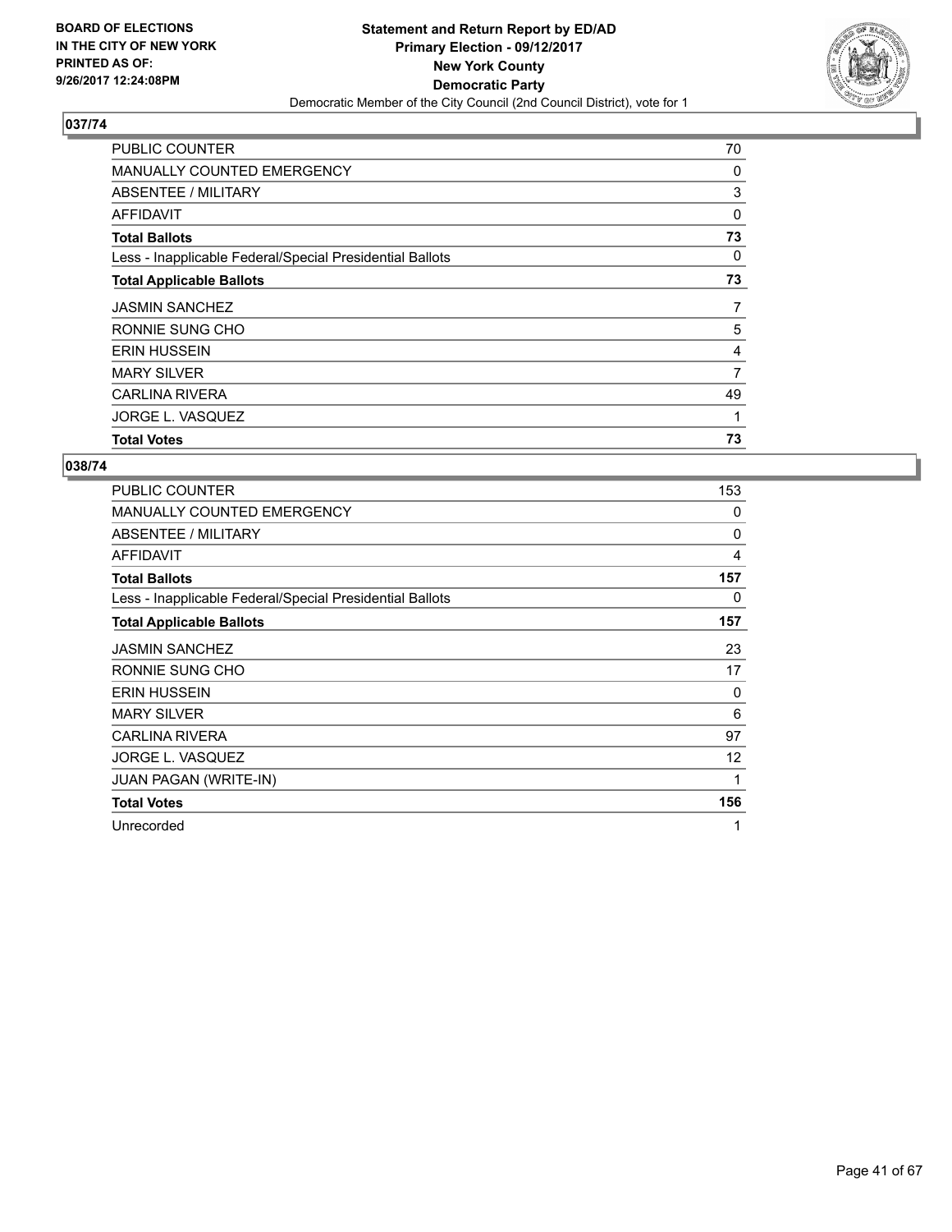BOARD OF ELECTIONS
IN THE CITY OF NEW YORK
PRINTED AS OF:
9/26/2017 12:24:08PM

**Statement and Return Report by ED/AD**
**Primary Election - 09/12/2017**
**New York County**
**Democratic Party**
Democratic Member of the City Council (2nd Council District), vote for 1

### 037/74

| | |
|---|---|
| PUBLIC COUNTER | 70 |
| MANUALLY COUNTED EMERGENCY | 0 |
| ABSENTEE / MILITARY | 3 |
| AFFIDAVIT | 0 |
| **Total Ballots** | **73** |
| Less - Inapplicable Federal/Special Presidential Ballots | 0 |
| **Total Applicable Ballots** | **73** |
| JASMIN SANCHEZ | 7 |
| RONNIE SUNG CHO | 5 |
| ERIN HUSSEIN | 4 |
| MARY SILVER | 7 |
| CARLINA RIVERA | 49 |
| JORGE L. VASQUEZ | 1 |
| **Total Votes** | **73** |

### 038/74

| | |
|---|---|
| PUBLIC COUNTER | 153 |
| MANUALLY COUNTED EMERGENCY | 0 |
| ABSENTEE / MILITARY | 0 |
| AFFIDAVIT | 4 |
| **Total Ballots** | **157** |
| Less - Inapplicable Federal/Special Presidential Ballots | 0 |
| **Total Applicable Ballots** | **157** |
| JASMIN SANCHEZ | 23 |
| RONNIE SUNG CHO | 17 |
| ERIN HUSSEIN | 0 |
| MARY SILVER | 6 |
| CARLINA RIVERA | 97 |
| JORGE L. VASQUEZ | 12 |
| JUAN PAGAN (WRITE-IN) | 1 |
| **Total Votes** | **156** |
| Unrecorded | 1 |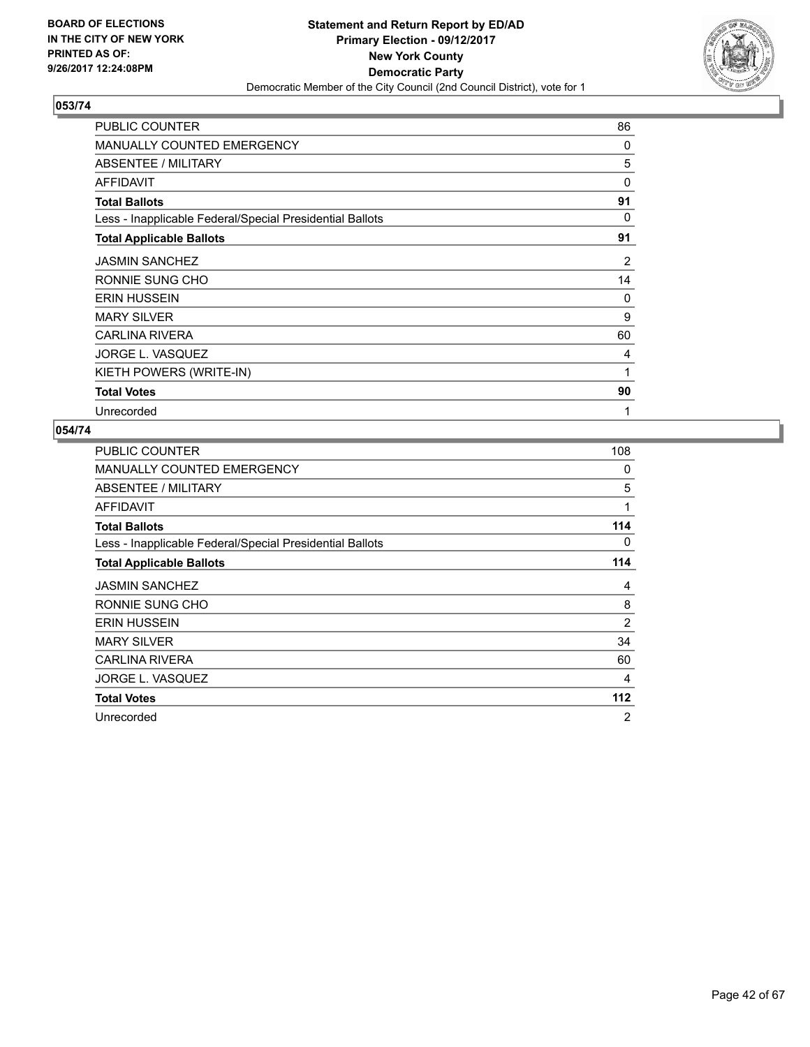BOARD OF ELECTIONS
IN THE CITY OF NEW YORK
PRINTED AS OF:
9/26/2017 12:24:08PM

**Statement and Return Report by ED/AD**
**Primary Election - 09/12/2017**
**New York County**
**Democratic Party**
Democratic Member of the City Council (2nd Council District), vote for 1

## 053/74

| | |
|---|---|
| PUBLIC COUNTER | 86 |
| MANUALLY COUNTED EMERGENCY | 0 |
| ABSENTEE / MILITARY | 5 |
| AFFIDAVIT | 0 |
| **Total Ballots** | **91** |
| Less - Inapplicable Federal/Special Presidential Ballots | 0 |
| **Total Applicable Ballots** | **91** |
| JASMIN SANCHEZ | 2 |
| RONNIE SUNG CHO | 14 |
| ERIN HUSSEIN | 0 |
| MARY SILVER | 9 |
| CARLINA RIVERA | 60 |
| JORGE L. VASQUEZ | 4 |
| KIETH POWERS (WRITE-IN) | 1 |
| **Total Votes** | **90** |
| Unrecorded | 1 |

## 054/74

| | |
|---|---|
| PUBLIC COUNTER | 108 |
| MANUALLY COUNTED EMERGENCY | 0 |
| ABSENTEE / MILITARY | 5 |
| AFFIDAVIT | 1 |
| **Total Ballots** | **114** |
| Less - Inapplicable Federal/Special Presidential Ballots | 0 |
| **Total Applicable Ballots** | **114** |
| JASMIN SANCHEZ | 4 |
| RONNIE SUNG CHO | 8 |
| ERIN HUSSEIN | 2 |
| MARY SILVER | 34 |
| CARLINA RIVERA | 60 |
| JORGE L. VASQUEZ | 4 |
| **Total Votes** | **112** |
| Unrecorded | 2 |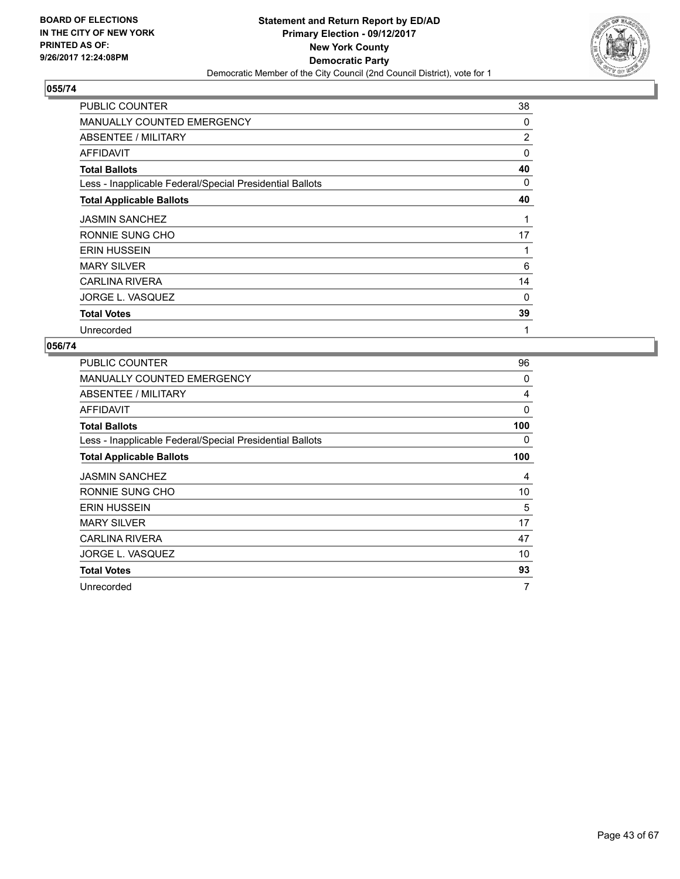BOARD OF ELECTIONS
IN THE CITY OF NEW YORK
PRINTED AS OF:
9/26/2017 12:24:08PM

**Statement and Return Report by ED/AD**
**Primary Election - 09/12/2017**
**New York County**
**Democratic Party**
Democratic Member of the City Council (2nd Council District), vote for 1

### 055/74

| | |
|---|---|
| PUBLIC COUNTER | 38 |
| MANUALLY COUNTED EMERGENCY | 0 |
| ABSENTEE / MILITARY | 2 |
| AFFIDAVIT | 0 |
| **Total Ballots** | **40** |
| Less - Inapplicable Federal/Special Presidential Ballots | 0 |
| **Total Applicable Ballots** | **40** |
| JASMIN SANCHEZ | 1 |
| RONNIE SUNG CHO | 17 |
| ERIN HUSSEIN | 1 |
| MARY SILVER | 6 |
| CARLINA RIVERA | 14 |
| JORGE L. VASQUEZ | 0 |
| **Total Votes** | **39** |
| Unrecorded | 1 |

### 056/74

| | |
|---|---|
| PUBLIC COUNTER | 96 |
| MANUALLY COUNTED EMERGENCY | 0 |
| ABSENTEE / MILITARY | 4 |
| AFFIDAVIT | 0 |
| **Total Ballots** | **100** |
| Less - Inapplicable Federal/Special Presidential Ballots | 0 |
| **Total Applicable Ballots** | **100** |
| JASMIN SANCHEZ | 4 |
| RONNIE SUNG CHO | 10 |
| ERIN HUSSEIN | 5 |
| MARY SILVER | 17 |
| CARLINA RIVERA | 47 |
| JORGE L. VASQUEZ | 10 |
| **Total Votes** | **93** |
| Unrecorded | 7 |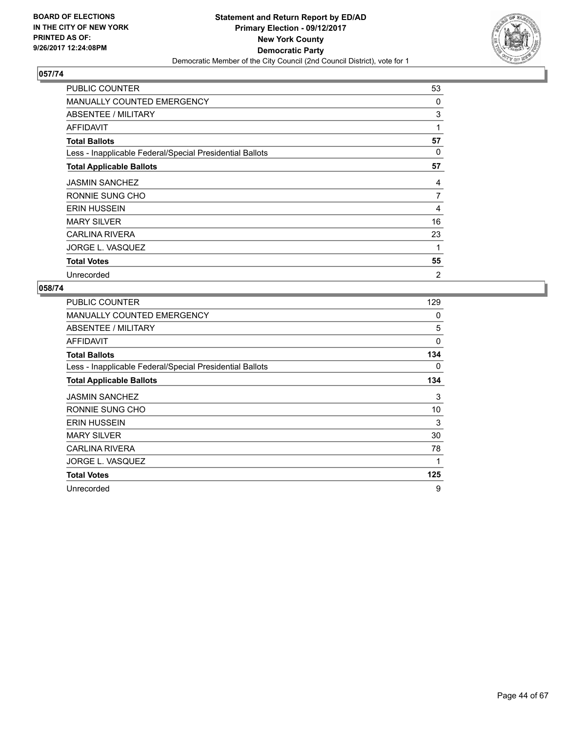**BOARD OF ELECTIONS IN THE CITY OF NEW YORK PRINTED AS OF: 9/26/2017 12:24:08PM**

**Statement and Return Report by ED/AD**
**Primary Election - 09/12/2017**
**New York County**
**Democratic Party**
Democratic Member of the City Council (2nd Council District), vote for 1

## 057/74

| | |
|---|---|
| PUBLIC COUNTER | 53 |
| MANUALLY COUNTED EMERGENCY | 0 |
| ABSENTEE / MILITARY | 3 |
| AFFIDAVIT | 1 |
| **Total Ballots** | **57** |
| Less - Inapplicable Federal/Special Presidential Ballots | 0 |
| **Total Applicable Ballots** | **57** |
| JASMIN SANCHEZ | 4 |
| RONNIE SUNG CHO | 7 |
| ERIN HUSSEIN | 4 |
| MARY SILVER | 16 |
| CARLINA RIVERA | 23 |
| JORGE L. VASQUEZ | 1 |
| **Total Votes** | **55** |
| Unrecorded | 2 |

## 058/74

| | |
|---|---|
| PUBLIC COUNTER | 129 |
| MANUALLY COUNTED EMERGENCY | 0 |
| ABSENTEE / MILITARY | 5 |
| AFFIDAVIT | 0 |
| **Total Ballots** | **134** |
| Less - Inapplicable Federal/Special Presidential Ballots | 0 |
| **Total Applicable Ballots** | **134** |
| JASMIN SANCHEZ | 3 |
| RONNIE SUNG CHO | 10 |
| ERIN HUSSEIN | 3 |
| MARY SILVER | 30 |
| CARLINA RIVERA | 78 |
| JORGE L. VASQUEZ | 1 |
| **Total Votes** | **125** |
| Unrecorded | 9 |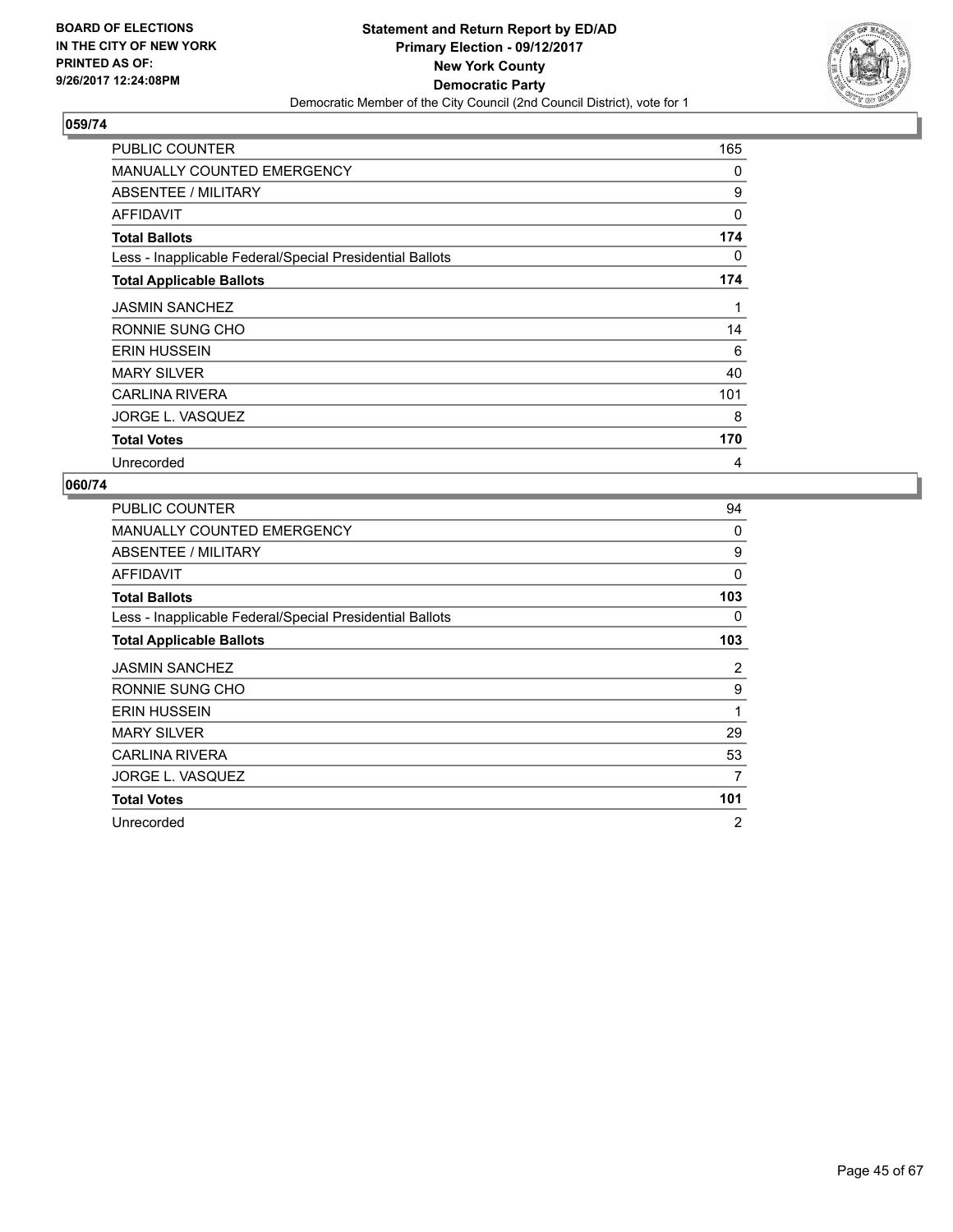**BOARD OF ELECTIONS IN THE CITY OF NEW YORK PRINTED AS OF: 9/26/2017 12:24:08PM**

**Statement and Return Report by ED/AD**
**Primary Election - 09/12/2017**
**New York County**
**Democratic Party**
Democratic Member of the City Council (2nd Council District), vote for 1

## 059/74

| | |
|---|---|
| PUBLIC COUNTER | 165 |
| MANUALLY COUNTED EMERGENCY | 0 |
| ABSENTEE / MILITARY | 9 |
| AFFIDAVIT | 0 |
| **Total Ballots** | **174** |
| Less - Inapplicable Federal/Special Presidential Ballots | 0 |
| **Total Applicable Ballots** | **174** |
| JASMIN SANCHEZ | 1 |
| RONNIE SUNG CHO | 14 |
| ERIN HUSSEIN | 6 |
| MARY SILVER | 40 |
| CARLINA RIVERA | 101 |
| JORGE L. VASQUEZ | 8 |
| **Total Votes** | **170** |
| Unrecorded | 4 |

## 060/74

| | |
|---|---|
| PUBLIC COUNTER | 94 |
| MANUALLY COUNTED EMERGENCY | 0 |
| ABSENTEE / MILITARY | 9 |
| AFFIDAVIT | 0 |
| **Total Ballots** | **103** |
| Less - Inapplicable Federal/Special Presidential Ballots | 0 |
| **Total Applicable Ballots** | **103** |
| JASMIN SANCHEZ | 2 |
| RONNIE SUNG CHO | 9 |
| ERIN HUSSEIN | 1 |
| MARY SILVER | 29 |
| CARLINA RIVERA | 53 |
| JORGE L. VASQUEZ | 7 |
| **Total Votes** | **101** |
| Unrecorded | 2 |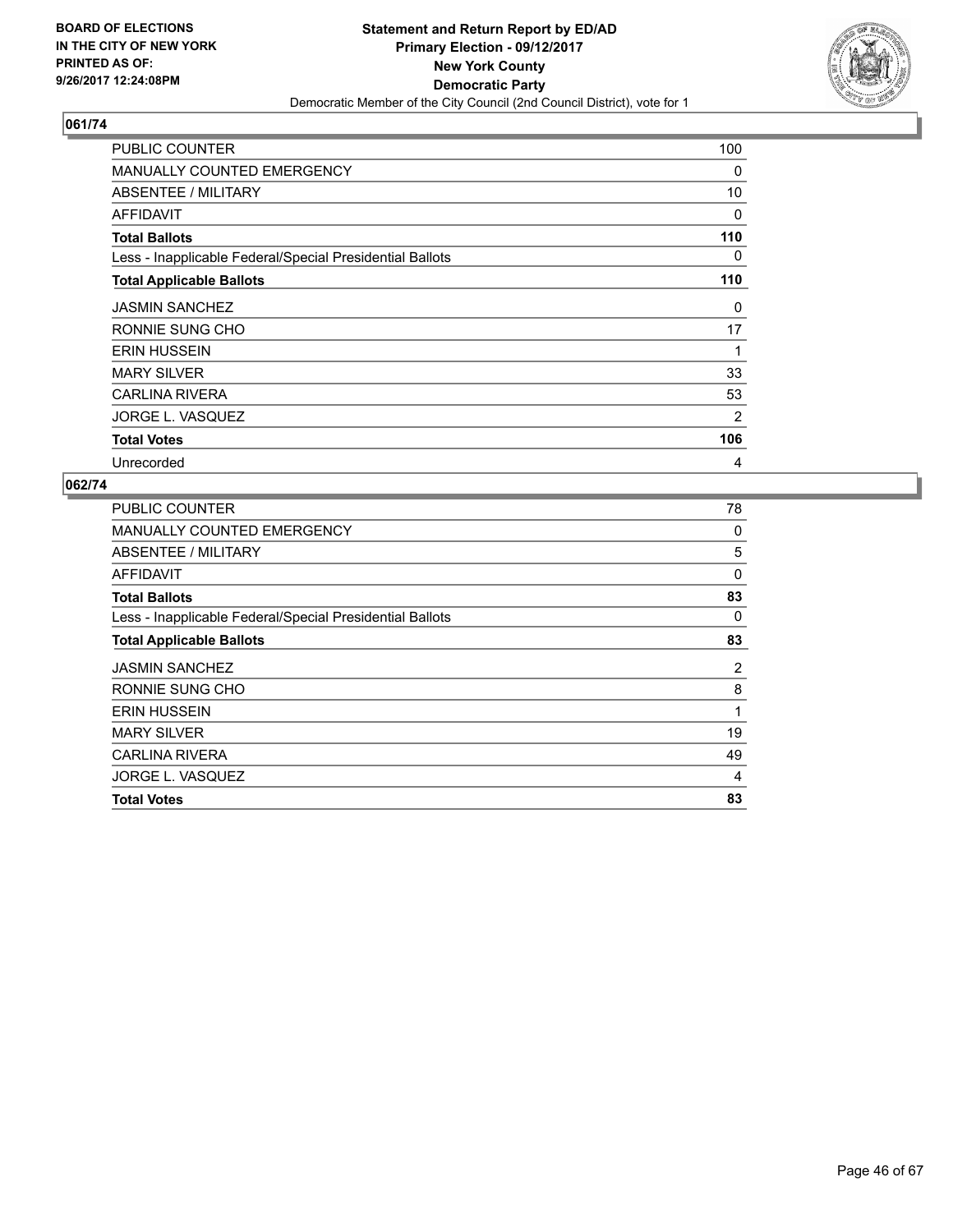BOARD OF ELECTIONS
IN THE CITY OF NEW YORK
PRINTED AS OF:
9/26/2017 12:24:08PM

**Statement and Return Report by ED/AD**
**Primary Election - 09/12/2017**
**New York County**
**Democratic Party**
Democratic Member of the City Council (2nd Council District), vote for 1

### 061/74

| | |
|---|---|
| PUBLIC COUNTER | 100 |
| MANUALLY COUNTED EMERGENCY | 0 |
| ABSENTEE / MILITARY | 10 |
| AFFIDAVIT | 0 |
| **Total Ballots** | **110** |
| Less - Inapplicable Federal/Special Presidential Ballots | 0 |
| **Total Applicable Ballots** | **110** |
| JASMIN SANCHEZ | 0 |
| RONNIE SUNG CHO | 17 |
| ERIN HUSSEIN | 1 |
| MARY SILVER | 33 |
| CARLINA RIVERA | 53 |
| JORGE L. VASQUEZ | 2 |
| **Total Votes** | **106** |
| Unrecorded | 4 |

### 062/74

| | |
|---|---|
| PUBLIC COUNTER | 78 |
| MANUALLY COUNTED EMERGENCY | 0 |
| ABSENTEE / MILITARY | 5 |
| AFFIDAVIT | 0 |
| **Total Ballots** | **83** |
| Less - Inapplicable Federal/Special Presidential Ballots | 0 |
| **Total Applicable Ballots** | **83** |
| JASMIN SANCHEZ | 2 |
| RONNIE SUNG CHO | 8 |
| ERIN HUSSEIN | 1 |
| MARY SILVER | 19 |
| CARLINA RIVERA | 49 |
| JORGE L. VASQUEZ | 4 |
| **Total Votes** | **83** |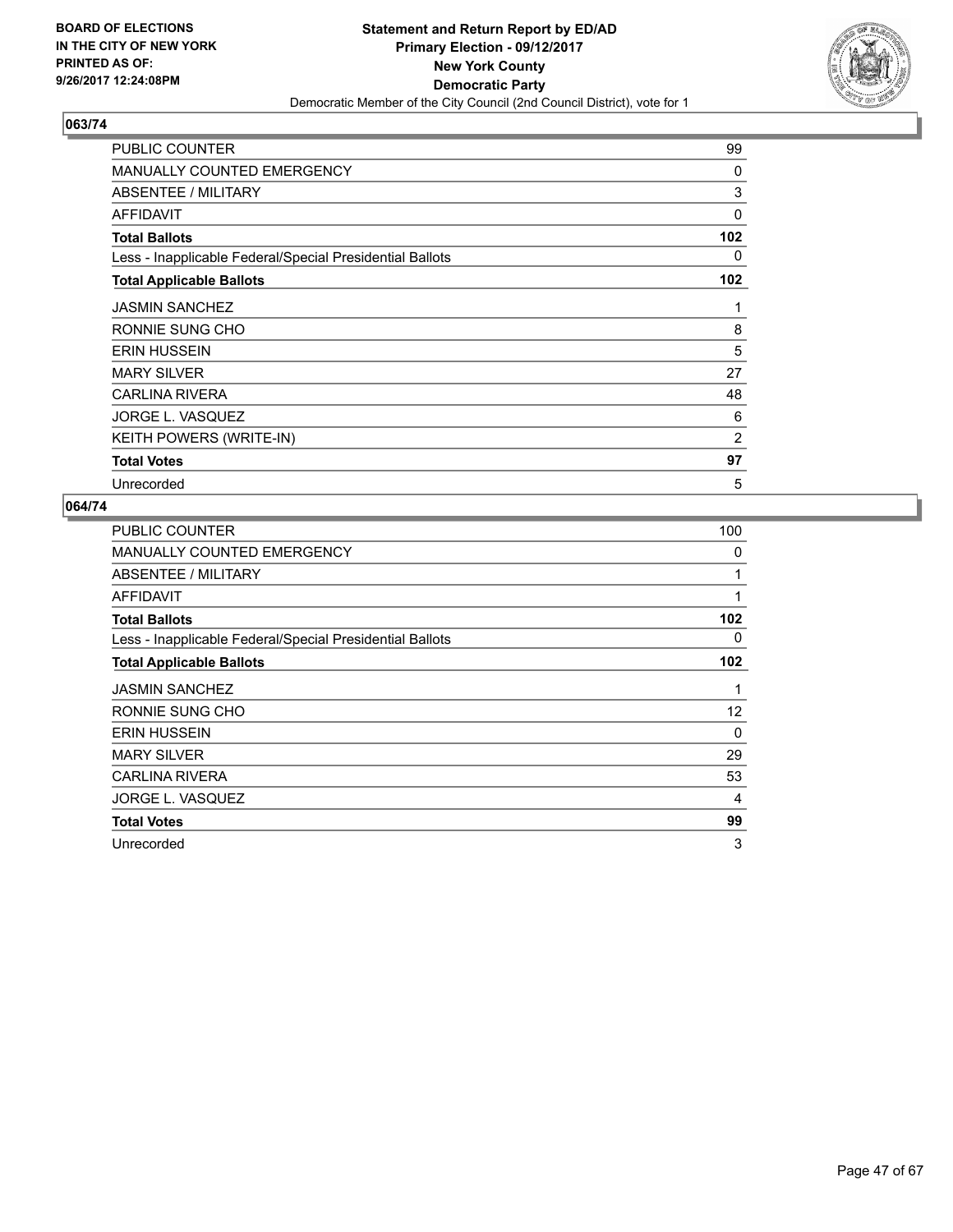**BOARD OF ELECTIONS IN THE CITY OF NEW YORK PRINTED AS OF: 9/26/2017 12:24:08PM**

**Statement and Return Report by ED/AD Primary Election - 09/12/2017 New York County Democratic Party**

Democratic Member of the City Council (2nd Council District), vote for 1

## 063/74

| | |
|---|---|
| PUBLIC COUNTER | 99 |
| MANUALLY COUNTED EMERGENCY | 0 |
| ABSENTEE / MILITARY | 3 |
| AFFIDAVIT | 0 |
| **Total Ballots** | **102** |
| Less - Inapplicable Federal/Special Presidential Ballots | 0 |
| **Total Applicable Ballots** | **102** |
| JASMIN SANCHEZ | 1 |
| RONNIE SUNG CHO | 8 |
| ERIN HUSSEIN | 5 |
| MARY SILVER | 27 |
| CARLINA RIVERA | 48 |
| JORGE L. VASQUEZ | 6 |
| KEITH POWERS (WRITE-IN) | 2 |
| **Total Votes** | **97** |
| Unrecorded | 5 |

## 064/74

| | |
|---|---|
| PUBLIC COUNTER | 100 |
| MANUALLY COUNTED EMERGENCY | 0 |
| ABSENTEE / MILITARY | 1 |
| AFFIDAVIT | 1 |
| **Total Ballots** | **102** |
| Less - Inapplicable Federal/Special Presidential Ballots | 0 |
| **Total Applicable Ballots** | **102** |
| JASMIN SANCHEZ | 1 |
| RONNIE SUNG CHO | 12 |
| ERIN HUSSEIN | 0 |
| MARY SILVER | 29 |
| CARLINA RIVERA | 53 |
| JORGE L. VASQUEZ | 4 |
| **Total Votes** | **99** |
| Unrecorded | 3 |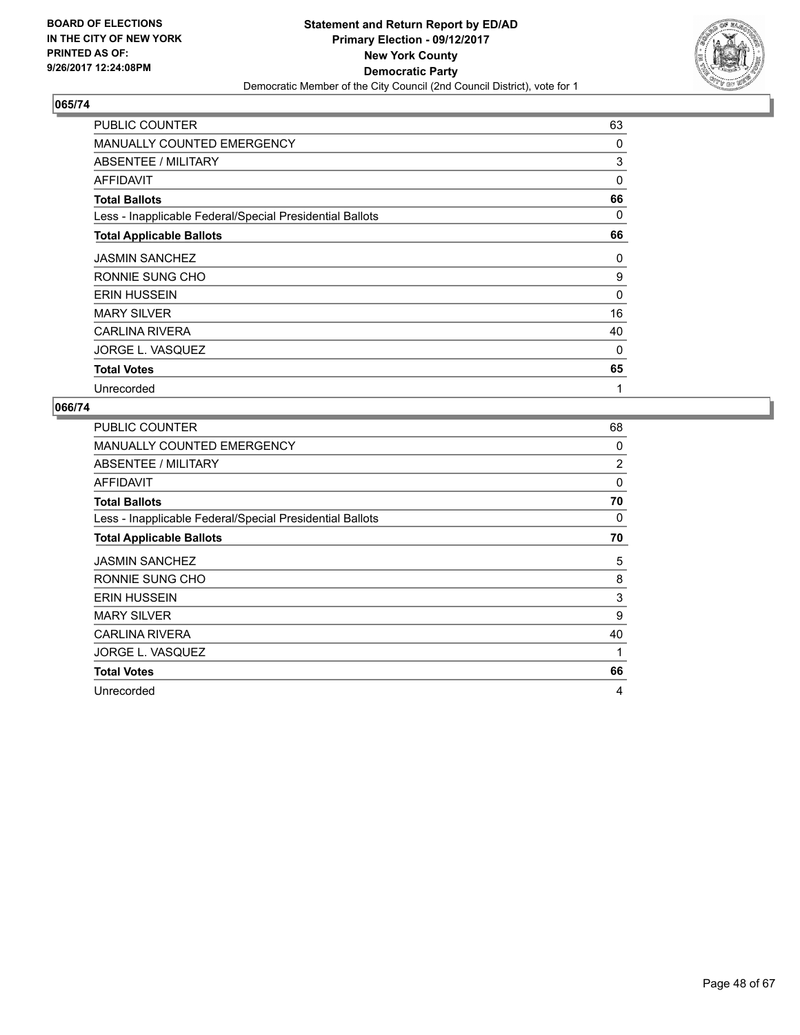BOARD OF ELECTIONS
IN THE CITY OF NEW YORK
PRINTED AS OF:
9/26/2017 12:24:08PM

**Statement and Return Report by ED/AD**
**Primary Election - 09/12/2017**
**New York County**
**Democratic Party**
Democratic Member of the City Council (2nd Council District), vote for 1

## 065/74

| | |
|---|---|
| PUBLIC COUNTER | 63 |
| MANUALLY COUNTED EMERGENCY | 0 |
| ABSENTEE / MILITARY | 3 |
| AFFIDAVIT | 0 |
| **Total Ballots** | **66** |
| Less - Inapplicable Federal/Special Presidential Ballots | 0 |
| **Total Applicable Ballots** | **66** |
| JASMIN SANCHEZ | 0 |
| RONNIE SUNG CHO | 9 |
| ERIN HUSSEIN | 0 |
| MARY SILVER | 16 |
| CARLINA RIVERA | 40 |
| JORGE L. VASQUEZ | 0 |
| **Total Votes** | **65** |
| Unrecorded | 1 |

## 066/74

| | |
|---|---|
| PUBLIC COUNTER | 68 |
| MANUALLY COUNTED EMERGENCY | 0 |
| ABSENTEE / MILITARY | 2 |
| AFFIDAVIT | 0 |
| **Total Ballots** | **70** |
| Less - Inapplicable Federal/Special Presidential Ballots | 0 |
| **Total Applicable Ballots** | **70** |
| JASMIN SANCHEZ | 5 |
| RONNIE SUNG CHO | 8 |
| ERIN HUSSEIN | 3 |
| MARY SILVER | 9 |
| CARLINA RIVERA | 40 |
| JORGE L. VASQUEZ | 1 |
| **Total Votes** | **66** |
| Unrecorded | 4 |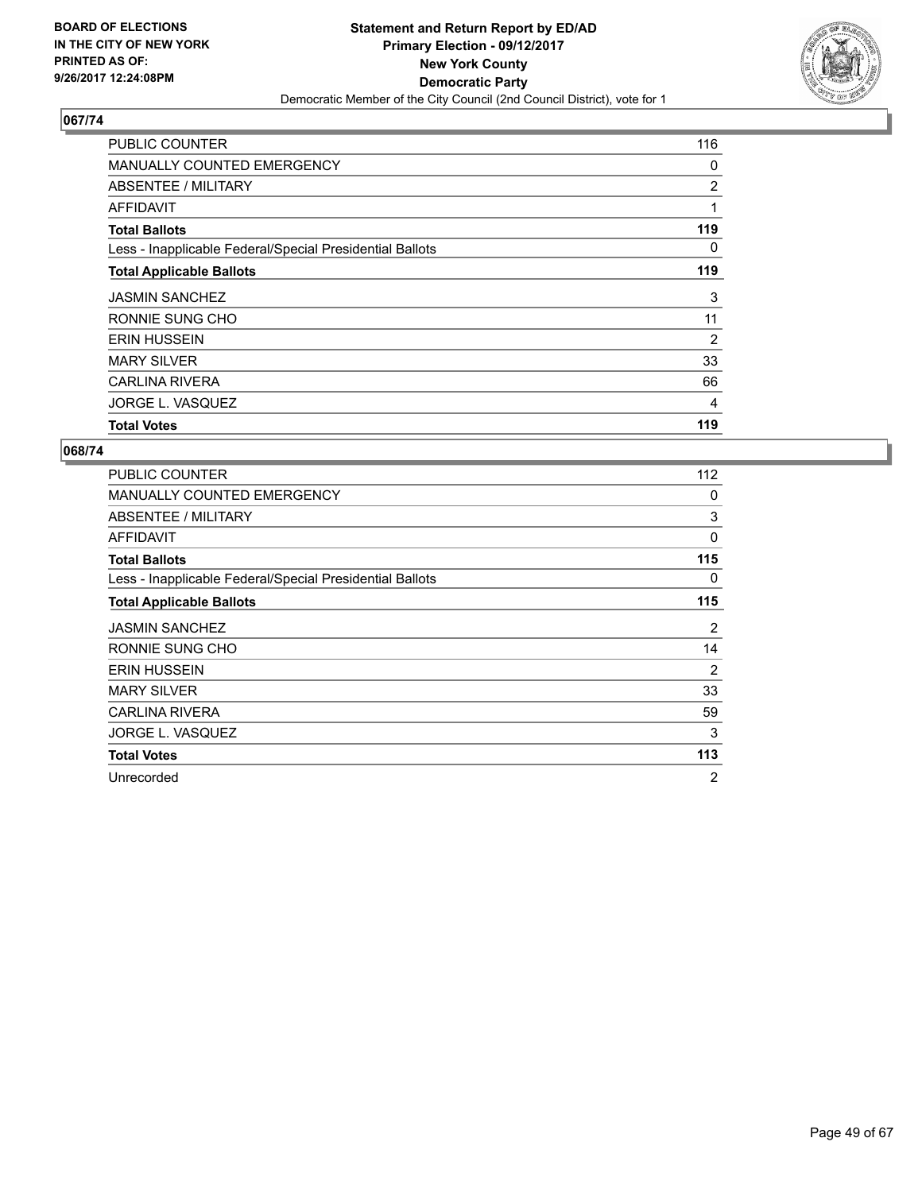**Statement and Return Report by ED/AD**
**Primary Election - 09/12/2017**
**New York County**
**Democratic Party**
Democratic Member of the City Council (2nd Council District), vote for 1

BOARD OF ELECTIONS IN THE CITY OF NEW YORK PRINTED AS OF: 9/26/2017 12:24:08PM

## 067/74

| | |
|---|---|
| PUBLIC COUNTER | 116 |
| MANUALLY COUNTED EMERGENCY | 0 |
| ABSENTEE / MILITARY | 2 |
| AFFIDAVIT | 1 |
| **Total Ballots** | **119** |
| Less - Inapplicable Federal/Special Presidential Ballots | 0 |
| **Total Applicable Ballots** | **119** |
| JASMIN SANCHEZ | 3 |
| RONNIE SUNG CHO | 11 |
| ERIN HUSSEIN | 2 |
| MARY SILVER | 33 |
| CARLINA RIVERA | 66 |
| JORGE L. VASQUEZ | 4 |
| **Total Votes** | **119** |

## 068/74

| | |
|---|---|
| PUBLIC COUNTER | 112 |
| MANUALLY COUNTED EMERGENCY | 0 |
| ABSENTEE / MILITARY | 3 |
| AFFIDAVIT | 0 |
| **Total Ballots** | **115** |
| Less - Inapplicable Federal/Special Presidential Ballots | 0 |
| **Total Applicable Ballots** | **115** |
| JASMIN SANCHEZ | 2 |
| RONNIE SUNG CHO | 14 |
| ERIN HUSSEIN | 2 |
| MARY SILVER | 33 |
| CARLINA RIVERA | 59 |
| JORGE L. VASQUEZ | 3 |
| **Total Votes** | **113** |
| Unrecorded | 2 |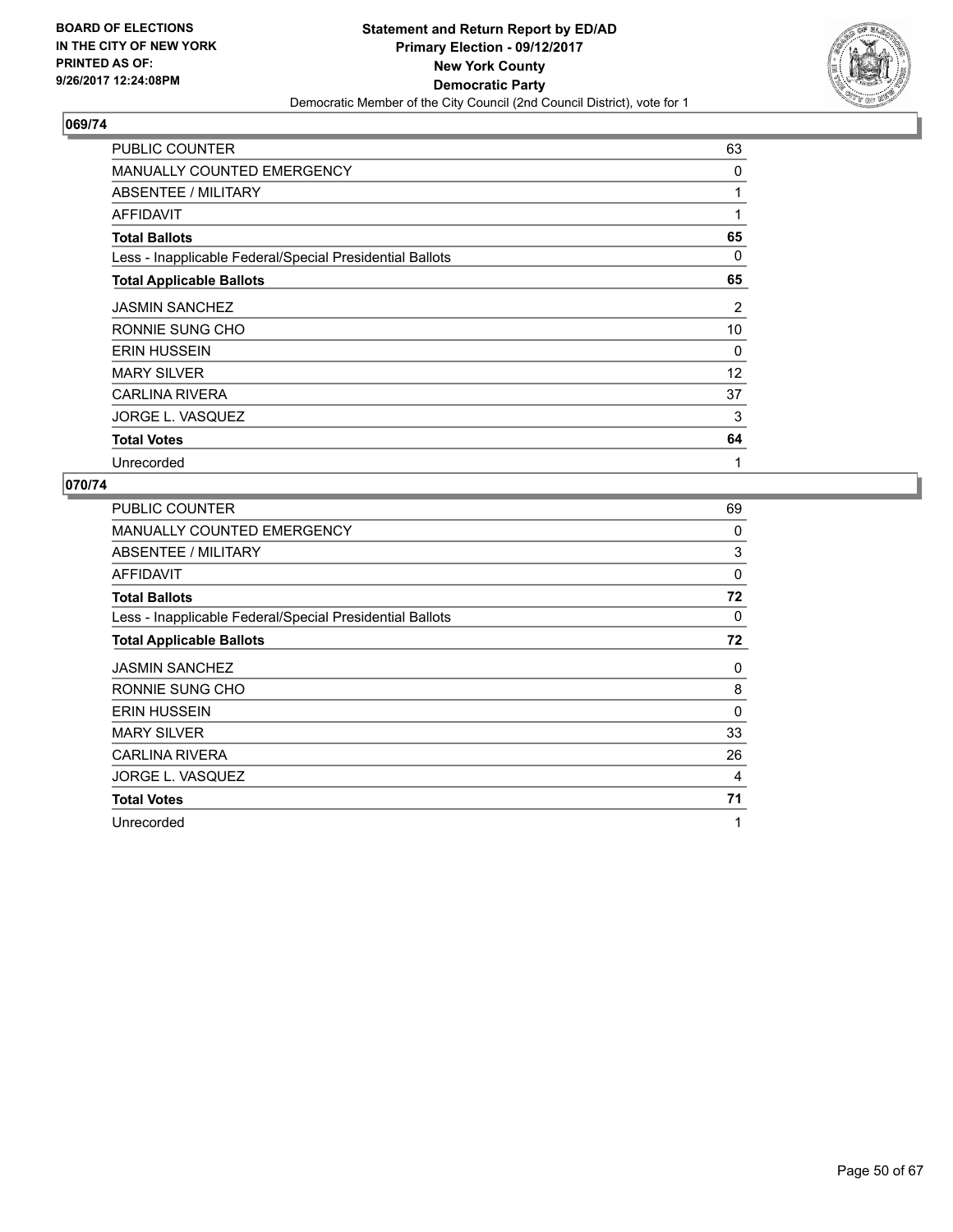**BOARD OF ELECTIONS IN THE CITY OF NEW YORK PRINTED AS OF: 9/26/2017 12:24:08PM**

**Statement and Return Report by ED/AD**
**Primary Election - 09/12/2017**
**New York County**
**Democratic Party**
Democratic Member of the City Council (2nd Council District), vote for 1

## 069/74

| | |
|---|---|
| PUBLIC COUNTER | 63 |
| MANUALLY COUNTED EMERGENCY | 0 |
| ABSENTEE / MILITARY | 1 |
| AFFIDAVIT | 1 |
| **Total Ballots** | **65** |
| Less - Inapplicable Federal/Special Presidential Ballots | 0 |
| **Total Applicable Ballots** | **65** |
| JASMIN SANCHEZ | 2 |
| RONNIE SUNG CHO | 10 |
| ERIN HUSSEIN | 0 |
| MARY SILVER | 12 |
| CARLINA RIVERA | 37 |
| JORGE L. VASQUEZ | 3 |
| **Total Votes** | **64** |
| Unrecorded | 1 |

## 070/74

| | |
|---|---|
| PUBLIC COUNTER | 69 |
| MANUALLY COUNTED EMERGENCY | 0 |
| ABSENTEE / MILITARY | 3 |
| AFFIDAVIT | 0 |
| **Total Ballots** | **72** |
| Less - Inapplicable Federal/Special Presidential Ballots | 0 |
| **Total Applicable Ballots** | **72** |
| JASMIN SANCHEZ | 0 |
| RONNIE SUNG CHO | 8 |
| ERIN HUSSEIN | 0 |
| MARY SILVER | 33 |
| CARLINA RIVERA | 26 |
| JORGE L. VASQUEZ | 4 |
| **Total Votes** | **71** |
| Unrecorded | 1 |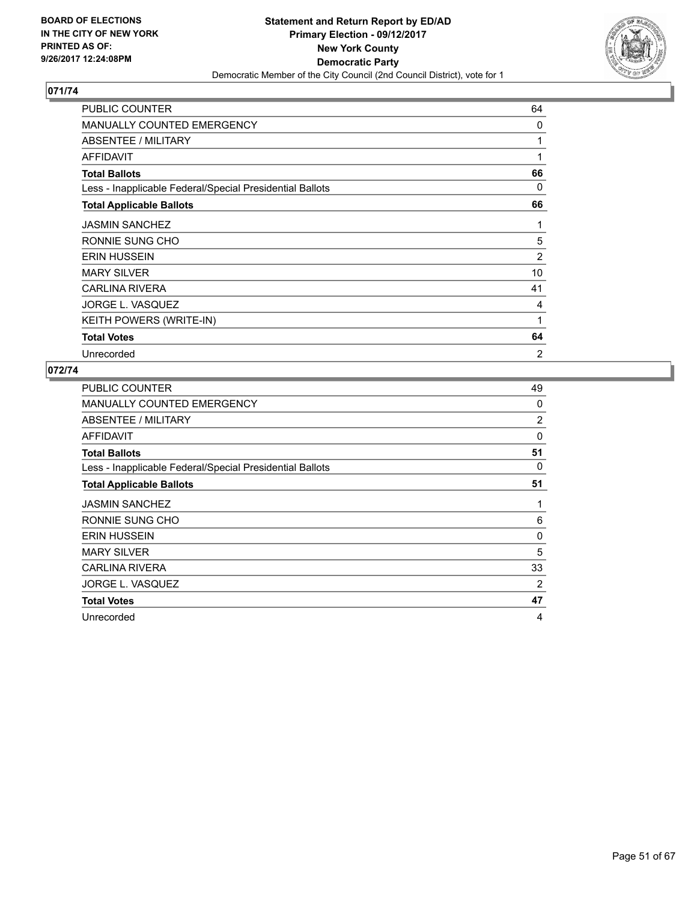BOARD OF ELECTIONS
IN THE CITY OF NEW YORK
PRINTED AS OF:
9/26/2017 12:24:08PM

**Statement and Return Report by ED/AD**
**Primary Election - 09/12/2017**
**New York County**
**Democratic Party**
Democratic Member of the City Council (2nd Council District), vote for 1

## 071/74

| | |
|---|---|
| PUBLIC COUNTER | 64 |
| MANUALLY COUNTED EMERGENCY | 0 |
| ABSENTEE / MILITARY | 1 |
| AFFIDAVIT | 1 |
| **Total Ballots** | **66** |
| Less - Inapplicable Federal/Special Presidential Ballots | 0 |
| **Total Applicable Ballots** | **66** |
| JASMIN SANCHEZ | 1 |
| RONNIE SUNG CHO | 5 |
| ERIN HUSSEIN | 2 |
| MARY SILVER | 10 |
| CARLINA RIVERA | 41 |
| JORGE L. VASQUEZ | 4 |
| KEITH POWERS (WRITE-IN) | 1 |
| **Total Votes** | **64** |
| Unrecorded | 2 |

## 072/74

| | |
|---|---|
| PUBLIC COUNTER | 49 |
| MANUALLY COUNTED EMERGENCY | 0 |
| ABSENTEE / MILITARY | 2 |
| AFFIDAVIT | 0 |
| **Total Ballots** | **51** |
| Less - Inapplicable Federal/Special Presidential Ballots | 0 |
| **Total Applicable Ballots** | **51** |
| JASMIN SANCHEZ | 1 |
| RONNIE SUNG CHO | 6 |
| ERIN HUSSEIN | 0 |
| MARY SILVER | 5 |
| CARLINA RIVERA | 33 |
| JORGE L. VASQUEZ | 2 |
| **Total Votes** | **47** |
| Unrecorded | 4 |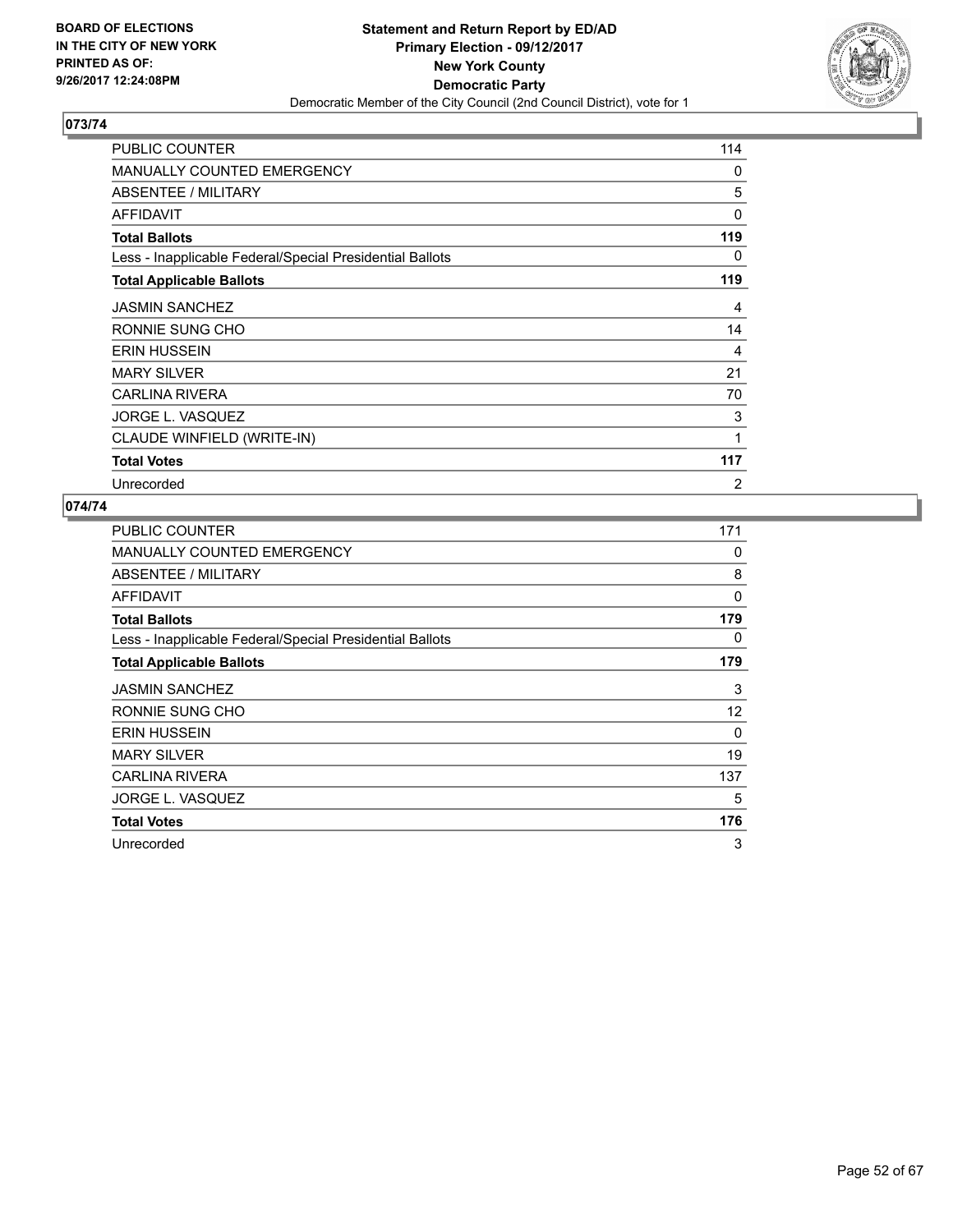BOARD OF ELECTIONS
IN THE CITY OF NEW YORK
PRINTED AS OF:
9/26/2017 12:24:08PM

**Statement and Return Report by ED/AD**
**Primary Election - 09/12/2017**
**New York County**
**Democratic Party**
Democratic Member of the City Council (2nd Council District), vote for 1

## 073/74

| | |
|---|---|
| PUBLIC COUNTER | 114 |
| MANUALLY COUNTED EMERGENCY | 0 |
| ABSENTEE / MILITARY | 5 |
| AFFIDAVIT | 0 |
| **Total Ballots** | **119** |
| Less - Inapplicable Federal/Special Presidential Ballots | 0 |
| **Total Applicable Ballots** | **119** |
| JASMIN SANCHEZ | 4 |
| RONNIE SUNG CHO | 14 |
| ERIN HUSSEIN | 4 |
| MARY SILVER | 21 |
| CARLINA RIVERA | 70 |
| JORGE L. VASQUEZ | 3 |
| CLAUDE WINFIELD (WRITE-IN) | 1 |
| **Total Votes** | **117** |
| Unrecorded | 2 |

## 074/74

| | |
|---|---|
| PUBLIC COUNTER | 171 |
| MANUALLY COUNTED EMERGENCY | 0 |
| ABSENTEE / MILITARY | 8 |
| AFFIDAVIT | 0 |
| **Total Ballots** | **179** |
| Less - Inapplicable Federal/Special Presidential Ballots | 0 |
| **Total Applicable Ballots** | **179** |
| JASMIN SANCHEZ | 3 |
| RONNIE SUNG CHO | 12 |
| ERIN HUSSEIN | 0 |
| MARY SILVER | 19 |
| CARLINA RIVERA | 137 |
| JORGE L. VASQUEZ | 5 |
| **Total Votes** | **176** |
| Unrecorded | 3 |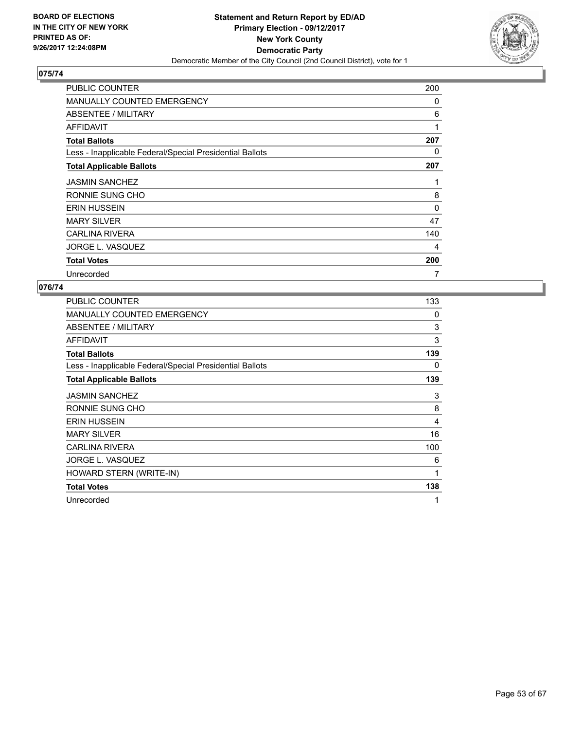BOARD OF ELECTIONS
IN THE CITY OF NEW YORK
PRINTED AS OF:
9/26/2017 12:24:08PM

**Statement and Return Report by ED/AD**
**Primary Election - 09/12/2017**
**New York County**
**Democratic Party**
Democratic Member of the City Council (2nd Council District), vote for 1

## 075/74

| | |
|---|---|
| PUBLIC COUNTER | 200 |
| MANUALLY COUNTED EMERGENCY | 0 |
| ABSENTEE / MILITARY | 6 |
| AFFIDAVIT | 1 |
| **Total Ballots** | **207** |
| Less - Inapplicable Federal/Special Presidential Ballots | 0 |
| **Total Applicable Ballots** | **207** |
| JASMIN SANCHEZ | 1 |
| RONNIE SUNG CHO | 8 |
| ERIN HUSSEIN | 0 |
| MARY SILVER | 47 |
| CARLINA RIVERA | 140 |
| JORGE L. VASQUEZ | 4 |
| **Total Votes** | **200** |
| Unrecorded | 7 |

## 076/74

| | |
|---|---|
| PUBLIC COUNTER | 133 |
| MANUALLY COUNTED EMERGENCY | 0 |
| ABSENTEE / MILITARY | 3 |
| AFFIDAVIT | 3 |
| **Total Ballots** | **139** |
| Less - Inapplicable Federal/Special Presidential Ballots | 0 |
| **Total Applicable Ballots** | **139** |
| JASMIN SANCHEZ | 3 |
| RONNIE SUNG CHO | 8 |
| ERIN HUSSEIN | 4 |
| MARY SILVER | 16 |
| CARLINA RIVERA | 100 |
| JORGE L. VASQUEZ | 6 |
| HOWARD STERN (WRITE-IN) | 1 |
| **Total Votes** | **138** |
| Unrecorded | 1 |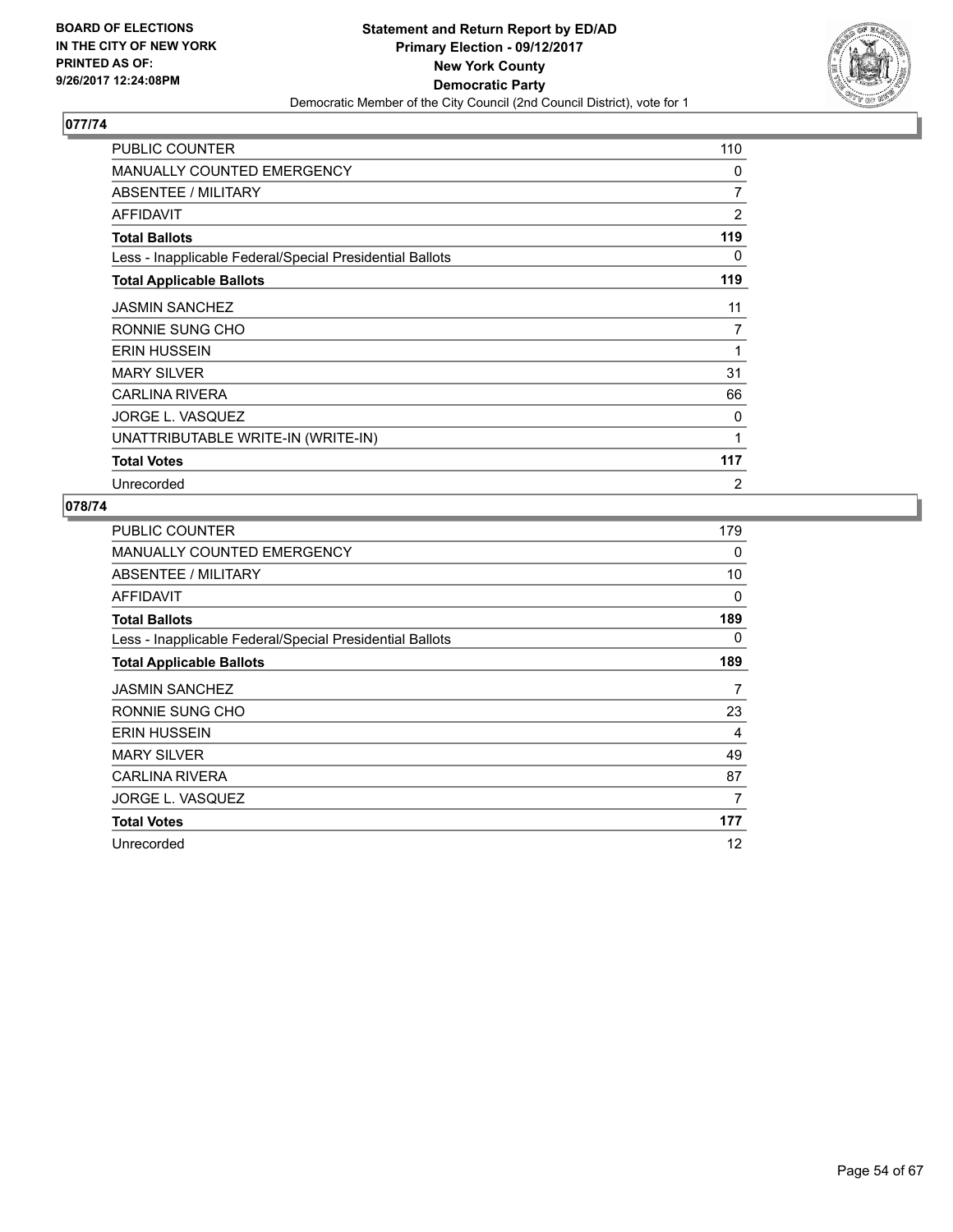BOARD OF ELECTIONS
IN THE CITY OF NEW YORK
PRINTED AS OF:
9/26/2017 12:24:08PM

**Statement and Return Report by ED/AD**
**Primary Election - 09/12/2017**
**New York County**
**Democratic Party**
Democratic Member of the City Council (2nd Council District), vote for 1

### 077/74

| | |
|---|---|
| PUBLIC COUNTER | 110 |
| MANUALLY COUNTED EMERGENCY | 0 |
| ABSENTEE / MILITARY | 7 |
| AFFIDAVIT | 2 |
| **Total Ballots** | **119** |
| Less - Inapplicable Federal/Special Presidential Ballots | 0 |
| **Total Applicable Ballots** | **119** |
| JASMIN SANCHEZ | 11 |
| RONNIE SUNG CHO | 7 |
| ERIN HUSSEIN | 1 |
| MARY SILVER | 31 |
| CARLINA RIVERA | 66 |
| JORGE L. VASQUEZ | 0 |
| UNATTRIBUTABLE WRITE-IN (WRITE-IN) | 1 |
| **Total Votes** | **117** |
| Unrecorded | 2 |

### 078/74

| | |
|---|---|
| PUBLIC COUNTER | 179 |
| MANUALLY COUNTED EMERGENCY | 0 |
| ABSENTEE / MILITARY | 10 |
| AFFIDAVIT | 0 |
| **Total Ballots** | **189** |
| Less - Inapplicable Federal/Special Presidential Ballots | 0 |
| **Total Applicable Ballots** | **189** |
| JASMIN SANCHEZ | 7 |
| RONNIE SUNG CHO | 23 |
| ERIN HUSSEIN | 4 |
| MARY SILVER | 49 |
| CARLINA RIVERA | 87 |
| JORGE L. VASQUEZ | 7 |
| **Total Votes** | **177** |
| Unrecorded | 12 |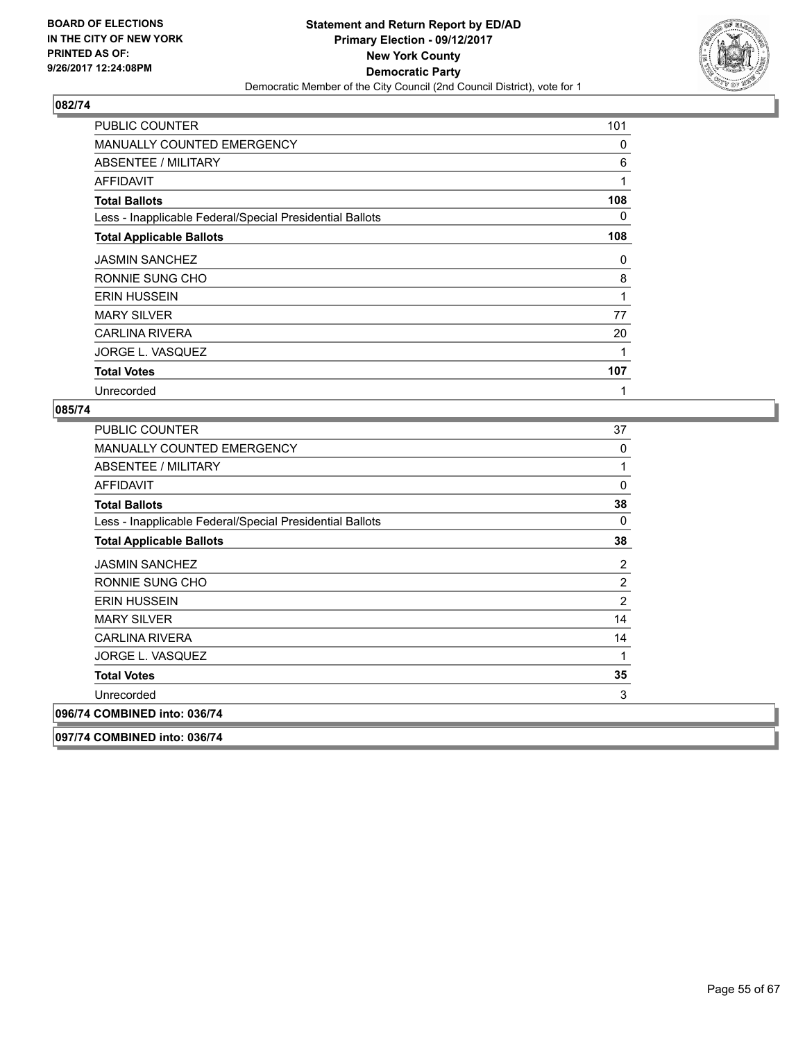**BOARD OF ELECTIONS IN THE CITY OF NEW YORK PRINTED AS OF: 9/26/2017 12:24:08PM**

**Statement and Return Report by ED/AD**
**Primary Election - 09/12/2017**
**New York County**
**Democratic Party**
Democratic Member of the City Council (2nd Council District), vote for 1

### 082/74

| | |
|---|---|
| PUBLIC COUNTER | 101 |
| MANUALLY COUNTED EMERGENCY | 0 |
| ABSENTEE / MILITARY | 6 |
| AFFIDAVIT | 1 |
| **Total Ballots** | **108** |
| Less - Inapplicable Federal/Special Presidential Ballots | 0 |
| **Total Applicable Ballots** | **108** |
| JASMIN SANCHEZ | 0 |
| RONNIE SUNG CHO | 8 |
| ERIN HUSSEIN | 1 |
| MARY SILVER | 77 |
| CARLINA RIVERA | 20 |
| JORGE L. VASQUEZ | 1 |
| **Total Votes** | **107** |
| Unrecorded | 1 |

### 085/74

| | |
|---|---|
| PUBLIC COUNTER | 37 |
| MANUALLY COUNTED EMERGENCY | 0 |
| ABSENTEE / MILITARY | 1 |
| AFFIDAVIT | 0 |
| **Total Ballots** | **38** |
| Less - Inapplicable Federal/Special Presidential Ballots | 0 |
| **Total Applicable Ballots** | **38** |
| JASMIN SANCHEZ | 2 |
| RONNIE SUNG CHO | 2 |
| ERIN HUSSEIN | 2 |
| MARY SILVER | 14 |
| CARLINA RIVERA | 14 |
| JORGE L. VASQUEZ | 1 |
| **Total Votes** | **35** |
| Unrecorded | 3 |

### 096/74 COMBINED into: 036/74

### 097/74 COMBINED into: 036/74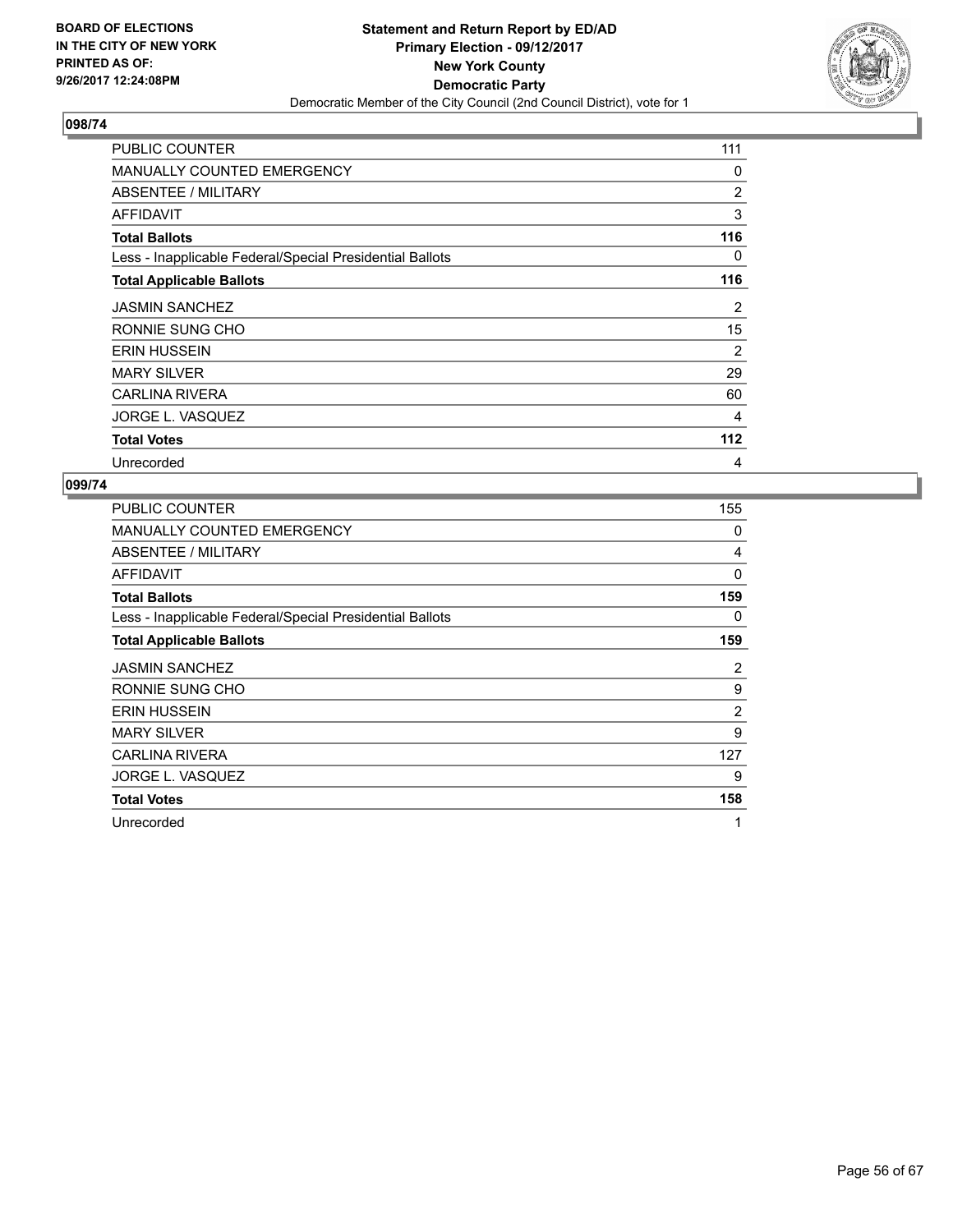BOARD OF ELECTIONS
IN THE CITY OF NEW YORK
PRINTED AS OF:
9/26/2017 12:24:08PM

**Statement and Return Report by ED/AD**
**Primary Election - 09/12/2017**
**New York County**
**Democratic Party**
Democratic Member of the City Council (2nd Council District), vote for 1

## 098/74

| | |
|---|---|
| PUBLIC COUNTER | 111 |
| MANUALLY COUNTED EMERGENCY | 0 |
| ABSENTEE / MILITARY | 2 |
| AFFIDAVIT | 3 |
| **Total Ballots** | **116** |
| Less - Inapplicable Federal/Special Presidential Ballots | 0 |
| **Total Applicable Ballots** | **116** |
| JASMIN SANCHEZ | 2 |
| RONNIE SUNG CHO | 15 |
| ERIN HUSSEIN | 2 |
| MARY SILVER | 29 |
| CARLINA RIVERA | 60 |
| JORGE L. VASQUEZ | 4 |
| **Total Votes** | **112** |
| Unrecorded | 4 |

## 099/74

| | |
|---|---|
| PUBLIC COUNTER | 155 |
| MANUALLY COUNTED EMERGENCY | 0 |
| ABSENTEE / MILITARY | 4 |
| AFFIDAVIT | 0 |
| **Total Ballots** | **159** |
| Less - Inapplicable Federal/Special Presidential Ballots | 0 |
| **Total Applicable Ballots** | **159** |
| JASMIN SANCHEZ | 2 |
| RONNIE SUNG CHO | 9 |
| ERIN HUSSEIN | 2 |
| MARY SILVER | 9 |
| CARLINA RIVERA | 127 |
| JORGE L. VASQUEZ | 9 |
| **Total Votes** | **158** |
| Unrecorded | 1 |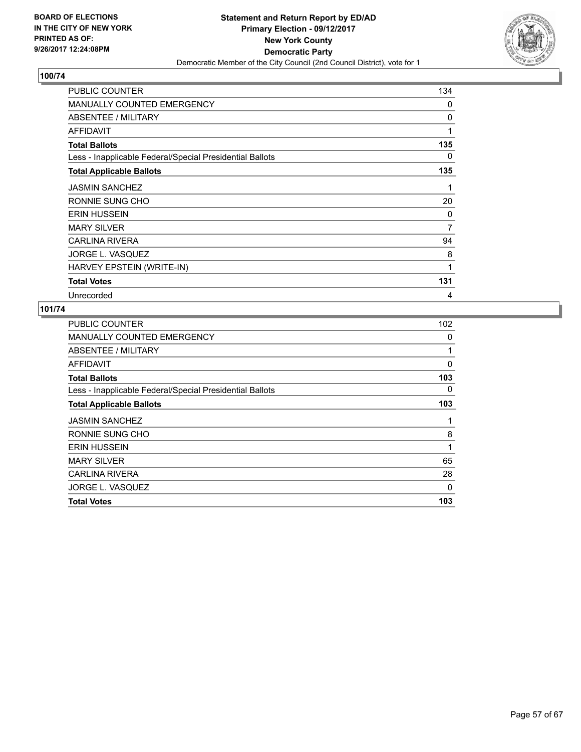**BOARD OF ELECTIONS IN THE CITY OF NEW YORK PRINTED AS OF: 9/26/2017 12:24:08PM**

**Statement and Return Report by ED/AD Primary Election - 09/12/2017 New York County Democratic Party**

Democratic Member of the City Council (2nd Council District), vote for 1

## 100/74

| | |
|---|---|
| PUBLIC COUNTER | 134 |
| MANUALLY COUNTED EMERGENCY | 0 |
| ABSENTEE / MILITARY | 0 |
| AFFIDAVIT | 1 |
| **Total Ballots** | **135** |
| Less - Inapplicable Federal/Special Presidential Ballots | 0 |
| **Total Applicable Ballots** | **135** |
| JASMIN SANCHEZ | 1 |
| RONNIE SUNG CHO | 20 |
| ERIN HUSSEIN | 0 |
| MARY SILVER | 7 |
| CARLINA RIVERA | 94 |
| JORGE L. VASQUEZ | 8 |
| HARVEY EPSTEIN (WRITE-IN) | 1 |
| **Total Votes** | **131** |
| Unrecorded | 4 |

## 101/74

| | |
|---|---|
| PUBLIC COUNTER | 102 |
| MANUALLY COUNTED EMERGENCY | 0 |
| ABSENTEE / MILITARY | 1 |
| AFFIDAVIT | 0 |
| **Total Ballots** | **103** |
| Less - Inapplicable Federal/Special Presidential Ballots | 0 |
| **Total Applicable Ballots** | **103** |
| JASMIN SANCHEZ | 1 |
| RONNIE SUNG CHO | 8 |
| ERIN HUSSEIN | 1 |
| MARY SILVER | 65 |
| CARLINA RIVERA | 28 |
| JORGE L. VASQUEZ | 0 |
| **Total Votes** | **103** |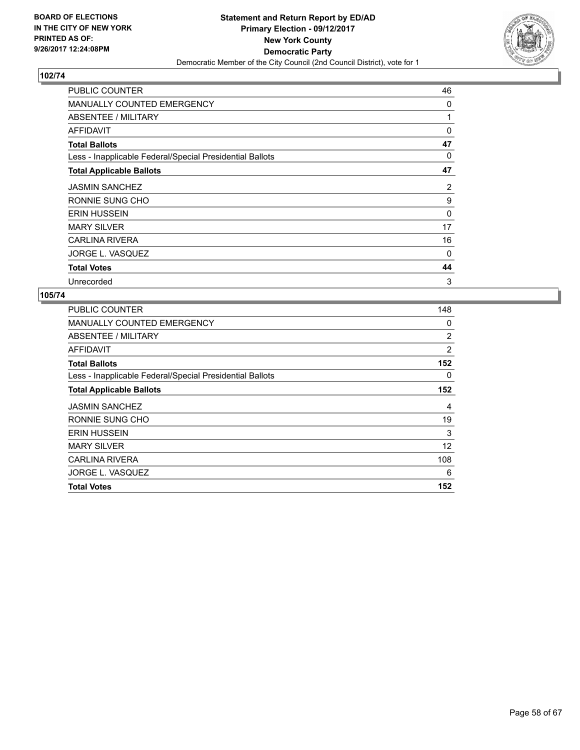**BOARD OF ELECTIONS IN THE CITY OF NEW YORK PRINTED AS OF: 9/26/2017 12:24:08PM**

**Statement and Return Report by ED/AD**
**Primary Election - 09/12/2017**
**New York County**
**Democratic Party**
Democratic Member of the City Council (2nd Council District), vote for 1

## 102/74

| | |
|---|---|
| PUBLIC COUNTER | 46 |
| MANUALLY COUNTED EMERGENCY | 0 |
| ABSENTEE / MILITARY | 1 |
| AFFIDAVIT | 0 |
| **Total Ballots** | **47** |
| Less - Inapplicable Federal/Special Presidential Ballots | 0 |
| **Total Applicable Ballots** | **47** |
| JASMIN SANCHEZ | 2 |
| RONNIE SUNG CHO | 9 |
| ERIN HUSSEIN | 0 |
| MARY SILVER | 17 |
| CARLINA RIVERA | 16 |
| JORGE L. VASQUEZ | 0 |
| **Total Votes** | **44** |
| Unrecorded | 3 |

## 105/74

| | |
|---|---|
| PUBLIC COUNTER | 148 |
| MANUALLY COUNTED EMERGENCY | 0 |
| ABSENTEE / MILITARY | 2 |
| AFFIDAVIT | 2 |
| **Total Ballots** | **152** |
| Less - Inapplicable Federal/Special Presidential Ballots | 0 |
| **Total Applicable Ballots** | **152** |
| JASMIN SANCHEZ | 4 |
| RONNIE SUNG CHO | 19 |
| ERIN HUSSEIN | 3 |
| MARY SILVER | 12 |
| CARLINA RIVERA | 108 |
| JORGE L. VASQUEZ | 6 |
| **Total Votes** | **152** |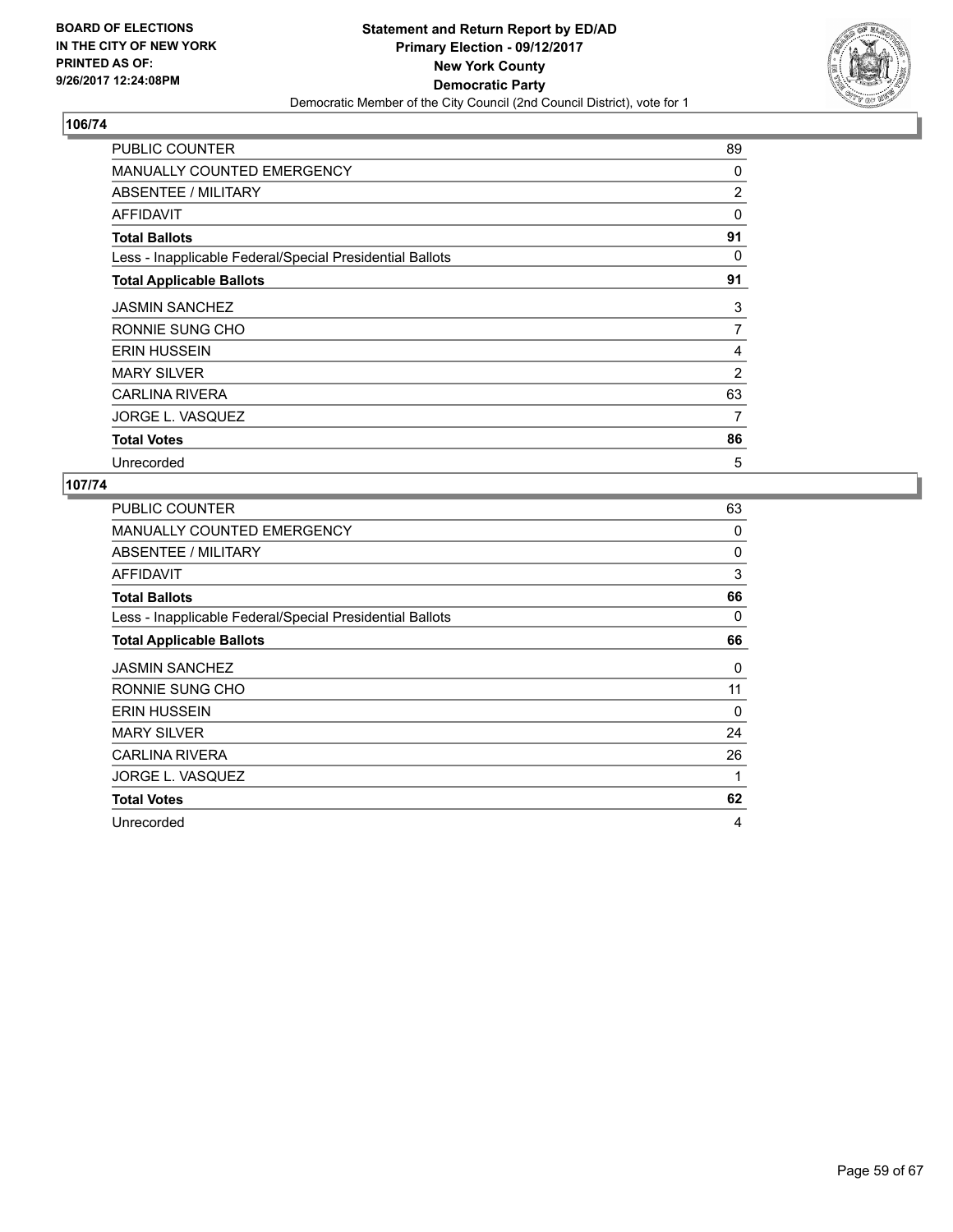BOARD OF ELECTIONS
IN THE CITY OF NEW YORK
PRINTED AS OF:
9/26/2017 12:24:08PM

**Statement and Return Report by ED/AD**
**Primary Election - 09/12/2017**
**New York County**
**Democratic Party**
Democratic Member of the City Council (2nd Council District), vote for 1

### 106/74

| | |
|---|---|
| PUBLIC COUNTER | 89 |
| MANUALLY COUNTED EMERGENCY | 0 |
| ABSENTEE / MILITARY | 2 |
| AFFIDAVIT | 0 |
| **Total Ballots** | **91** |
| Less - Inapplicable Federal/Special Presidential Ballots | 0 |
| **Total Applicable Ballots** | **91** |
| JASMIN SANCHEZ | 3 |
| RONNIE SUNG CHO | 7 |
| ERIN HUSSEIN | 4 |
| MARY SILVER | 2 |
| CARLINA RIVERA | 63 |
| JORGE L. VASQUEZ | 7 |
| **Total Votes** | **86** |
| Unrecorded | 5 |

### 107/74

| | |
|---|---|
| PUBLIC COUNTER | 63 |
| MANUALLY COUNTED EMERGENCY | 0 |
| ABSENTEE / MILITARY | 0 |
| AFFIDAVIT | 3 |
| **Total Ballots** | **66** |
| Less - Inapplicable Federal/Special Presidential Ballots | 0 |
| **Total Applicable Ballots** | **66** |
| JASMIN SANCHEZ | 0 |
| RONNIE SUNG CHO | 11 |
| ERIN HUSSEIN | 0 |
| MARY SILVER | 24 |
| CARLINA RIVERA | 26 |
| JORGE L. VASQUEZ | 1 |
| **Total Votes** | **62** |
| Unrecorded | 4 |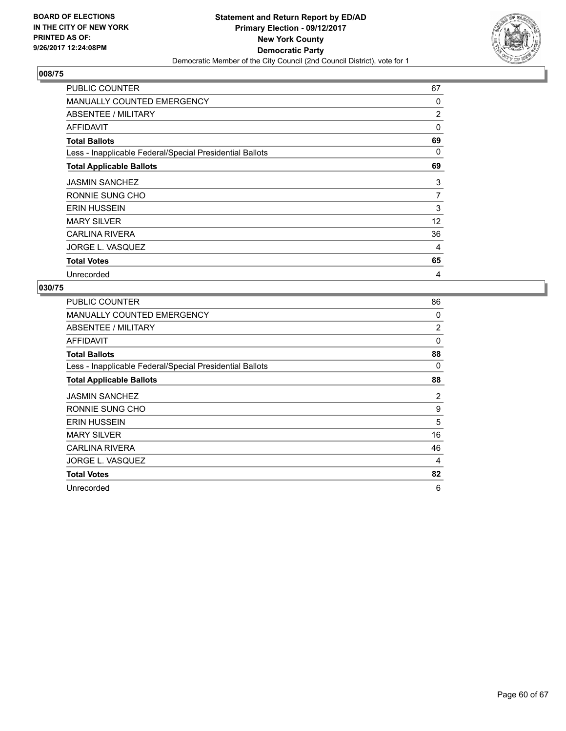BOARD OF ELECTIONS
IN THE CITY OF NEW YORK
PRINTED AS OF:
9/26/2017 12:24:08PM

**Statement and Return Report by ED/AD**
**Primary Election - 09/12/2017**
**New York County**
**Democratic Party**
Democratic Member of the City Council (2nd Council District), vote for 1

## 008/75

| | |
|---|---|
| PUBLIC COUNTER | 67 |
| MANUALLY COUNTED EMERGENCY | 0 |
| ABSENTEE / MILITARY | 2 |
| AFFIDAVIT | 0 |
| **Total Ballots** | **69** |
| Less - Inapplicable Federal/Special Presidential Ballots | 0 |
| **Total Applicable Ballots** | **69** |
| JASMIN SANCHEZ | 3 |
| RONNIE SUNG CHO | 7 |
| ERIN HUSSEIN | 3 |
| MARY SILVER | 12 |
| CARLINA RIVERA | 36 |
| JORGE L. VASQUEZ | 4 |
| **Total Votes** | **65** |
| Unrecorded | 4 |

## 030/75

| | |
|---|---|
| PUBLIC COUNTER | 86 |
| MANUALLY COUNTED EMERGENCY | 0 |
| ABSENTEE / MILITARY | 2 |
| AFFIDAVIT | 0 |
| **Total Ballots** | **88** |
| Less - Inapplicable Federal/Special Presidential Ballots | 0 |
| **Total Applicable Ballots** | **88** |
| JASMIN SANCHEZ | 2 |
| RONNIE SUNG CHO | 9 |
| ERIN HUSSEIN | 5 |
| MARY SILVER | 16 |
| CARLINA RIVERA | 46 |
| JORGE L. VASQUEZ | 4 |
| **Total Votes** | **82** |
| Unrecorded | 6 |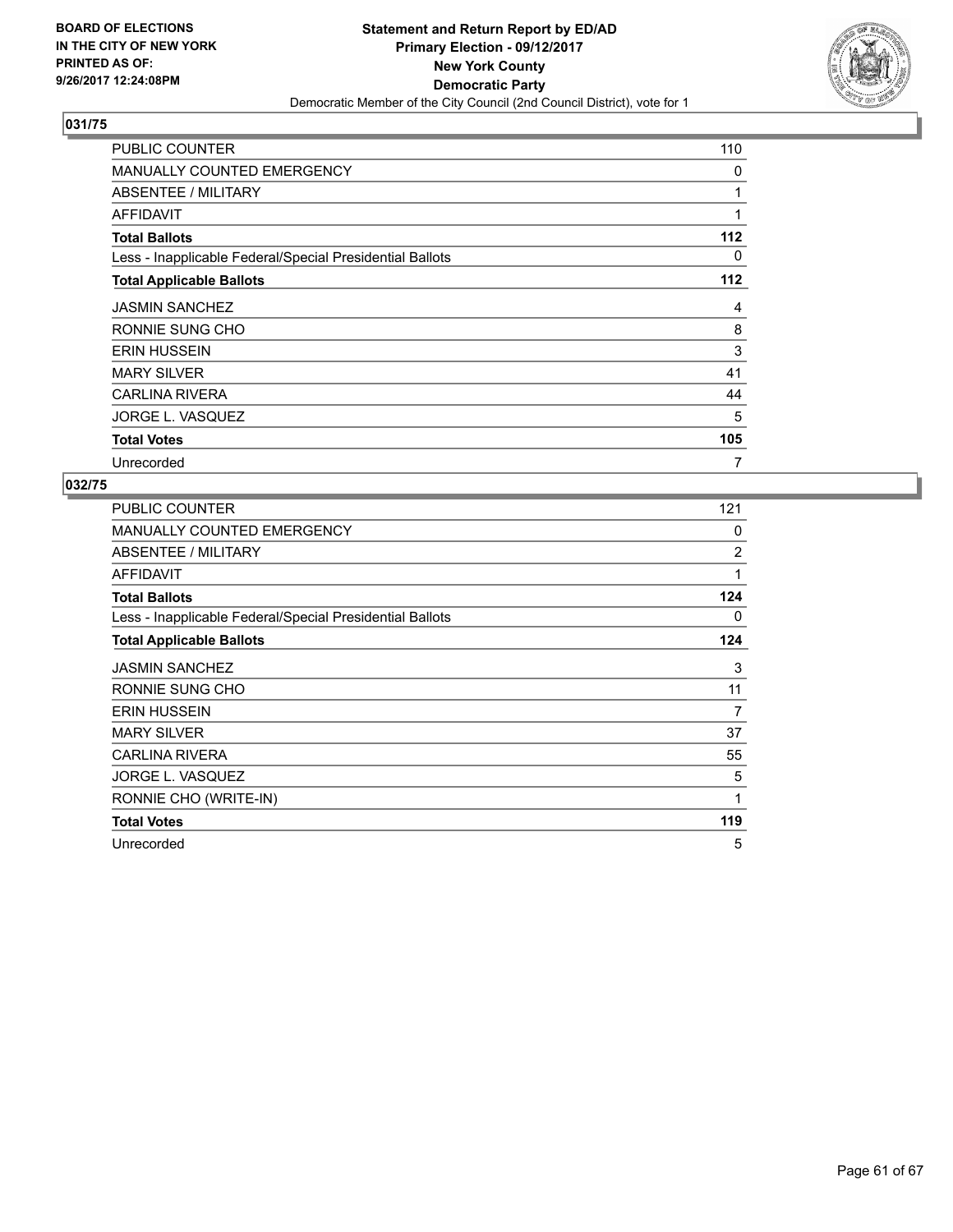BOARD OF ELECTIONS
IN THE CITY OF NEW YORK
PRINTED AS OF:
9/26/2017 12:24:08PM

**Statement and Return Report by ED/AD**
**Primary Election - 09/12/2017**
**New York County**
**Democratic Party**
Democratic Member of the City Council (2nd Council District), vote for 1

## 031/75

| | |
|---|---|
| PUBLIC COUNTER | 110 |
| MANUALLY COUNTED EMERGENCY | 0 |
| ABSENTEE / MILITARY | 1 |
| AFFIDAVIT | 1 |
| **Total Ballots** | **112** |
| Less - Inapplicable Federal/Special Presidential Ballots | 0 |
| **Total Applicable Ballots** | **112** |
| JASMIN SANCHEZ | 4 |
| RONNIE SUNG CHO | 8 |
| ERIN HUSSEIN | 3 |
| MARY SILVER | 41 |
| CARLINA RIVERA | 44 |
| JORGE L. VASQUEZ | 5 |
| **Total Votes** | **105** |
| Unrecorded | 7 |

## 032/75

| | |
|---|---|
| PUBLIC COUNTER | 121 |
| MANUALLY COUNTED EMERGENCY | 0 |
| ABSENTEE / MILITARY | 2 |
| AFFIDAVIT | 1 |
| **Total Ballots** | **124** |
| Less - Inapplicable Federal/Special Presidential Ballots | 0 |
| **Total Applicable Ballots** | **124** |
| JASMIN SANCHEZ | 3 |
| RONNIE SUNG CHO | 11 |
| ERIN HUSSEIN | 7 |
| MARY SILVER | 37 |
| CARLINA RIVERA | 55 |
| JORGE L. VASQUEZ | 5 |
| RONNIE CHO (WRITE-IN) | 1 |
| **Total Votes** | **119** |
| Unrecorded | 5 |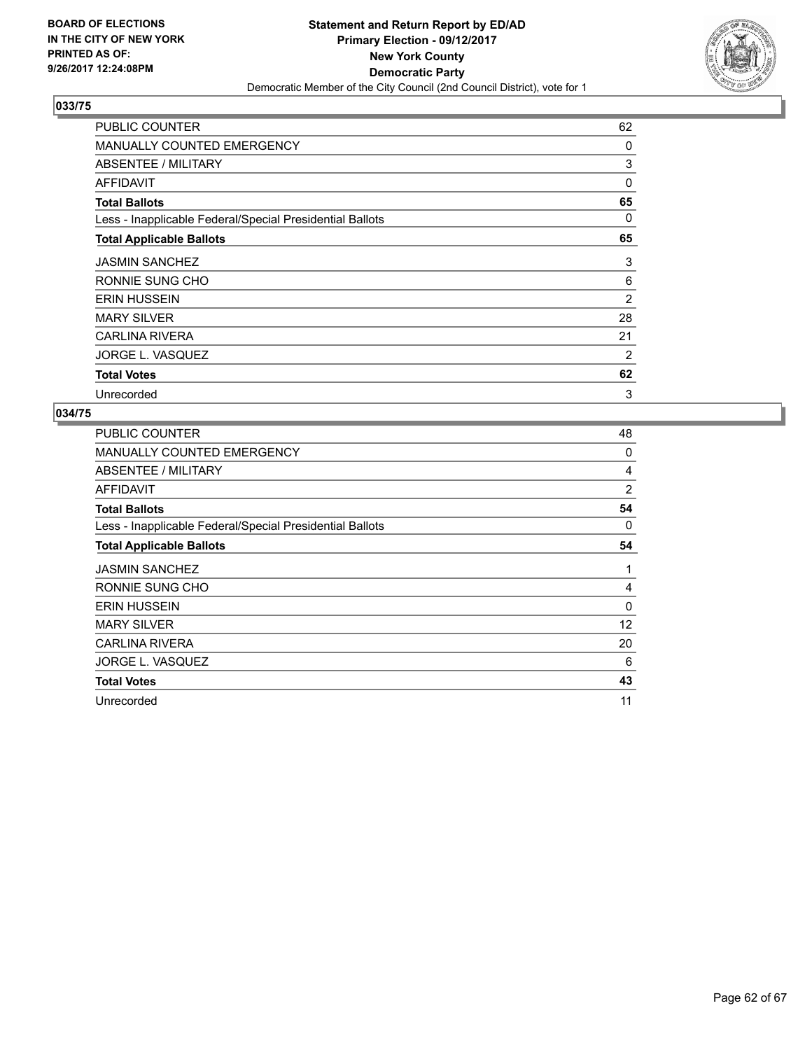BOARD OF ELECTIONS
IN THE CITY OF NEW YORK
PRINTED AS OF:
9/26/2017 12:24:08PM

**Statement and Return Report by ED/AD**
**Primary Election - 09/12/2017**
**New York County**
**Democratic Party**
Democratic Member of the City Council (2nd Council District), vote for 1

### 033/75

| | |
|---|---|
| PUBLIC COUNTER | 62 |
| MANUALLY COUNTED EMERGENCY | 0 |
| ABSENTEE / MILITARY | 3 |
| AFFIDAVIT | 0 |
| **Total Ballots** | **65** |
| Less - Inapplicable Federal/Special Presidential Ballots | 0 |
| **Total Applicable Ballots** | **65** |
| JASMIN SANCHEZ | 3 |
| RONNIE SUNG CHO | 6 |
| ERIN HUSSEIN | 2 |
| MARY SILVER | 28 |
| CARLINA RIVERA | 21 |
| JORGE L. VASQUEZ | 2 |
| **Total Votes** | **62** |
| Unrecorded | 3 |

### 034/75

| | |
|---|---|
| PUBLIC COUNTER | 48 |
| MANUALLY COUNTED EMERGENCY | 0 |
| ABSENTEE / MILITARY | 4 |
| AFFIDAVIT | 2 |
| **Total Ballots** | **54** |
| Less - Inapplicable Federal/Special Presidential Ballots | 0 |
| **Total Applicable Ballots** | **54** |
| JASMIN SANCHEZ | 1 |
| RONNIE SUNG CHO | 4 |
| ERIN HUSSEIN | 0 |
| MARY SILVER | 12 |
| CARLINA RIVERA | 20 |
| JORGE L. VASQUEZ | 6 |
| **Total Votes** | **43** |
| Unrecorded | 11 |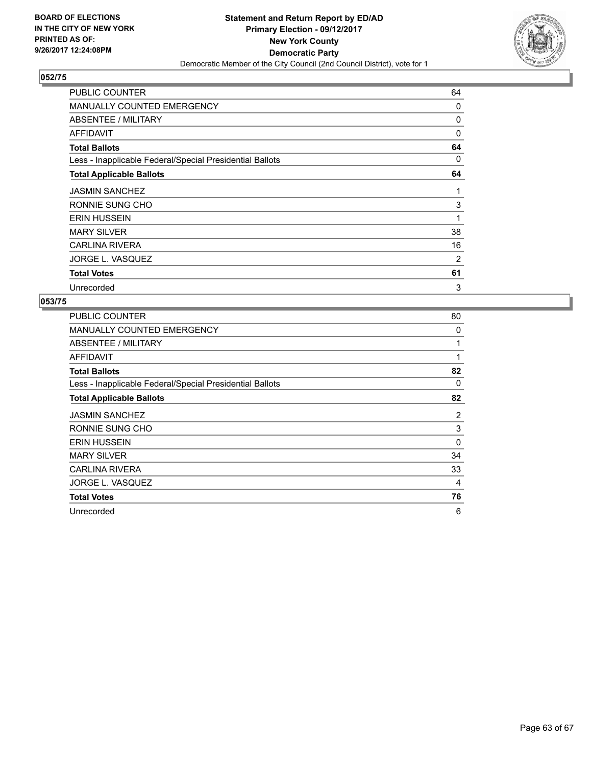**BOARD OF ELECTIONS IN THE CITY OF NEW YORK PRINTED AS OF: 9/26/2017 12:24:08PM**

**Statement and Return Report by ED/AD**
**Primary Election - 09/12/2017**
**New York County**
**Democratic Party**
Democratic Member of the City Council (2nd Council District), vote for 1

### 052/75

| | |
|---|---|
| PUBLIC COUNTER | 64 |
| MANUALLY COUNTED EMERGENCY | 0 |
| ABSENTEE / MILITARY | 0 |
| AFFIDAVIT | 0 |
| **Total Ballots** | **64** |
| Less - Inapplicable Federal/Special Presidential Ballots | 0 |
| **Total Applicable Ballots** | **64** |
| JASMIN SANCHEZ | 1 |
| RONNIE SUNG CHO | 3 |
| ERIN HUSSEIN | 1 |
| MARY SILVER | 38 |
| CARLINA RIVERA | 16 |
| JORGE L. VASQUEZ | 2 |
| **Total Votes** | **61** |
| Unrecorded | 3 |

### 053/75

| | |
|---|---|
| PUBLIC COUNTER | 80 |
| MANUALLY COUNTED EMERGENCY | 0 |
| ABSENTEE / MILITARY | 1 |
| AFFIDAVIT | 1 |
| **Total Ballots** | **82** |
| Less - Inapplicable Federal/Special Presidential Ballots | 0 |
| **Total Applicable Ballots** | **82** |
| JASMIN SANCHEZ | 2 |
| RONNIE SUNG CHO | 3 |
| ERIN HUSSEIN | 0 |
| MARY SILVER | 34 |
| CARLINA RIVERA | 33 |
| JORGE L. VASQUEZ | 4 |
| **Total Votes** | **76** |
| Unrecorded | 6 |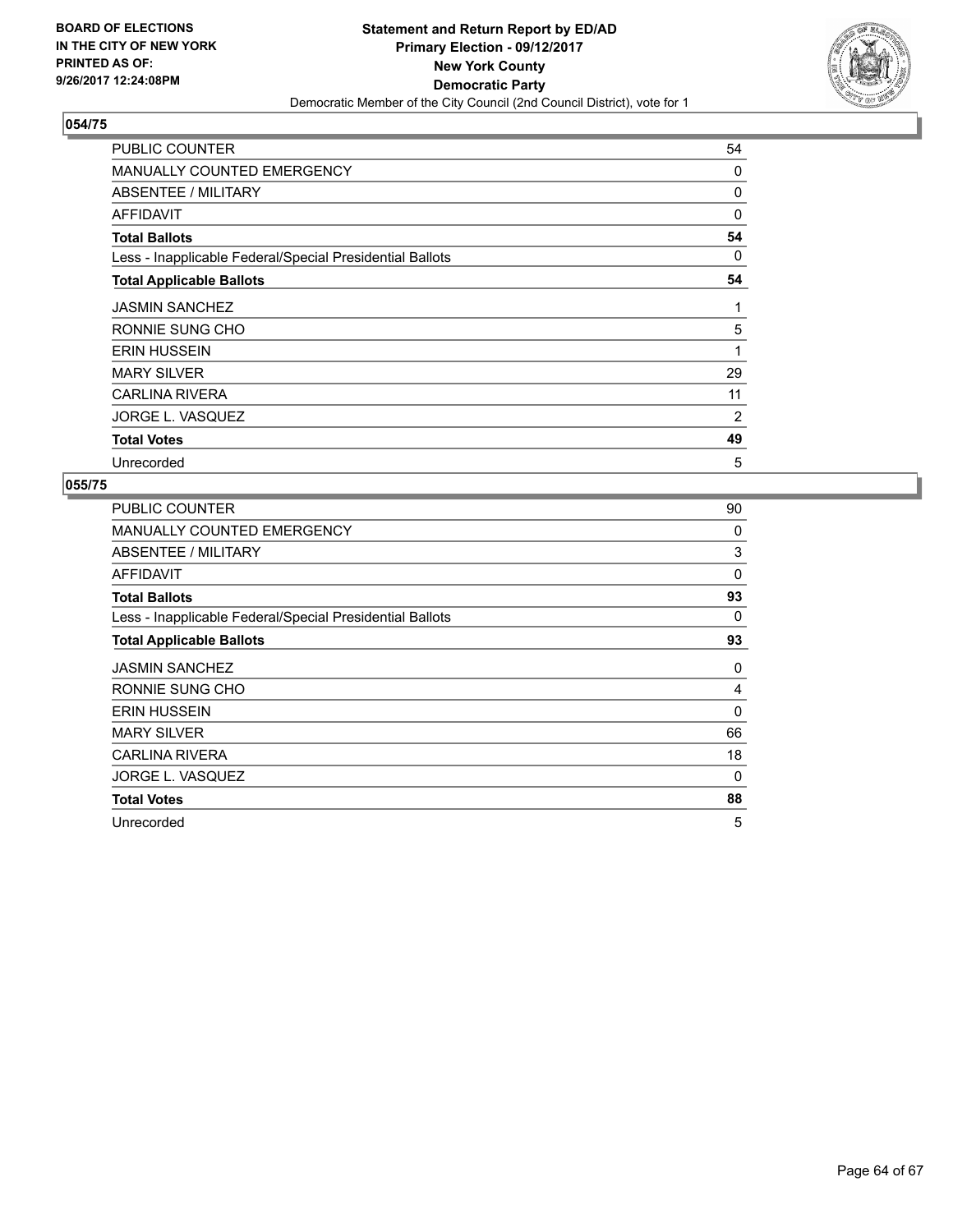BOARD OF ELECTIONS
IN THE CITY OF NEW YORK
PRINTED AS OF:
9/26/2017 12:24:08PM

**Statement and Return Report by ED/AD**
**Primary Election - 09/12/2017**
**New York County**
**Democratic Party**
Democratic Member of the City Council (2nd Council District), vote for 1

## 054/75

| | |
|---|---|
| PUBLIC COUNTER | 54 |
| MANUALLY COUNTED EMERGENCY | 0 |
| ABSENTEE / MILITARY | 0 |
| AFFIDAVIT | 0 |
| **Total Ballots** | **54** |
| Less - Inapplicable Federal/Special Presidential Ballots | 0 |
| **Total Applicable Ballots** | **54** |
| JASMIN SANCHEZ | 1 |
| RONNIE SUNG CHO | 5 |
| ERIN HUSSEIN | 1 |
| MARY SILVER | 29 |
| CARLINA RIVERA | 11 |
| JORGE L. VASQUEZ | 2 |
| **Total Votes** | **49** |
| Unrecorded | 5 |

## 055/75

| | |
|---|---|
| PUBLIC COUNTER | 90 |
| MANUALLY COUNTED EMERGENCY | 0 |
| ABSENTEE / MILITARY | 3 |
| AFFIDAVIT | 0 |
| **Total Ballots** | **93** |
| Less - Inapplicable Federal/Special Presidential Ballots | 0 |
| **Total Applicable Ballots** | **93** |
| JASMIN SANCHEZ | 0 |
| RONNIE SUNG CHO | 4 |
| ERIN HUSSEIN | 0 |
| MARY SILVER | 66 |
| CARLINA RIVERA | 18 |
| JORGE L. VASQUEZ | 0 |
| **Total Votes** | **88** |
| Unrecorded | 5 |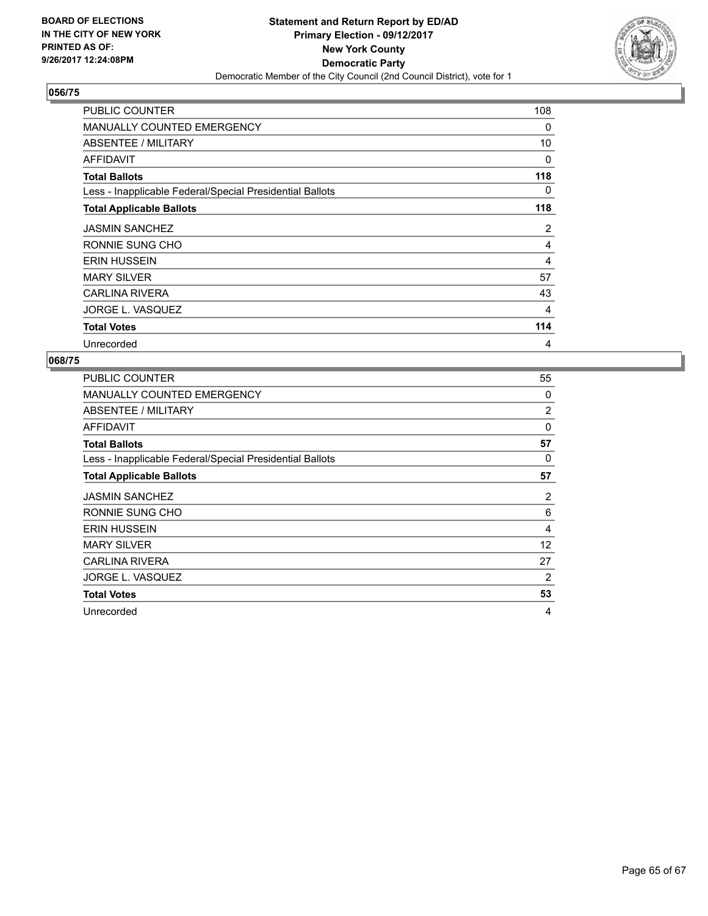BOARD OF ELECTIONS
IN THE CITY OF NEW YORK
PRINTED AS OF:
9/26/2017 12:24:08PM

**Statement and Return Report by ED/AD**
**Primary Election - 09/12/2017**
**New York County**
**Democratic Party**
Democratic Member of the City Council (2nd Council District), vote for 1

## 056/75

| | |
|---|---|
| PUBLIC COUNTER | 108 |
| MANUALLY COUNTED EMERGENCY | 0 |
| ABSENTEE / MILITARY | 10 |
| AFFIDAVIT | 0 |
| **Total Ballots** | **118** |
| Less - Inapplicable Federal/Special Presidential Ballots | 0 |
| **Total Applicable Ballots** | **118** |
| JASMIN SANCHEZ | 2 |
| RONNIE SUNG CHO | 4 |
| ERIN HUSSEIN | 4 |
| MARY SILVER | 57 |
| CARLINA RIVERA | 43 |
| JORGE L. VASQUEZ | 4 |
| **Total Votes** | **114** |
| Unrecorded | 4 |

## 068/75

| | |
|---|---|
| PUBLIC COUNTER | 55 |
| MANUALLY COUNTED EMERGENCY | 0 |
| ABSENTEE / MILITARY | 2 |
| AFFIDAVIT | 0 |
| **Total Ballots** | **57** |
| Less - Inapplicable Federal/Special Presidential Ballots | 0 |
| **Total Applicable Ballots** | **57** |
| JASMIN SANCHEZ | 2 |
| RONNIE SUNG CHO | 6 |
| ERIN HUSSEIN | 4 |
| MARY SILVER | 12 |
| CARLINA RIVERA | 27 |
| JORGE L. VASQUEZ | 2 |
| **Total Votes** | **53** |
| Unrecorded | 4 |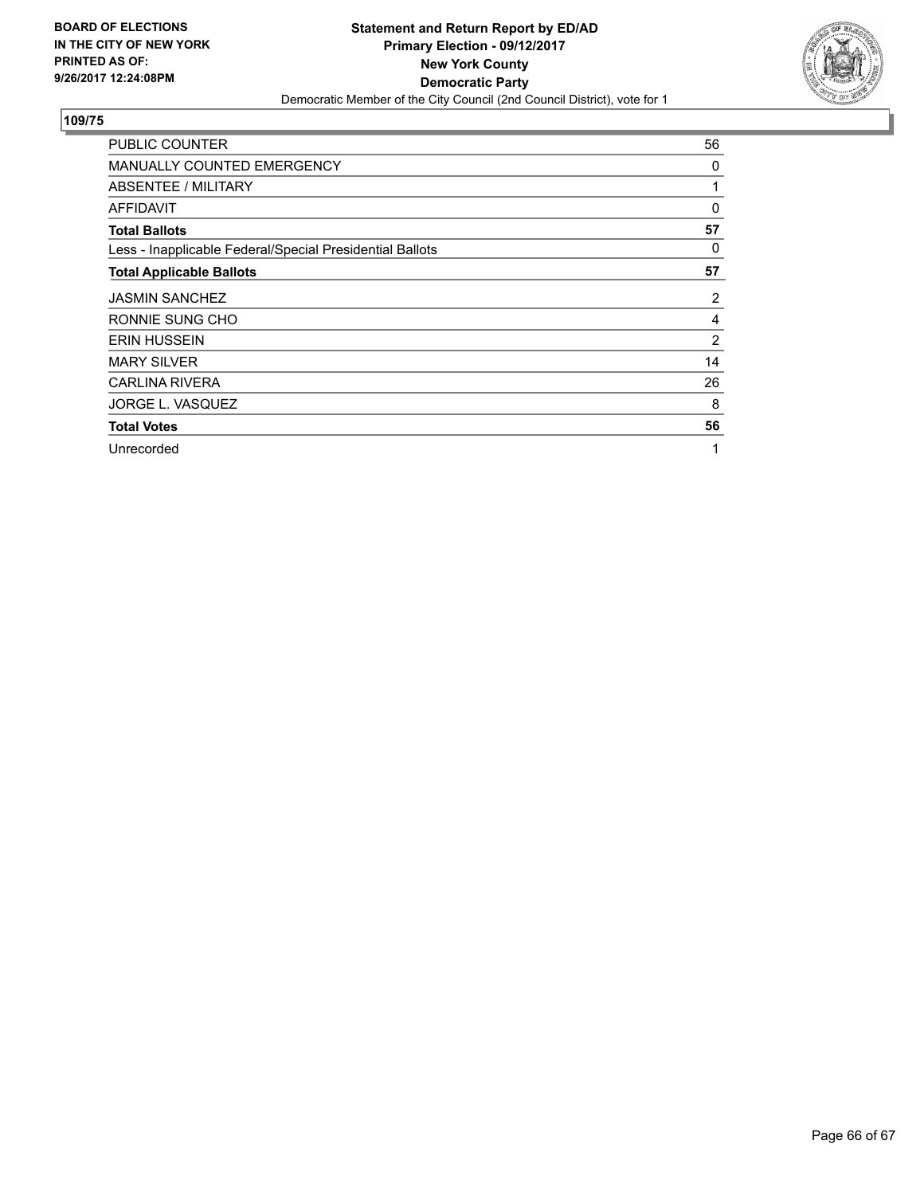BOARD OF ELECTIONS
IN THE CITY OF NEW YORK
PRINTED AS OF:
9/26/2017 12:24:08PM

**Statement and Return Report by ED/AD**
**Primary Election - 09/12/2017**
**New York County**
**Democratic Party**
Democratic Member of the City Council (2nd Council District), vote for 1

## 109/75

| | |
|---|---|
| PUBLIC COUNTER | 56 |
| MANUALLY COUNTED EMERGENCY | 0 |
| ABSENTEE / MILITARY | 1 |
| AFFIDAVIT | 0 |
| **Total Ballots** | **57** |
| Less - Inapplicable Federal/Special Presidential Ballots | 0 |
| **Total Applicable Ballots** | **57** |
| JASMIN SANCHEZ | 2 |
| RONNIE SUNG CHO | 4 |
| ERIN HUSSEIN | 2 |
| MARY SILVER | 14 |
| CARLINA RIVERA | 26 |
| JORGE L. VASQUEZ | 8 |
| **Total Votes** | **56** |
| Unrecorded | 1 |